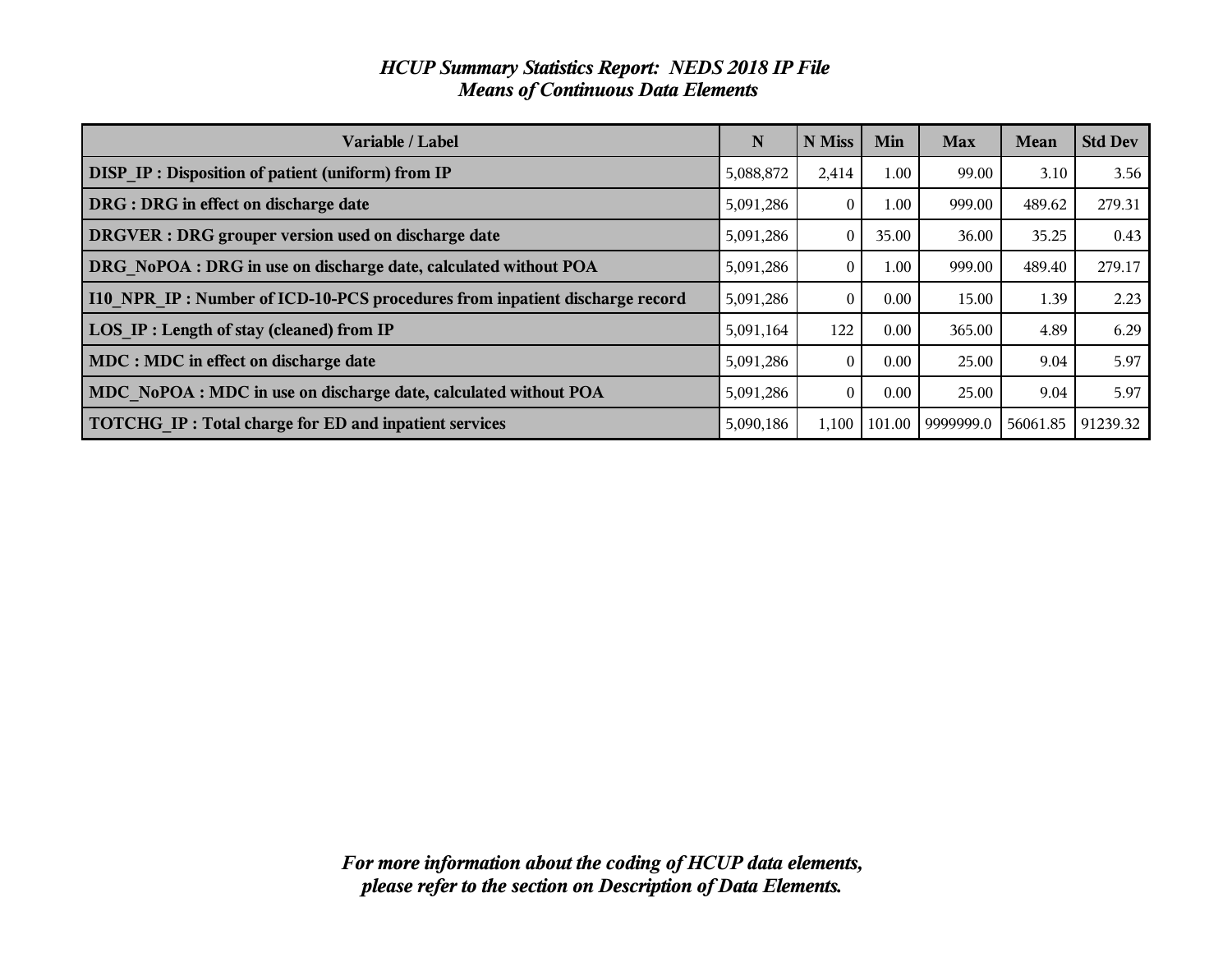# *HCUP Summary Statistics Report: NEDS 2018 IP File*
## *Means of Continuous Data Elements*

| Variable / Label | N | N Miss | Min | Max | Mean | Std Dev |
|---|---|---|---|---|---|---|
| **DISP_IP : Disposition of patient (uniform) from IP** | 5,088,872 | 2,414 | 1.00 | 99.00 | 3.10 | 3.56 |
| **DRG : DRG in effect on discharge date** | 5,091,286 | 0 | 1.00 | 999.00 | 489.62 | 279.31 |
| **DRGVER : DRG grouper version used on discharge date** | 5,091,286 | 0 | 35.00 | 36.00 | 35.25 | 0.43 |
| **DRG_NoPOA : DRG in use on discharge date, calculated without POA** | 5,091,286 | 0 | 1.00 | 999.00 | 489.40 | 279.17 |
| **I10_NPR_IP : Number of ICD-10-PCS procedures from inpatient discharge record** | 5,091,286 | 0 | 0.00 | 15.00 | 1.39 | 2.23 |
| **LOS_IP : Length of stay (cleaned) from IP** | 5,091,164 | 122 | 0.00 | 365.00 | 4.89 | 6.29 |
| **MDC : MDC in effect on discharge date** | 5,091,286 | 0 | 0.00 | 25.00 | 9.04 | 5.97 |
| **MDC_NoPOA : MDC in use on discharge date, calculated without POA** | 5,091,286 | 0 | 0.00 | 25.00 | 9.04 | 5.97 |
| **TOTCHG_IP : Total charge for ED and inpatient services** | 5,090,186 | 1,100 | 101.00 | 9999999.0 | 56061.85 | 91239.32 |

***For more information about the coding of HCUP data elements, please refer to the section on Description of Data Elements.***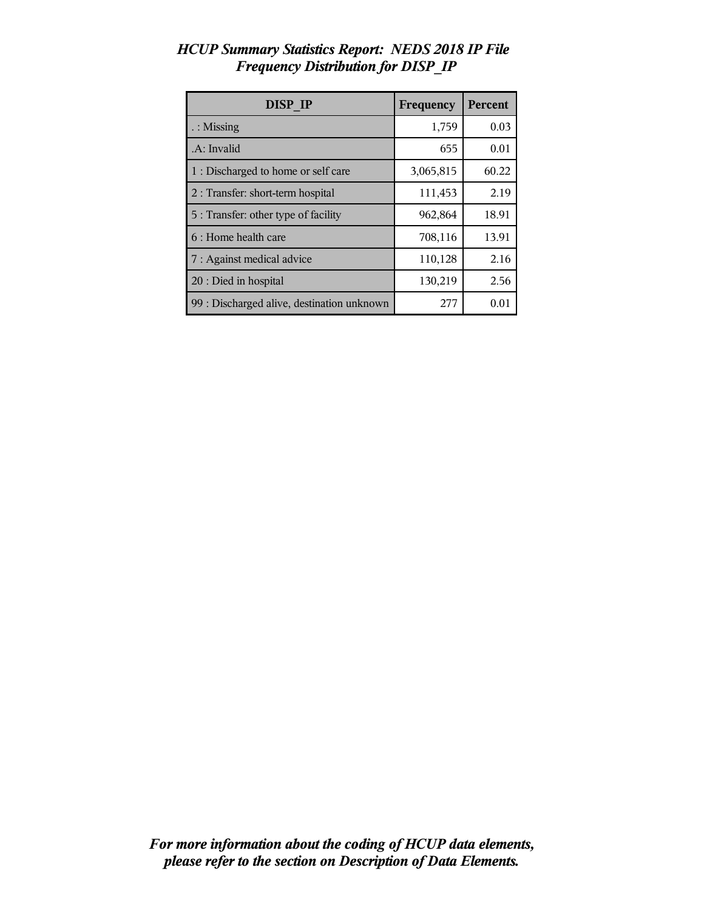# *HCUP Summary Statistics Report: NEDS 2018 IP File*
## *Frequency Distribution for DISP_IP*

| DISP_IP | Frequency | Percent |
|---|---|---|
| . : Missing | 1,759 | 0.03 |
| .A: Invalid | 655 | 0.01 |
| 1 : Discharged to home or self care | 3,065,815 | 60.22 |
| 2 : Transfer: short-term hospital | 111,453 | 2.19 |
| 5 : Transfer: other type of facility | 962,864 | 18.91 |
| 6 : Home health care | 708,116 | 13.91 |
| 7 : Against medical advice | 110,128 | 2.16 |
| 20 : Died in hospital | 130,219 | 2.56 |
| 99 : Discharged alive, destination unknown | 277 | 0.01 |

***For more information about the coding of HCUP data elements, please refer to the section on Description of Data Elements.***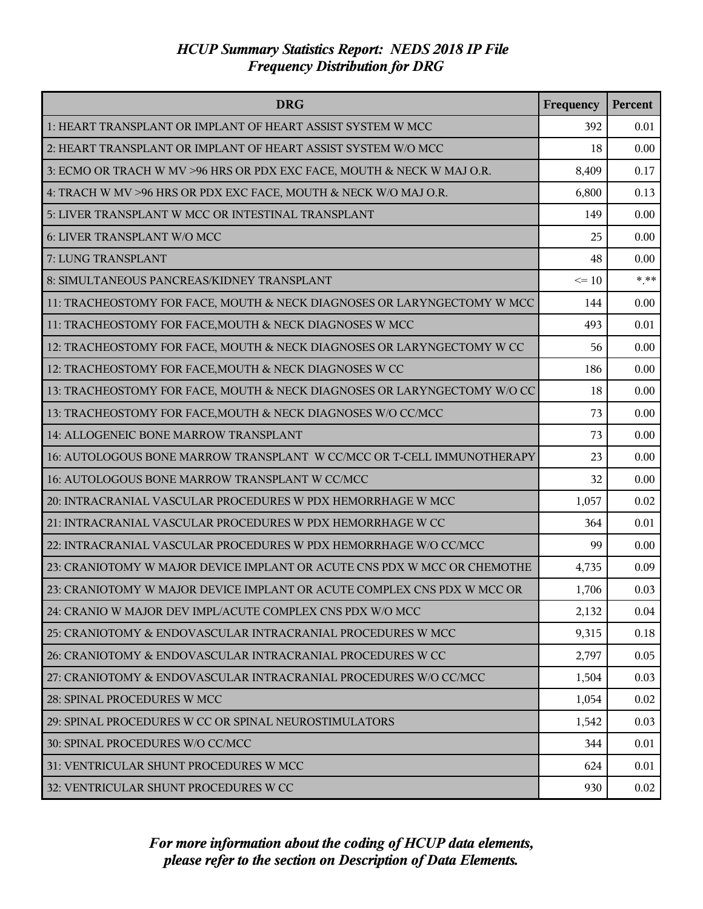# *HCUP Summary Statistics Report: NEDS 2018 IP File*
## *Frequency Distribution for DRG*

| DRG | Frequency | Percent |
|---|---|---|
| 1: HEART TRANSPLANT OR IMPLANT OF HEART ASSIST SYSTEM W MCC | 392 | 0.01 |
| 2: HEART TRANSPLANT OR IMPLANT OF HEART ASSIST SYSTEM W/O MCC | 18 | 0.00 |
| 3: ECMO OR TRACH W MV >96 HRS OR PDX EXC FACE, MOUTH & NECK W MAJ O.R. | 8,409 | 0.17 |
| 4: TRACH W MV >96 HRS OR PDX EXC FACE, MOUTH & NECK W/O MAJ O.R. | 6,800 | 0.13 |
| 5: LIVER TRANSPLANT W MCC OR INTESTINAL TRANSPLANT | 149 | 0.00 |
| 6: LIVER TRANSPLANT W/O MCC | 25 | 0.00 |
| 7: LUNG TRANSPLANT | 48 | 0.00 |
| 8: SIMULTANEOUS PANCREAS/KIDNEY TRANSPLANT | <= 10 | *.** |
| 11: TRACHEOSTOMY FOR FACE, MOUTH & NECK DIAGNOSES OR LARYNGECTOMY W MCC | 144 | 0.00 |
| 11: TRACHEOSTOMY FOR FACE,MOUTH & NECK DIAGNOSES W MCC | 493 | 0.01 |
| 12: TRACHEOSTOMY FOR FACE, MOUTH & NECK DIAGNOSES OR LARYNGECTOMY W CC | 56 | 0.00 |
| 12: TRACHEOSTOMY FOR FACE,MOUTH & NECK DIAGNOSES W CC | 186 | 0.00 |
| 13: TRACHEOSTOMY FOR FACE, MOUTH & NECK DIAGNOSES OR LARYNGECTOMY W/O CC | 18 | 0.00 |
| 13: TRACHEOSTOMY FOR FACE,MOUTH & NECK DIAGNOSES W/O CC/MCC | 73 | 0.00 |
| 14: ALLOGENEIC BONE MARROW TRANSPLANT | 73 | 0.00 |
| 16: AUTOLOGOUS BONE MARROW TRANSPLANT W CC/MCC OR T-CELL IMMUNOTHERAPY | 23 | 0.00 |
| 16: AUTOLOGOUS BONE MARROW TRANSPLANT W CC/MCC | 32 | 0.00 |
| 20: INTRACRANIAL VASCULAR PROCEDURES W PDX HEMORRHAGE W MCC | 1,057 | 0.02 |
| 21: INTRACRANIAL VASCULAR PROCEDURES W PDX HEMORRHAGE W CC | 364 | 0.01 |
| 22: INTRACRANIAL VASCULAR PROCEDURES W PDX HEMORRHAGE W/O CC/MCC | 99 | 0.00 |
| 23: CRANIOTOMY W MAJOR DEVICE IMPLANT OR ACUTE CNS PDX W MCC OR CHEMOTHE | 4,735 | 0.09 |
| 23: CRANIOTOMY W MAJOR DEVICE IMPLANT OR ACUTE COMPLEX CNS PDX W MCC OR | 1,706 | 0.03 |
| 24: CRANIO W MAJOR DEV IMPL/ACUTE COMPLEX CNS PDX W/O MCC | 2,132 | 0.04 |
| 25: CRANIOTOMY & ENDOVASCULAR INTRACRANIAL PROCEDURES W MCC | 9,315 | 0.18 |
| 26: CRANIOTOMY & ENDOVASCULAR INTRACRANIAL PROCEDURES W CC | 2,797 | 0.05 |
| 27: CRANIOTOMY & ENDOVASCULAR INTRACRANIAL PROCEDURES W/O CC/MCC | 1,504 | 0.03 |
| 28: SPINAL PROCEDURES W MCC | 1,054 | 0.02 |
| 29: SPINAL PROCEDURES W CC OR SPINAL NEUROSTIMULATORS | 1,542 | 0.03 |
| 30: SPINAL PROCEDURES W/O CC/MCC | 344 | 0.01 |
| 31: VENTRICULAR SHUNT PROCEDURES W MCC | 624 | 0.01 |
| 32: VENTRICULAR SHUNT PROCEDURES W CC | 930 | 0.02 |

*For more information about the coding of HCUP data elements, please refer to the section on Description of Data Elements.*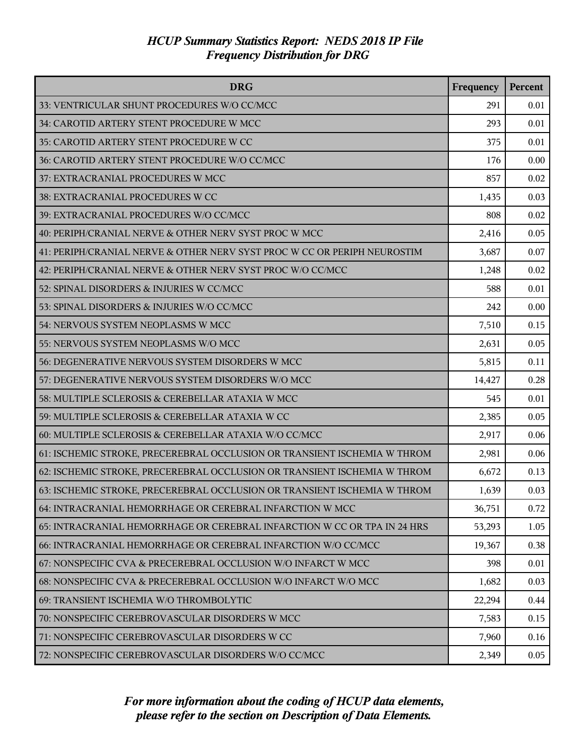# HCUP Summary Statistics Report: NEDS 2018 IP File
## Frequency Distribution for DRG

| DRG | Frequency | Percent |
|---|---|---|
| 33: VENTRICULAR SHUNT PROCEDURES W/O CC/MCC | 291 | 0.01 |
| 34: CAROTID ARTERY STENT PROCEDURE W MCC | 293 | 0.01 |
| 35: CAROTID ARTERY STENT PROCEDURE W CC | 375 | 0.01 |
| 36: CAROTID ARTERY STENT PROCEDURE W/O CC/MCC | 176 | 0.00 |
| 37: EXTRACRANIAL PROCEDURES W MCC | 857 | 0.02 |
| 38: EXTRACRANIAL PROCEDURES W CC | 1,435 | 0.03 |
| 39: EXTRACRANIAL PROCEDURES W/O CC/MCC | 808 | 0.02 |
| 40: PERIPH/CRANIAL NERVE & OTHER NERV SYST PROC W MCC | 2,416 | 0.05 |
| 41: PERIPH/CRANIAL NERVE & OTHER NERV SYST PROC W CC OR PERIPH NEUROSTIM | 3,687 | 0.07 |
| 42: PERIPH/CRANIAL NERVE & OTHER NERV SYST PROC W/O CC/MCC | 1,248 | 0.02 |
| 52: SPINAL DISORDERS & INJURIES W CC/MCC | 588 | 0.01 |
| 53: SPINAL DISORDERS & INJURIES W/O CC/MCC | 242 | 0.00 |
| 54: NERVOUS SYSTEM NEOPLASMS W MCC | 7,510 | 0.15 |
| 55: NERVOUS SYSTEM NEOPLASMS W/O MCC | 2,631 | 0.05 |
| 56: DEGENERATIVE NERVOUS SYSTEM DISORDERS W MCC | 5,815 | 0.11 |
| 57: DEGENERATIVE NERVOUS SYSTEM DISORDERS W/O MCC | 14,427 | 0.28 |
| 58: MULTIPLE SCLEROSIS & CEREBELLAR ATAXIA W MCC | 545 | 0.01 |
| 59: MULTIPLE SCLEROSIS & CEREBELLAR ATAXIA W CC | 2,385 | 0.05 |
| 60: MULTIPLE SCLEROSIS & CEREBELLAR ATAXIA W/O CC/MCC | 2,917 | 0.06 |
| 61: ISCHEMIC STROKE, PRECEREBRAL OCCLUSION OR TRANSIENT ISCHEMIA W THROM | 2,981 | 0.06 |
| 62: ISCHEMIC STROKE, PRECEREBRAL OCCLUSION OR TRANSIENT ISCHEMIA W THROM | 6,672 | 0.13 |
| 63: ISCHEMIC STROKE, PRECEREBRAL OCCLUSION OR TRANSIENT ISCHEMIA W THROM | 1,639 | 0.03 |
| 64: INTRACRANIAL HEMORRHAGE OR CEREBRAL INFARCTION W MCC | 36,751 | 0.72 |
| 65: INTRACRANIAL HEMORRHAGE OR CEREBRAL INFARCTION W CC OR TPA IN 24 HRS | 53,293 | 1.05 |
| 66: INTRACRANIAL HEMORRHAGE OR CEREBRAL INFARCTION W/O CC/MCC | 19,367 | 0.38 |
| 67: NONSPECIFIC CVA & PRECEREBRAL OCCLUSION W/O INFARCT W MCC | 398 | 0.01 |
| 68: NONSPECIFIC CVA & PRECEREBRAL OCCLUSION W/O INFARCT W/O MCC | 1,682 | 0.03 |
| 69: TRANSIENT ISCHEMIA W/O THROMBOLYTIC | 22,294 | 0.44 |
| 70: NONSPECIFIC CEREBROVASCULAR DISORDERS W MCC | 7,583 | 0.15 |
| 71: NONSPECIFIC CEREBROVASCULAR DISORDERS W CC | 7,960 | 0.16 |
| 72: NONSPECIFIC CEREBROVASCULAR DISORDERS W/O CC/MCC | 2,349 | 0.05 |

*For more information about the coding of HCUP data elements, please refer to the section on Description of Data Elements.*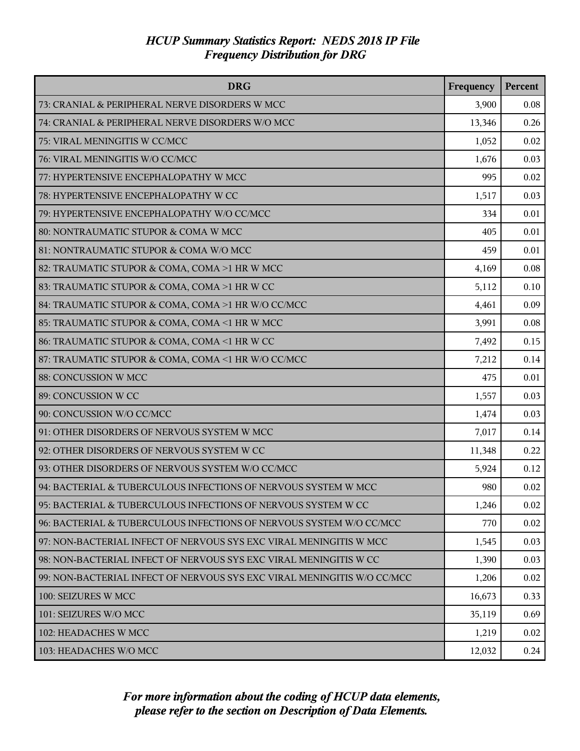*HCUP Summary Statistics Report: NEDS 2018 IP File*
*Frequency Distribution for DRG*

| DRG | Frequency | Percent |
|---|---|---|
| 73: CRANIAL & PERIPHERAL NERVE DISORDERS W MCC | 3,900 | 0.08 |
| 74: CRANIAL & PERIPHERAL NERVE DISORDERS W/O MCC | 13,346 | 0.26 |
| 75: VIRAL MENINGITIS W CC/MCC | 1,052 | 0.02 |
| 76: VIRAL MENINGITIS W/O CC/MCC | 1,676 | 0.03 |
| 77: HYPERTENSIVE ENCEPHALOPATHY W MCC | 995 | 0.02 |
| 78: HYPERTENSIVE ENCEPHALOPATHY W CC | 1,517 | 0.03 |
| 79: HYPERTENSIVE ENCEPHALOPATHY W/O CC/MCC | 334 | 0.01 |
| 80: NONTRAUMATIC STUPOR & COMA W MCC | 405 | 0.01 |
| 81: NONTRAUMATIC STUPOR & COMA W/O MCC | 459 | 0.01 |
| 82: TRAUMATIC STUPOR & COMA, COMA >1 HR W MCC | 4,169 | 0.08 |
| 83: TRAUMATIC STUPOR & COMA, COMA >1 HR W CC | 5,112 | 0.10 |
| 84: TRAUMATIC STUPOR & COMA, COMA >1 HR W/O CC/MCC | 4,461 | 0.09 |
| 85: TRAUMATIC STUPOR & COMA, COMA <1 HR W MCC | 3,991 | 0.08 |
| 86: TRAUMATIC STUPOR & COMA, COMA <1 HR W CC | 7,492 | 0.15 |
| 87: TRAUMATIC STUPOR & COMA, COMA <1 HR W/O CC/MCC | 7,212 | 0.14 |
| 88: CONCUSSION W MCC | 475 | 0.01 |
| 89: CONCUSSION W CC | 1,557 | 0.03 |
| 90: CONCUSSION W/O CC/MCC | 1,474 | 0.03 |
| 91: OTHER DISORDERS OF NERVOUS SYSTEM W MCC | 7,017 | 0.14 |
| 92: OTHER DISORDERS OF NERVOUS SYSTEM W CC | 11,348 | 0.22 |
| 93: OTHER DISORDERS OF NERVOUS SYSTEM W/O CC/MCC | 5,924 | 0.12 |
| 94: BACTERIAL & TUBERCULOUS INFECTIONS OF NERVOUS SYSTEM W MCC | 980 | 0.02 |
| 95: BACTERIAL & TUBERCULOUS INFECTIONS OF NERVOUS SYSTEM W CC | 1,246 | 0.02 |
| 96: BACTERIAL & TUBERCULOUS INFECTIONS OF NERVOUS SYSTEM W/O CC/MCC | 770 | 0.02 |
| 97: NON-BACTERIAL INFECT OF NERVOUS SYS EXC VIRAL MENINGITIS W MCC | 1,545 | 0.03 |
| 98: NON-BACTERIAL INFECT OF NERVOUS SYS EXC VIRAL MENINGITIS W CC | 1,390 | 0.03 |
| 99: NON-BACTERIAL INFECT OF NERVOUS SYS EXC VIRAL MENINGITIS W/O CC/MCC | 1,206 | 0.02 |
| 100: SEIZURES W MCC | 16,673 | 0.33 |
| 101: SEIZURES W/O MCC | 35,119 | 0.69 |
| 102: HEADACHES W MCC | 1,219 | 0.02 |
| 103: HEADACHES W/O MCC | 12,032 | 0.24 |

*For more information about the coding of HCUP data elements, please refer to the section on Description of Data Elements.*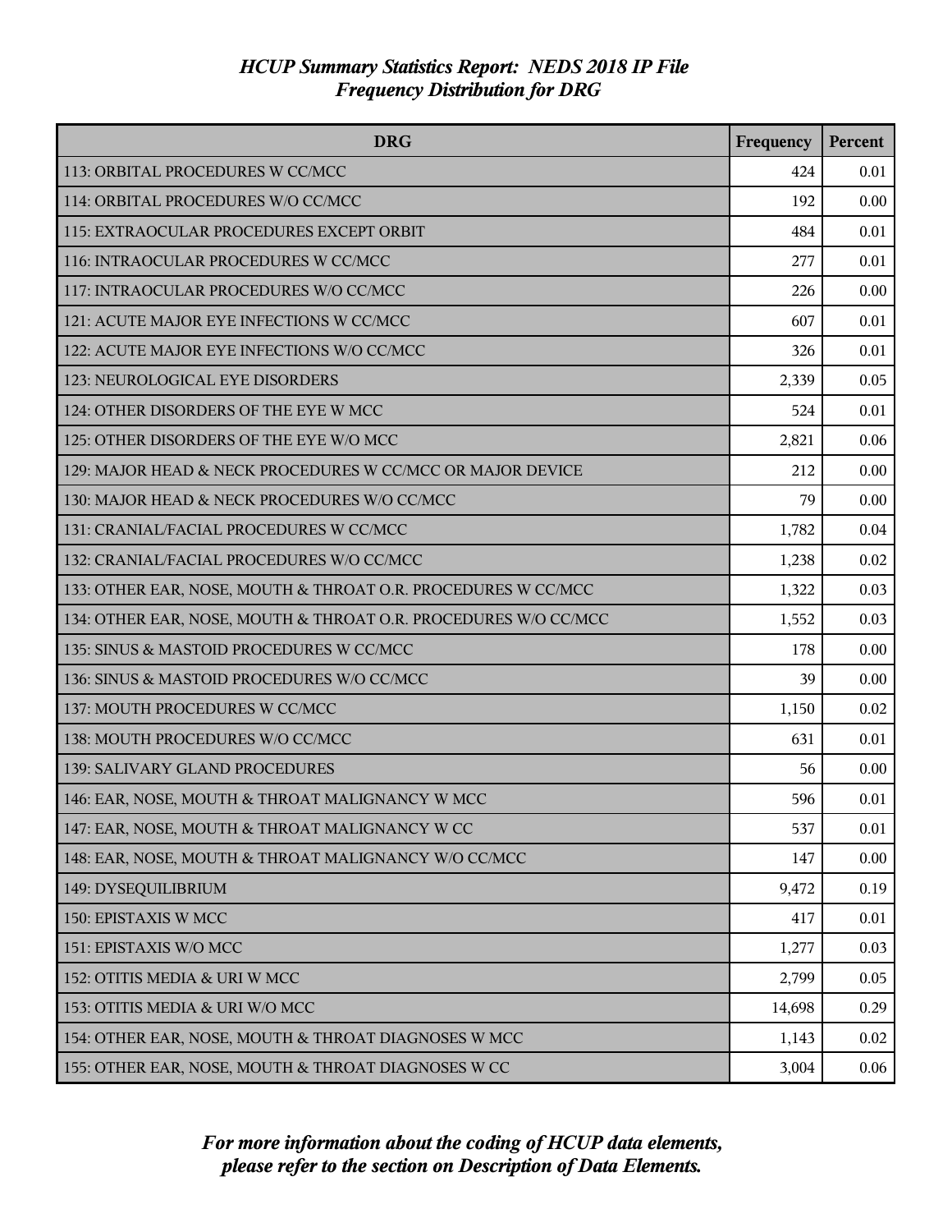*HCUP Summary Statistics Report: NEDS 2018 IP File*
*Frequency Distribution for DRG*

| DRG | Frequency | Percent |
|---|---|---|
| 113: ORBITAL PROCEDURES W CC/MCC | 424 | 0.01 |
| 114: ORBITAL PROCEDURES W/O CC/MCC | 192 | 0.00 |
| 115: EXTRAOCULAR PROCEDURES EXCEPT ORBIT | 484 | 0.01 |
| 116: INTRAOCULAR PROCEDURES W CC/MCC | 277 | 0.01 |
| 117: INTRAOCULAR PROCEDURES W/O CC/MCC | 226 | 0.00 |
| 121: ACUTE MAJOR EYE INFECTIONS W CC/MCC | 607 | 0.01 |
| 122: ACUTE MAJOR EYE INFECTIONS W/O CC/MCC | 326 | 0.01 |
| 123: NEUROLOGICAL EYE DISORDERS | 2,339 | 0.05 |
| 124: OTHER DISORDERS OF THE EYE W MCC | 524 | 0.01 |
| 125: OTHER DISORDERS OF THE EYE W/O MCC | 2,821 | 0.06 |
| 129: MAJOR HEAD & NECK PROCEDURES W CC/MCC OR MAJOR DEVICE | 212 | 0.00 |
| 130: MAJOR HEAD & NECK PROCEDURES W/O CC/MCC | 79 | 0.00 |
| 131: CRANIAL/FACIAL PROCEDURES W CC/MCC | 1,782 | 0.04 |
| 132: CRANIAL/FACIAL PROCEDURES W/O CC/MCC | 1,238 | 0.02 |
| 133: OTHER EAR, NOSE, MOUTH & THROAT O.R. PROCEDURES W CC/MCC | 1,322 | 0.03 |
| 134: OTHER EAR, NOSE, MOUTH & THROAT O.R. PROCEDURES W/O CC/MCC | 1,552 | 0.03 |
| 135: SINUS & MASTOID PROCEDURES W CC/MCC | 178 | 0.00 |
| 136: SINUS & MASTOID PROCEDURES W/O CC/MCC | 39 | 0.00 |
| 137: MOUTH PROCEDURES W CC/MCC | 1,150 | 0.02 |
| 138: MOUTH PROCEDURES W/O CC/MCC | 631 | 0.01 |
| 139: SALIVARY GLAND PROCEDURES | 56 | 0.00 |
| 146: EAR, NOSE, MOUTH & THROAT MALIGNANCY W MCC | 596 | 0.01 |
| 147: EAR, NOSE, MOUTH & THROAT MALIGNANCY W CC | 537 | 0.01 |
| 148: EAR, NOSE, MOUTH & THROAT MALIGNANCY W/O CC/MCC | 147 | 0.00 |
| 149: DYSEQUILIBRIUM | 9,472 | 0.19 |
| 150: EPISTAXIS W MCC | 417 | 0.01 |
| 151: EPISTAXIS W/O MCC | 1,277 | 0.03 |
| 152: OTITIS MEDIA & URI W MCC | 2,799 | 0.05 |
| 153: OTITIS MEDIA & URI W/O MCC | 14,698 | 0.29 |
| 154: OTHER EAR, NOSE, MOUTH & THROAT DIAGNOSES W MCC | 1,143 | 0.02 |
| 155: OTHER EAR, NOSE, MOUTH & THROAT DIAGNOSES W CC | 3,004 | 0.06 |

*For more information about the coding of HCUP data elements, please refer to the section on Description of Data Elements.*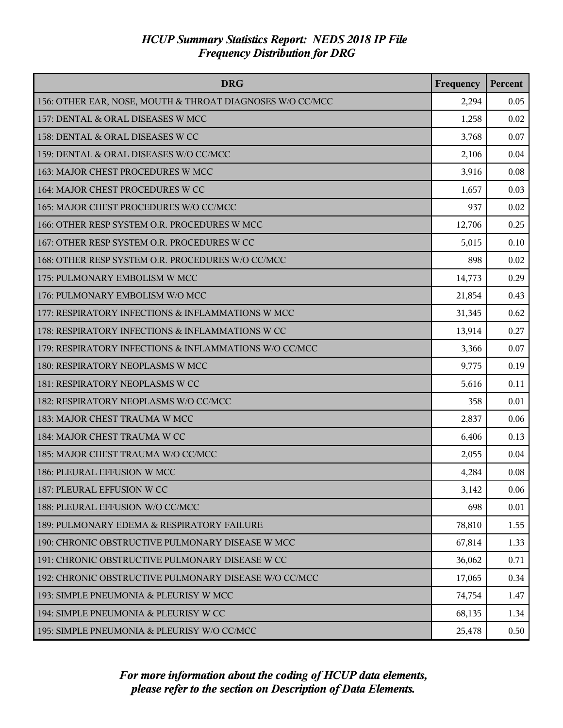# *HCUP Summary Statistics Report: NEDS 2018 IP File*
## *Frequency Distribution for DRG*

| DRG | Frequency | Percent |
|---|---|---|
| 156: OTHER EAR, NOSE, MOUTH & THROAT DIAGNOSES W/O CC/MCC | 2,294 | 0.05 |
| 157: DENTAL & ORAL DISEASES W MCC | 1,258 | 0.02 |
| 158: DENTAL & ORAL DISEASES W CC | 3,768 | 0.07 |
| 159: DENTAL & ORAL DISEASES W/O CC/MCC | 2,106 | 0.04 |
| 163: MAJOR CHEST PROCEDURES W MCC | 3,916 | 0.08 |
| 164: MAJOR CHEST PROCEDURES W CC | 1,657 | 0.03 |
| 165: MAJOR CHEST PROCEDURES W/O CC/MCC | 937 | 0.02 |
| 166: OTHER RESP SYSTEM O.R. PROCEDURES W MCC | 12,706 | 0.25 |
| 167: OTHER RESP SYSTEM O.R. PROCEDURES W CC | 5,015 | 0.10 |
| 168: OTHER RESP SYSTEM O.R. PROCEDURES W/O CC/MCC | 898 | 0.02 |
| 175: PULMONARY EMBOLISM W MCC | 14,773 | 0.29 |
| 176: PULMONARY EMBOLISM W/O MCC | 21,854 | 0.43 |
| 177: RESPIRATORY INFECTIONS & INFLAMMATIONS W MCC | 31,345 | 0.62 |
| 178: RESPIRATORY INFECTIONS & INFLAMMATIONS W CC | 13,914 | 0.27 |
| 179: RESPIRATORY INFECTIONS & INFLAMMATIONS W/O CC/MCC | 3,366 | 0.07 |
| 180: RESPIRATORY NEOPLASMS W MCC | 9,775 | 0.19 |
| 181: RESPIRATORY NEOPLASMS W CC | 5,616 | 0.11 |
| 182: RESPIRATORY NEOPLASMS W/O CC/MCC | 358 | 0.01 |
| 183: MAJOR CHEST TRAUMA W MCC | 2,837 | 0.06 |
| 184: MAJOR CHEST TRAUMA W CC | 6,406 | 0.13 |
| 185: MAJOR CHEST TRAUMA W/O CC/MCC | 2,055 | 0.04 |
| 186: PLEURAL EFFUSION W MCC | 4,284 | 0.08 |
| 187: PLEURAL EFFUSION W CC | 3,142 | 0.06 |
| 188: PLEURAL EFFUSION W/O CC/MCC | 698 | 0.01 |
| 189: PULMONARY EDEMA & RESPIRATORY FAILURE | 78,810 | 1.55 |
| 190: CHRONIC OBSTRUCTIVE PULMONARY DISEASE W MCC | 67,814 | 1.33 |
| 191: CHRONIC OBSTRUCTIVE PULMONARY DISEASE W CC | 36,062 | 0.71 |
| 192: CHRONIC OBSTRUCTIVE PULMONARY DISEASE W/O CC/MCC | 17,065 | 0.34 |
| 193: SIMPLE PNEUMONIA & PLEURISY W MCC | 74,754 | 1.47 |
| 194: SIMPLE PNEUMONIA & PLEURISY W CC | 68,135 | 1.34 |
| 195: SIMPLE PNEUMONIA & PLEURISY W/O CC/MCC | 25,478 | 0.50 |

*For more information about the coding of HCUP data elements, please refer to the section on Description of Data Elements.*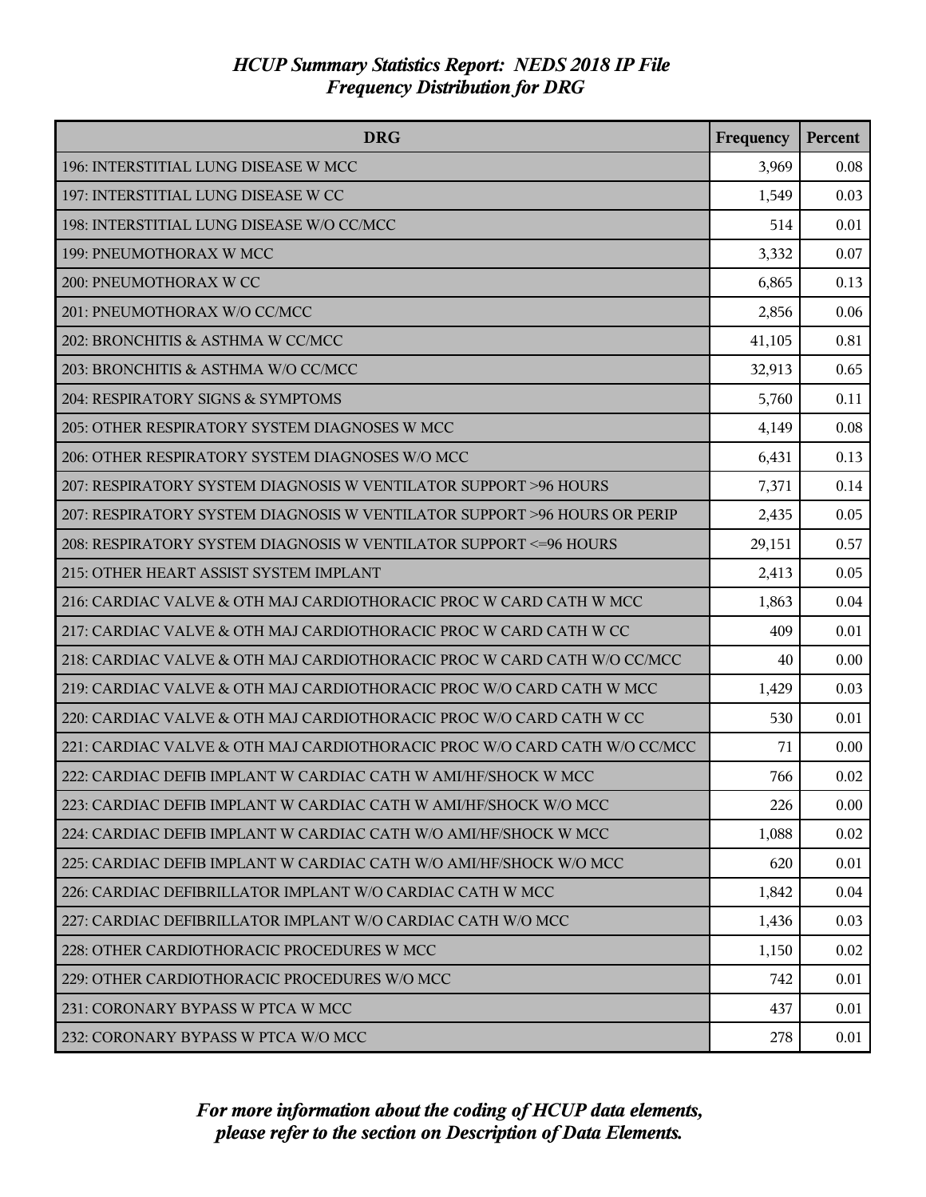# HCUP Summary Statistics Report: NEDS 2018 IP File
## Frequency Distribution for DRG

| DRG | Frequency | Percent |
|---|---|---|
| 196: INTERSTITIAL LUNG DISEASE W MCC | 3,969 | 0.08 |
| 197: INTERSTITIAL LUNG DISEASE W CC | 1,549 | 0.03 |
| 198: INTERSTITIAL LUNG DISEASE W/O CC/MCC | 514 | 0.01 |
| 199: PNEUMOTHORAX W MCC | 3,332 | 0.07 |
| 200: PNEUMOTHORAX W CC | 6,865 | 0.13 |
| 201: PNEUMOTHORAX W/O CC/MCC | 2,856 | 0.06 |
| 202: BRONCHITIS & ASTHMA W CC/MCC | 41,105 | 0.81 |
| 203: BRONCHITIS & ASTHMA W/O CC/MCC | 32,913 | 0.65 |
| 204: RESPIRATORY SIGNS & SYMPTOMS | 5,760 | 0.11 |
| 205: OTHER RESPIRATORY SYSTEM DIAGNOSES W MCC | 4,149 | 0.08 |
| 206: OTHER RESPIRATORY SYSTEM DIAGNOSES W/O MCC | 6,431 | 0.13 |
| 207: RESPIRATORY SYSTEM DIAGNOSIS W VENTILATOR SUPPORT >96 HOURS | 7,371 | 0.14 |
| 207: RESPIRATORY SYSTEM DIAGNOSIS W VENTILATOR SUPPORT >96 HOURS OR PERIP | 2,435 | 0.05 |
| 208: RESPIRATORY SYSTEM DIAGNOSIS W VENTILATOR SUPPORT <=96 HOURS | 29,151 | 0.57 |
| 215: OTHER HEART ASSIST SYSTEM IMPLANT | 2,413 | 0.05 |
| 216: CARDIAC VALVE & OTH MAJ CARDIOTHORACIC PROC W CARD CATH W MCC | 1,863 | 0.04 |
| 217: CARDIAC VALVE & OTH MAJ CARDIOTHORACIC PROC W CARD CATH W CC | 409 | 0.01 |
| 218: CARDIAC VALVE & OTH MAJ CARDIOTHORACIC PROC W CARD CATH W/O CC/MCC | 40 | 0.00 |
| 219: CARDIAC VALVE & OTH MAJ CARDIOTHORACIC PROC W/O CARD CATH W MCC | 1,429 | 0.03 |
| 220: CARDIAC VALVE & OTH MAJ CARDIOTHORACIC PROC W/O CARD CATH W CC | 530 | 0.01 |
| 221: CARDIAC VALVE & OTH MAJ CARDIOTHORACIC PROC W/O CARD CATH W/O CC/MCC | 71 | 0.00 |
| 222: CARDIAC DEFIB IMPLANT W CARDIAC CATH W AMI/HF/SHOCK W MCC | 766 | 0.02 |
| 223: CARDIAC DEFIB IMPLANT W CARDIAC CATH W AMI/HF/SHOCK W/O MCC | 226 | 0.00 |
| 224: CARDIAC DEFIB IMPLANT W CARDIAC CATH W/O AMI/HF/SHOCK W MCC | 1,088 | 0.02 |
| 225: CARDIAC DEFIB IMPLANT W CARDIAC CATH W/O AMI/HF/SHOCK W/O MCC | 620 | 0.01 |
| 226: CARDIAC DEFIBRILLATOR IMPLANT W/O CARDIAC CATH W MCC | 1,842 | 0.04 |
| 227: CARDIAC DEFIBRILLATOR IMPLANT W/O CARDIAC CATH W/O MCC | 1,436 | 0.03 |
| 228: OTHER CARDIOTHORACIC PROCEDURES W MCC | 1,150 | 0.02 |
| 229: OTHER CARDIOTHORACIC PROCEDURES W/O MCC | 742 | 0.01 |
| 231: CORONARY BYPASS W PTCA W MCC | 437 | 0.01 |
| 232: CORONARY BYPASS W PTCA W/O MCC | 278 | 0.01 |

*For more information about the coding of HCUP data elements, please refer to the section on Description of Data Elements.*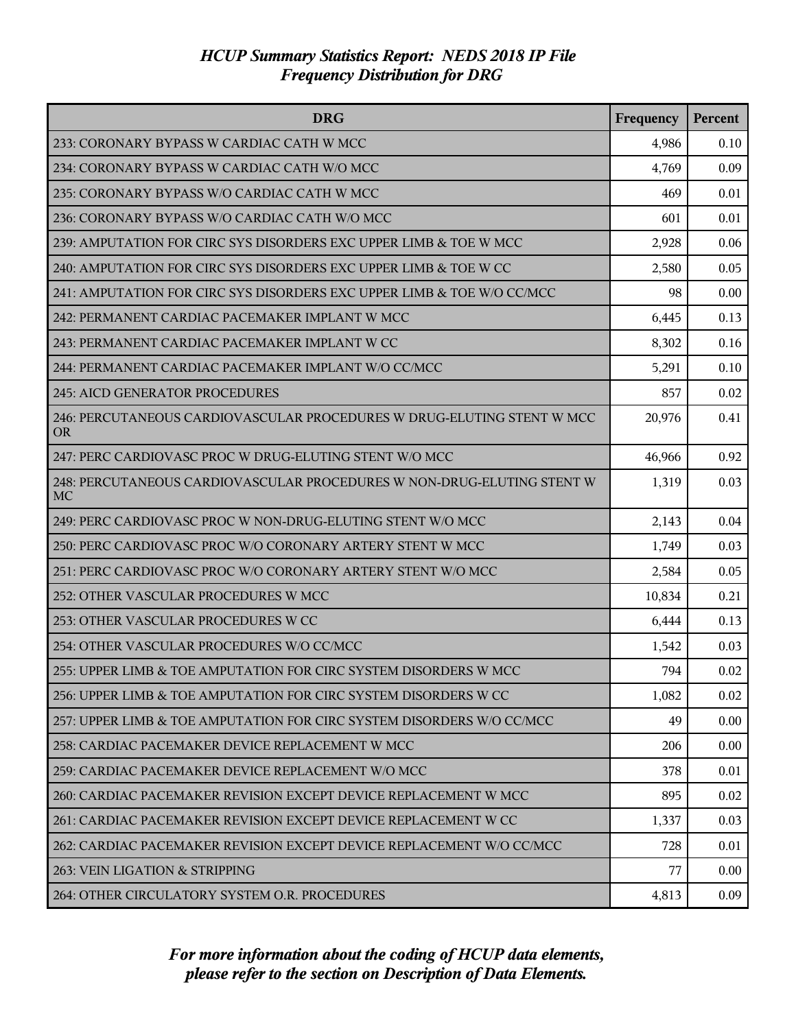*HCUP Summary Statistics Report: NEDS 2018 IP File*
*Frequency Distribution for DRG*

| DRG | Frequency | Percent |
|---|---|---|
| 233: CORONARY BYPASS W CARDIAC CATH W MCC | 4,986 | 0.10 |
| 234: CORONARY BYPASS W CARDIAC CATH W/O MCC | 4,769 | 0.09 |
| 235: CORONARY BYPASS W/O CARDIAC CATH W MCC | 469 | 0.01 |
| 236: CORONARY BYPASS W/O CARDIAC CATH W/O MCC | 601 | 0.01 |
| 239: AMPUTATION FOR CIRC SYS DISORDERS EXC UPPER LIMB & TOE W MCC | 2,928 | 0.06 |
| 240: AMPUTATION FOR CIRC SYS DISORDERS EXC UPPER LIMB & TOE W CC | 2,580 | 0.05 |
| 241: AMPUTATION FOR CIRC SYS DISORDERS EXC UPPER LIMB & TOE W/O CC/MCC | 98 | 0.00 |
| 242: PERMANENT CARDIAC PACEMAKER IMPLANT W MCC | 6,445 | 0.13 |
| 243: PERMANENT CARDIAC PACEMAKER IMPLANT W CC | 8,302 | 0.16 |
| 244: PERMANENT CARDIAC PACEMAKER IMPLANT W/O CC/MCC | 5,291 | 0.10 |
| 245: AICD GENERATOR PROCEDURES | 857 | 0.02 |
| 246: PERCUTANEOUS CARDIOVASCULAR PROCEDURES W DRUG-ELUTING STENT W MCC OR | 20,976 | 0.41 |
| 247: PERC CARDIOVASC PROC W DRUG-ELUTING STENT W/O MCC | 46,966 | 0.92 |
| 248: PERCUTANEOUS CARDIOVASCULAR PROCEDURES W NON-DRUG-ELUTING STENT W MC | 1,319 | 0.03 |
| 249: PERC CARDIOVASC PROC W NON-DRUG-ELUTING STENT W/O MCC | 2,143 | 0.04 |
| 250: PERC CARDIOVASC PROC W/O CORONARY ARTERY STENT W MCC | 1,749 | 0.03 |
| 251: PERC CARDIOVASC PROC W/O CORONARY ARTERY STENT W/O MCC | 2,584 | 0.05 |
| 252: OTHER VASCULAR PROCEDURES W MCC | 10,834 | 0.21 |
| 253: OTHER VASCULAR PROCEDURES W CC | 6,444 | 0.13 |
| 254: OTHER VASCULAR PROCEDURES W/O CC/MCC | 1,542 | 0.03 |
| 255: UPPER LIMB & TOE AMPUTATION FOR CIRC SYSTEM DISORDERS W MCC | 794 | 0.02 |
| 256: UPPER LIMB & TOE AMPUTATION FOR CIRC SYSTEM DISORDERS W CC | 1,082 | 0.02 |
| 257: UPPER LIMB & TOE AMPUTATION FOR CIRC SYSTEM DISORDERS W/O CC/MCC | 49 | 0.00 |
| 258: CARDIAC PACEMAKER DEVICE REPLACEMENT W MCC | 206 | 0.00 |
| 259: CARDIAC PACEMAKER DEVICE REPLACEMENT W/O MCC | 378 | 0.01 |
| 260: CARDIAC PACEMAKER REVISION EXCEPT DEVICE REPLACEMENT W MCC | 895 | 0.02 |
| 261: CARDIAC PACEMAKER REVISION EXCEPT DEVICE REPLACEMENT W CC | 1,337 | 0.03 |
| 262: CARDIAC PACEMAKER REVISION EXCEPT DEVICE REPLACEMENT W/O CC/MCC | 728 | 0.01 |
| 263: VEIN LIGATION & STRIPPING | 77 | 0.00 |
| 264: OTHER CIRCULATORY SYSTEM O.R. PROCEDURES | 4,813 | 0.09 |

*For more information about the coding of HCUP data elements, please refer to the section on Description of Data Elements.*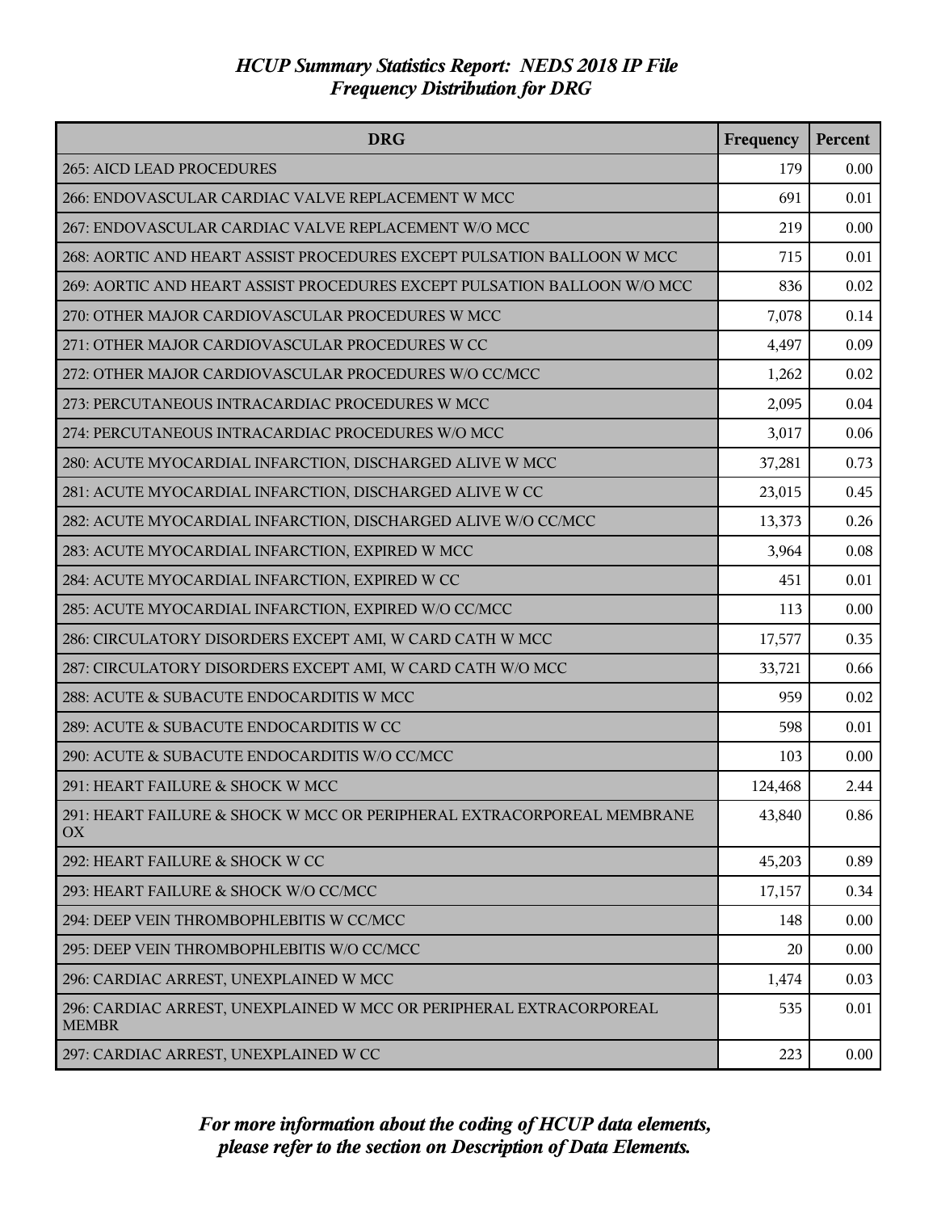# *HCUP Summary Statistics Report: NEDS 2018 IP File*
## *Frequency Distribution for DRG*

| DRG | Frequency | Percent |
|---|---|---|
| 265: AICD LEAD PROCEDURES | 179 | 0.00 |
| 266: ENDOVASCULAR CARDIAC VALVE REPLACEMENT W MCC | 691 | 0.01 |
| 267: ENDOVASCULAR CARDIAC VALVE REPLACEMENT W/O MCC | 219 | 0.00 |
| 268: AORTIC AND HEART ASSIST PROCEDURES EXCEPT PULSATION BALLOON W MCC | 715 | 0.01 |
| 269: AORTIC AND HEART ASSIST PROCEDURES EXCEPT PULSATION BALLOON W/O MCC | 836 | 0.02 |
| 270: OTHER MAJOR CARDIOVASCULAR PROCEDURES W MCC | 7,078 | 0.14 |
| 271: OTHER MAJOR CARDIOVASCULAR PROCEDURES W CC | 4,497 | 0.09 |
| 272: OTHER MAJOR CARDIOVASCULAR PROCEDURES W/O CC/MCC | 1,262 | 0.02 |
| 273: PERCUTANEOUS INTRACARDIAC PROCEDURES W MCC | 2,095 | 0.04 |
| 274: PERCUTANEOUS INTRACARDIAC PROCEDURES W/O MCC | 3,017 | 0.06 |
| 280: ACUTE MYOCARDIAL INFARCTION, DISCHARGED ALIVE W MCC | 37,281 | 0.73 |
| 281: ACUTE MYOCARDIAL INFARCTION, DISCHARGED ALIVE W CC | 23,015 | 0.45 |
| 282: ACUTE MYOCARDIAL INFARCTION, DISCHARGED ALIVE W/O CC/MCC | 13,373 | 0.26 |
| 283: ACUTE MYOCARDIAL INFARCTION, EXPIRED W MCC | 3,964 | 0.08 |
| 284: ACUTE MYOCARDIAL INFARCTION, EXPIRED W CC | 451 | 0.01 |
| 285: ACUTE MYOCARDIAL INFARCTION, EXPIRED W/O CC/MCC | 113 | 0.00 |
| 286: CIRCULATORY DISORDERS EXCEPT AMI, W CARD CATH W MCC | 17,577 | 0.35 |
| 287: CIRCULATORY DISORDERS EXCEPT AMI, W CARD CATH W/O MCC | 33,721 | 0.66 |
| 288: ACUTE & SUBACUTE ENDOCARDITIS W MCC | 959 | 0.02 |
| 289: ACUTE & SUBACUTE ENDOCARDITIS W CC | 598 | 0.01 |
| 290: ACUTE & SUBACUTE ENDOCARDITIS W/O CC/MCC | 103 | 0.00 |
| 291: HEART FAILURE & SHOCK W MCC | 124,468 | 2.44 |
| 291: HEART FAILURE & SHOCK W MCC OR PERIPHERAL EXTRACORPOREAL MEMBRANE OX | 43,840 | 0.86 |
| 292: HEART FAILURE & SHOCK W CC | 45,203 | 0.89 |
| 293: HEART FAILURE & SHOCK W/O CC/MCC | 17,157 | 0.34 |
| 294: DEEP VEIN THROMBOPHLEBITIS W CC/MCC | 148 | 0.00 |
| 295: DEEP VEIN THROMBOPHLEBITIS W/O CC/MCC | 20 | 0.00 |
| 296: CARDIAC ARREST, UNEXPLAINED W MCC | 1,474 | 0.03 |
| 296: CARDIAC ARREST, UNEXPLAINED W MCC OR PERIPHERAL EXTRACORPOREAL MEMBR | 535 | 0.01 |
| 297: CARDIAC ARREST, UNEXPLAINED W CC | 223 | 0.00 |

*For more information about the coding of HCUP data elements, please refer to the section on Description of Data Elements.*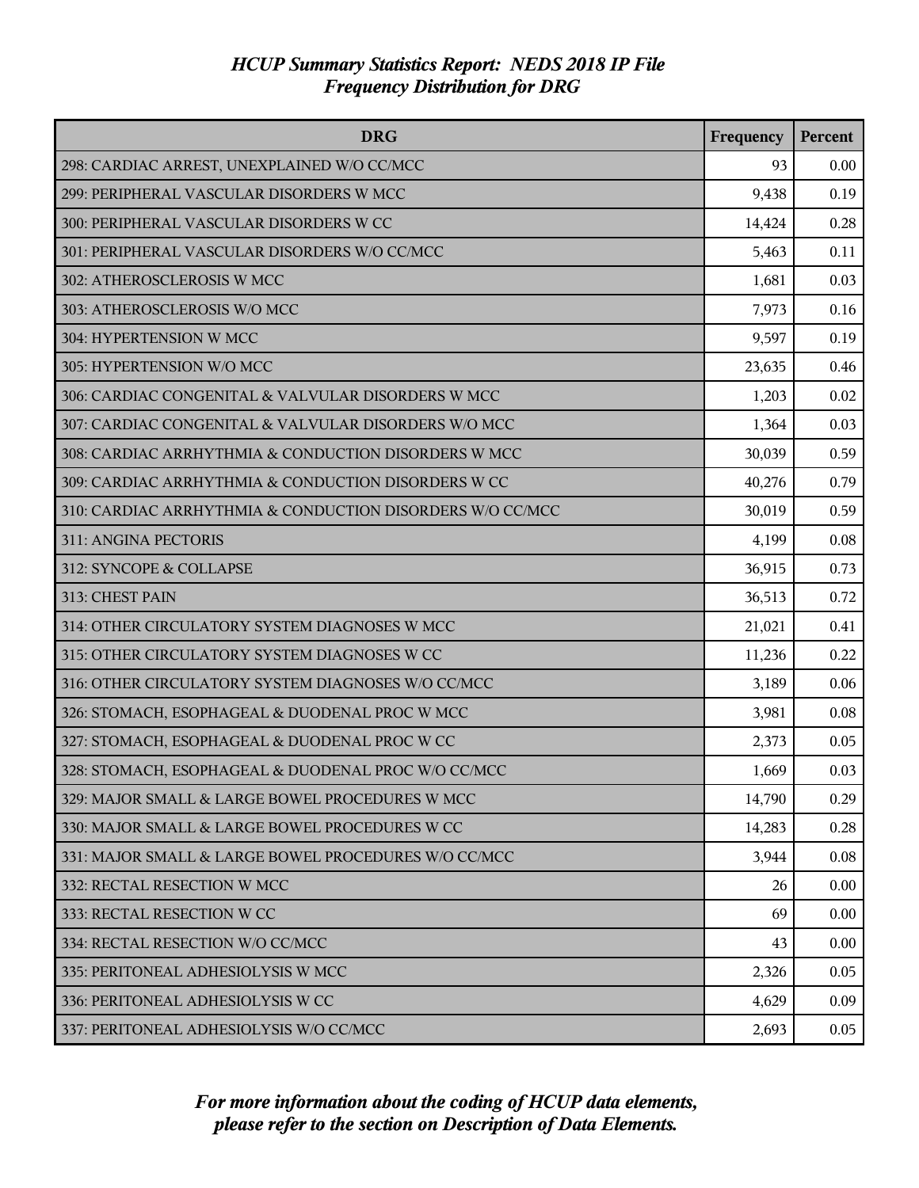*HCUP Summary Statistics Report: NEDS 2018 IP File*
*Frequency Distribution for DRG*

| DRG | Frequency | Percent |
|---|---|---|
| 298: CARDIAC ARREST, UNEXPLAINED W/O CC/MCC | 93 | 0.00 |
| 299: PERIPHERAL VASCULAR DISORDERS W MCC | 9,438 | 0.19 |
| 300: PERIPHERAL VASCULAR DISORDERS W CC | 14,424 | 0.28 |
| 301: PERIPHERAL VASCULAR DISORDERS W/O CC/MCC | 5,463 | 0.11 |
| 302: ATHEROSCLEROSIS W MCC | 1,681 | 0.03 |
| 303: ATHEROSCLEROSIS W/O MCC | 7,973 | 0.16 |
| 304: HYPERTENSION W MCC | 9,597 | 0.19 |
| 305: HYPERTENSION W/O MCC | 23,635 | 0.46 |
| 306: CARDIAC CONGENITAL & VALVULAR DISORDERS W MCC | 1,203 | 0.02 |
| 307: CARDIAC CONGENITAL & VALVULAR DISORDERS W/O MCC | 1,364 | 0.03 |
| 308: CARDIAC ARRHYTHMIA & CONDUCTION DISORDERS W MCC | 30,039 | 0.59 |
| 309: CARDIAC ARRHYTHMIA & CONDUCTION DISORDERS W CC | 40,276 | 0.79 |
| 310: CARDIAC ARRHYTHMIA & CONDUCTION DISORDERS W/O CC/MCC | 30,019 | 0.59 |
| 311: ANGINA PECTORIS | 4,199 | 0.08 |
| 312: SYNCOPE & COLLAPSE | 36,915 | 0.73 |
| 313: CHEST PAIN | 36,513 | 0.72 |
| 314: OTHER CIRCULATORY SYSTEM DIAGNOSES W MCC | 21,021 | 0.41 |
| 315: OTHER CIRCULATORY SYSTEM DIAGNOSES W CC | 11,236 | 0.22 |
| 316: OTHER CIRCULATORY SYSTEM DIAGNOSES W/O CC/MCC | 3,189 | 0.06 |
| 326: STOMACH, ESOPHAGEAL & DUODENAL PROC W MCC | 3,981 | 0.08 |
| 327: STOMACH, ESOPHAGEAL & DUODENAL PROC W CC | 2,373 | 0.05 |
| 328: STOMACH, ESOPHAGEAL & DUODENAL PROC W/O CC/MCC | 1,669 | 0.03 |
| 329: MAJOR SMALL & LARGE BOWEL PROCEDURES W MCC | 14,790 | 0.29 |
| 330: MAJOR SMALL & LARGE BOWEL PROCEDURES W CC | 14,283 | 0.28 |
| 331: MAJOR SMALL & LARGE BOWEL PROCEDURES W/O CC/MCC | 3,944 | 0.08 |
| 332: RECTAL RESECTION W MCC | 26 | 0.00 |
| 333: RECTAL RESECTION W CC | 69 | 0.00 |
| 334: RECTAL RESECTION W/O CC/MCC | 43 | 0.00 |
| 335: PERITONEAL ADHESIOLYSIS W MCC | 2,326 | 0.05 |
| 336: PERITONEAL ADHESIOLYSIS W CC | 4,629 | 0.09 |
| 337: PERITONEAL ADHESIOLYSIS W/O CC/MCC | 2,693 | 0.05 |

*For more information about the coding of HCUP data elements, please refer to the section on Description of Data Elements.*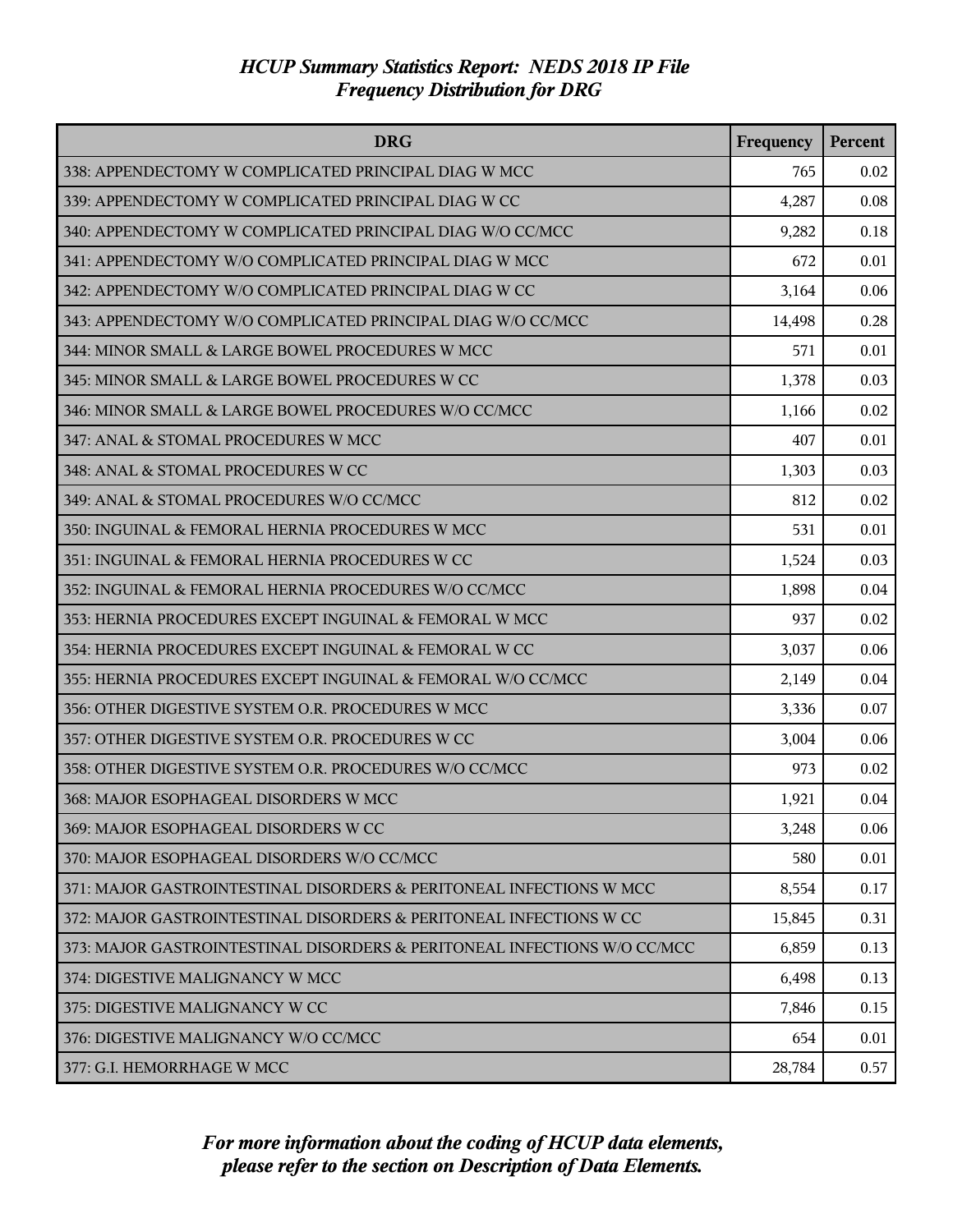# HCUP Summary Statistics Report: NEDS 2018 IP File
## Frequency Distribution for DRG

| DRG | Frequency | Percent |
|---|---|---|
| 338: APPENDECTOMY W COMPLICATED PRINCIPAL DIAG W MCC | 765 | 0.02 |
| 339: APPENDECTOMY W COMPLICATED PRINCIPAL DIAG W CC | 4,287 | 0.08 |
| 340: APPENDECTOMY W COMPLICATED PRINCIPAL DIAG W/O CC/MCC | 9,282 | 0.18 |
| 341: APPENDECTOMY W/O COMPLICATED PRINCIPAL DIAG W MCC | 672 | 0.01 |
| 342: APPENDECTOMY W/O COMPLICATED PRINCIPAL DIAG W CC | 3,164 | 0.06 |
| 343: APPENDECTOMY W/O COMPLICATED PRINCIPAL DIAG W/O CC/MCC | 14,498 | 0.28 |
| 344: MINOR SMALL & LARGE BOWEL PROCEDURES W MCC | 571 | 0.01 |
| 345: MINOR SMALL & LARGE BOWEL PROCEDURES W CC | 1,378 | 0.03 |
| 346: MINOR SMALL & LARGE BOWEL PROCEDURES W/O CC/MCC | 1,166 | 0.02 |
| 347: ANAL & STOMAL PROCEDURES W MCC | 407 | 0.01 |
| 348: ANAL & STOMAL PROCEDURES W CC | 1,303 | 0.03 |
| 349: ANAL & STOMAL PROCEDURES W/O CC/MCC | 812 | 0.02 |
| 350: INGUINAL & FEMORAL HERNIA PROCEDURES W MCC | 531 | 0.01 |
| 351: INGUINAL & FEMORAL HERNIA PROCEDURES W CC | 1,524 | 0.03 |
| 352: INGUINAL & FEMORAL HERNIA PROCEDURES W/O CC/MCC | 1,898 | 0.04 |
| 353: HERNIA PROCEDURES EXCEPT INGUINAL & FEMORAL W MCC | 937 | 0.02 |
| 354: HERNIA PROCEDURES EXCEPT INGUINAL & FEMORAL W CC | 3,037 | 0.06 |
| 355: HERNIA PROCEDURES EXCEPT INGUINAL & FEMORAL W/O CC/MCC | 2,149 | 0.04 |
| 356: OTHER DIGESTIVE SYSTEM O.R. PROCEDURES W MCC | 3,336 | 0.07 |
| 357: OTHER DIGESTIVE SYSTEM O.R. PROCEDURES W CC | 3,004 | 0.06 |
| 358: OTHER DIGESTIVE SYSTEM O.R. PROCEDURES W/O CC/MCC | 973 | 0.02 |
| 368: MAJOR ESOPHAGEAL DISORDERS W MCC | 1,921 | 0.04 |
| 369: MAJOR ESOPHAGEAL DISORDERS W CC | 3,248 | 0.06 |
| 370: MAJOR ESOPHAGEAL DISORDERS W/O CC/MCC | 580 | 0.01 |
| 371: MAJOR GASTROINTESTINAL DISORDERS & PERITONEAL INFECTIONS W MCC | 8,554 | 0.17 |
| 372: MAJOR GASTROINTESTINAL DISORDERS & PERITONEAL INFECTIONS W CC | 15,845 | 0.31 |
| 373: MAJOR GASTROINTESTINAL DISORDERS & PERITONEAL INFECTIONS W/O CC/MCC | 6,859 | 0.13 |
| 374: DIGESTIVE MALIGNANCY W MCC | 6,498 | 0.13 |
| 375: DIGESTIVE MALIGNANCY W CC | 7,846 | 0.15 |
| 376: DIGESTIVE MALIGNANCY W/O CC/MCC | 654 | 0.01 |
| 377: G.I. HEMORRHAGE W MCC | 28,784 | 0.57 |

*For more information about the coding of HCUP data elements, please refer to the section on Description of Data Elements.*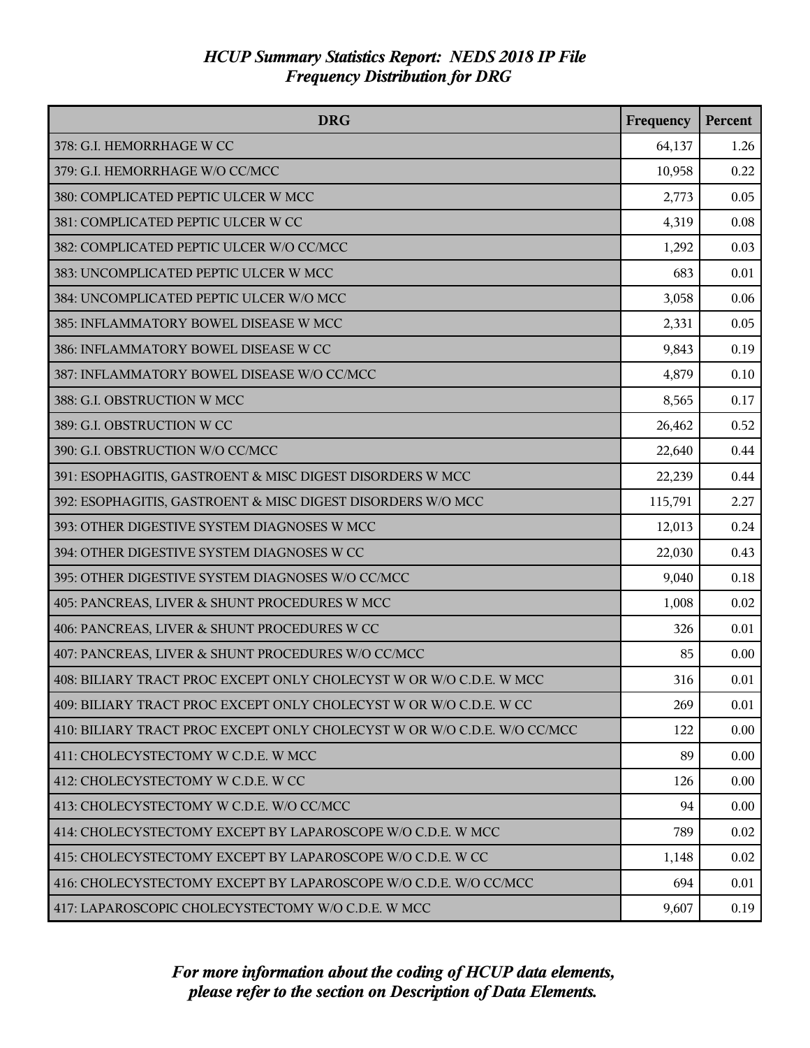# HCUP Summary Statistics Report: NEDS 2018 IP File
## Frequency Distribution for DRG

| DRG | Frequency | Percent |
|---|---|---|
| 378: G.I. HEMORRHAGE W CC | 64,137 | 1.26 |
| 379: G.I. HEMORRHAGE W/O CC/MCC | 10,958 | 0.22 |
| 380: COMPLICATED PEPTIC ULCER W MCC | 2,773 | 0.05 |
| 381: COMPLICATED PEPTIC ULCER W CC | 4,319 | 0.08 |
| 382: COMPLICATED PEPTIC ULCER W/O CC/MCC | 1,292 | 0.03 |
| 383: UNCOMPLICATED PEPTIC ULCER W MCC | 683 | 0.01 |
| 384: UNCOMPLICATED PEPTIC ULCER W/O MCC | 3,058 | 0.06 |
| 385: INFLAMMATORY BOWEL DISEASE W MCC | 2,331 | 0.05 |
| 386: INFLAMMATORY BOWEL DISEASE W CC | 9,843 | 0.19 |
| 387: INFLAMMATORY BOWEL DISEASE W/O CC/MCC | 4,879 | 0.10 |
| 388: G.I. OBSTRUCTION W MCC | 8,565 | 0.17 |
| 389: G.I. OBSTRUCTION W CC | 26,462 | 0.52 |
| 390: G.I. OBSTRUCTION W/O CC/MCC | 22,640 | 0.44 |
| 391: ESOPHAGITIS, GASTROENT & MISC DIGEST DISORDERS W MCC | 22,239 | 0.44 |
| 392: ESOPHAGITIS, GASTROENT & MISC DIGEST DISORDERS W/O MCC | 115,791 | 2.27 |
| 393: OTHER DIGESTIVE SYSTEM DIAGNOSES W MCC | 12,013 | 0.24 |
| 394: OTHER DIGESTIVE SYSTEM DIAGNOSES W CC | 22,030 | 0.43 |
| 395: OTHER DIGESTIVE SYSTEM DIAGNOSES W/O CC/MCC | 9,040 | 0.18 |
| 405: PANCREAS, LIVER & SHUNT PROCEDURES W MCC | 1,008 | 0.02 |
| 406: PANCREAS, LIVER & SHUNT PROCEDURES W CC | 326 | 0.01 |
| 407: PANCREAS, LIVER & SHUNT PROCEDURES W/O CC/MCC | 85 | 0.00 |
| 408: BILIARY TRACT PROC EXCEPT ONLY CHOLECYST W OR W/O C.D.E. W MCC | 316 | 0.01 |
| 409: BILIARY TRACT PROC EXCEPT ONLY CHOLECYST W OR W/O C.D.E. W CC | 269 | 0.01 |
| 410: BILIARY TRACT PROC EXCEPT ONLY CHOLECYST W OR W/O C.D.E. W/O CC/MCC | 122 | 0.00 |
| 411: CHOLECYSTECTOMY W C.D.E. W MCC | 89 | 0.00 |
| 412: CHOLECYSTECTOMY W C.D.E. W CC | 126 | 0.00 |
| 413: CHOLECYSTECTOMY W C.D.E. W/O CC/MCC | 94 | 0.00 |
| 414: CHOLECYSTECTOMY EXCEPT BY LAPAROSCOPE W/O C.D.E. W MCC | 789 | 0.02 |
| 415: CHOLECYSTECTOMY EXCEPT BY LAPAROSCOPE W/O C.D.E. W CC | 1,148 | 0.02 |
| 416: CHOLECYSTECTOMY EXCEPT BY LAPAROSCOPE W/O C.D.E. W/O CC/MCC | 694 | 0.01 |
| 417: LAPAROSCOPIC CHOLECYSTECTOMY W/O C.D.E. W MCC | 9,607 | 0.19 |

*For more information about the coding of HCUP data elements, please refer to the section on Description of Data Elements.*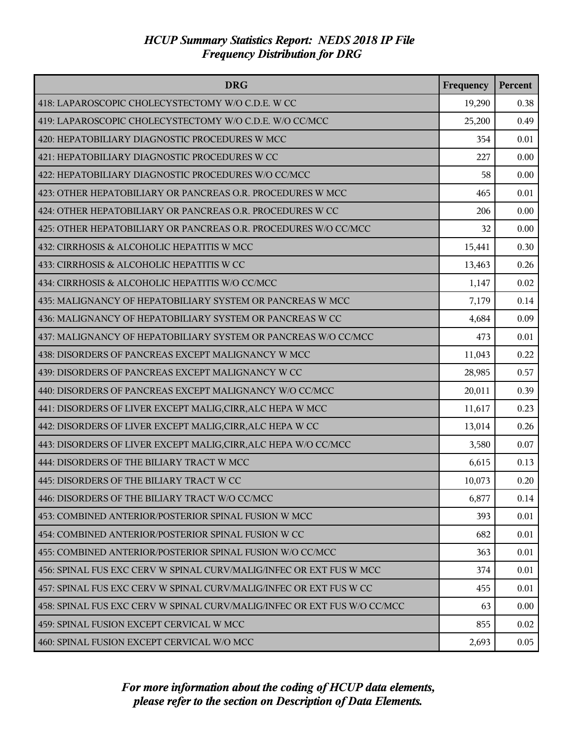# *HCUP Summary Statistics Report: NEDS 2018 IP File*
## *Frequency Distribution for DRG*

| DRG | Frequency | Percent |
|---|---|---|
| 418: LAPAROSCOPIC CHOLECYSTECTOMY W/O C.D.E. W CC | 19,290 | 0.38 |
| 419: LAPAROSCOPIC CHOLECYSTECTOMY W/O C.D.E. W/O CC/MCC | 25,200 | 0.49 |
| 420: HEPATOBILIARY DIAGNOSTIC PROCEDURES W MCC | 354 | 0.01 |
| 421: HEPATOBILIARY DIAGNOSTIC PROCEDURES W CC | 227 | 0.00 |
| 422: HEPATOBILIARY DIAGNOSTIC PROCEDURES W/O CC/MCC | 58 | 0.00 |
| 423: OTHER HEPATOBILIARY OR PANCREAS O.R. PROCEDURES W MCC | 465 | 0.01 |
| 424: OTHER HEPATOBILIARY OR PANCREAS O.R. PROCEDURES W CC | 206 | 0.00 |
| 425: OTHER HEPATOBILIARY OR PANCREAS O.R. PROCEDURES W/O CC/MCC | 32 | 0.00 |
| 432: CIRRHOSIS & ALCOHOLIC HEPATITIS W MCC | 15,441 | 0.30 |
| 433: CIRRHOSIS & ALCOHOLIC HEPATITIS W CC | 13,463 | 0.26 |
| 434: CIRRHOSIS & ALCOHOLIC HEPATITIS W/O CC/MCC | 1,147 | 0.02 |
| 435: MALIGNANCY OF HEPATOBILIARY SYSTEM OR PANCREAS W MCC | 7,179 | 0.14 |
| 436: MALIGNANCY OF HEPATOBILIARY SYSTEM OR PANCREAS W CC | 4,684 | 0.09 |
| 437: MALIGNANCY OF HEPATOBILIARY SYSTEM OR PANCREAS W/O CC/MCC | 473 | 0.01 |
| 438: DISORDERS OF PANCREAS EXCEPT MALIGNANCY W MCC | 11,043 | 0.22 |
| 439: DISORDERS OF PANCREAS EXCEPT MALIGNANCY W CC | 28,985 | 0.57 |
| 440: DISORDERS OF PANCREAS EXCEPT MALIGNANCY W/O CC/MCC | 20,011 | 0.39 |
| 441: DISORDERS OF LIVER EXCEPT MALIG,CIRR,ALC HEPA W MCC | 11,617 | 0.23 |
| 442: DISORDERS OF LIVER EXCEPT MALIG,CIRR,ALC HEPA W CC | 13,014 | 0.26 |
| 443: DISORDERS OF LIVER EXCEPT MALIG,CIRR,ALC HEPA W/O CC/MCC | 3,580 | 0.07 |
| 444: DISORDERS OF THE BILIARY TRACT W MCC | 6,615 | 0.13 |
| 445: DISORDERS OF THE BILIARY TRACT W CC | 10,073 | 0.20 |
| 446: DISORDERS OF THE BILIARY TRACT W/O CC/MCC | 6,877 | 0.14 |
| 453: COMBINED ANTERIOR/POSTERIOR SPINAL FUSION W MCC | 393 | 0.01 |
| 454: COMBINED ANTERIOR/POSTERIOR SPINAL FUSION W CC | 682 | 0.01 |
| 455: COMBINED ANTERIOR/POSTERIOR SPINAL FUSION W/O CC/MCC | 363 | 0.01 |
| 456: SPINAL FUS EXC CERV W SPINAL CURV/MALIG/INFEC OR EXT FUS W MCC | 374 | 0.01 |
| 457: SPINAL FUS EXC CERV W SPINAL CURV/MALIG/INFEC OR EXT FUS W CC | 455 | 0.01 |
| 458: SPINAL FUS EXC CERV W SPINAL CURV/MALIG/INFEC OR EXT FUS W/O CC/MCC | 63 | 0.00 |
| 459: SPINAL FUSION EXCEPT CERVICAL W MCC | 855 | 0.02 |
| 460: SPINAL FUSION EXCEPT CERVICAL W/O MCC | 2,693 | 0.05 |

*For more information about the coding of HCUP data elements, please refer to the section on Description of Data Elements.*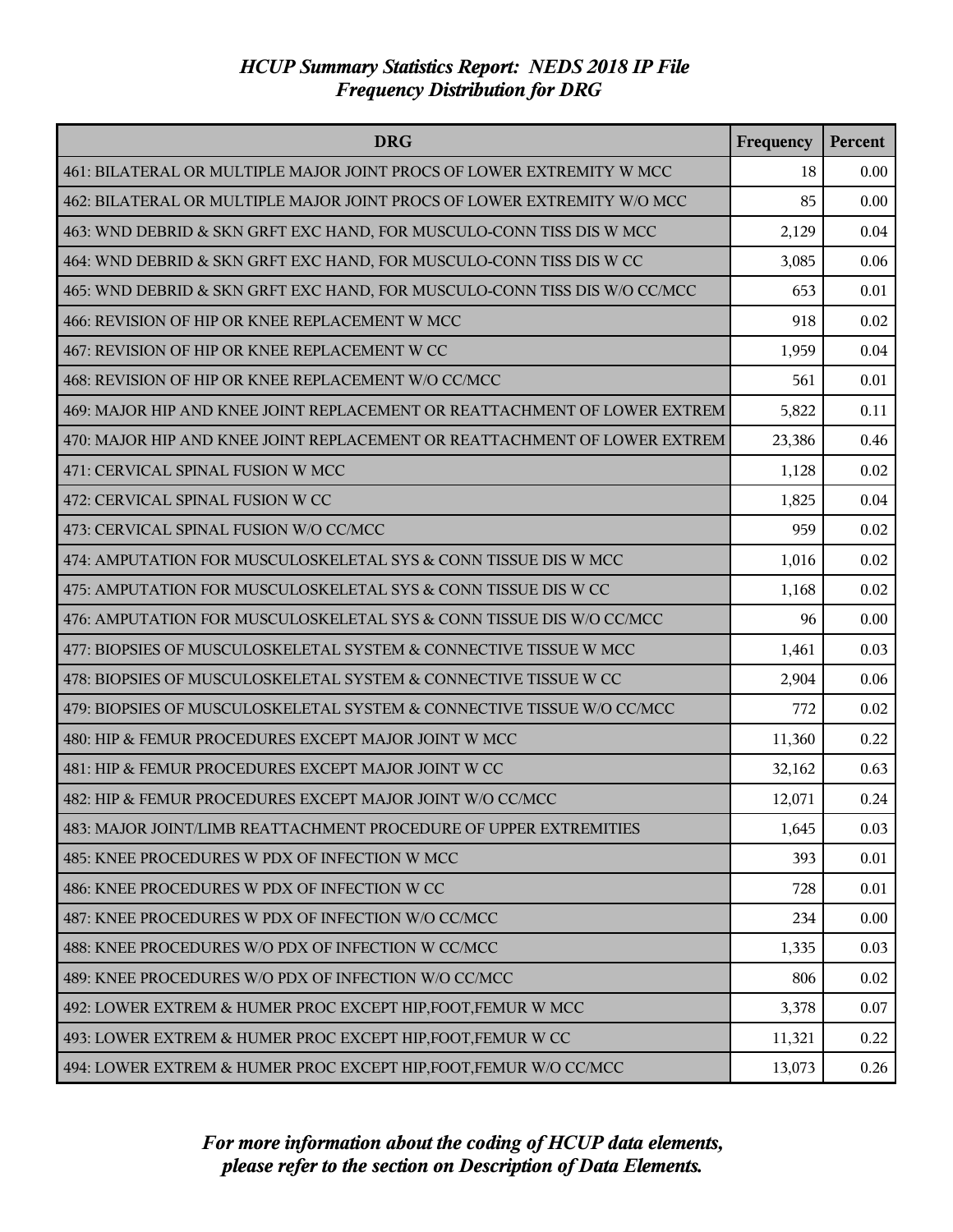# *HCUP Summary Statistics Report: NEDS 2018 IP File*
## *Frequency Distribution for DRG*

| DRG | Frequency | Percent |
|---|---|---|
| 461: BILATERAL OR MULTIPLE MAJOR JOINT PROCS OF LOWER EXTREMITY W MCC | 18 | 0.00 |
| 462: BILATERAL OR MULTIPLE MAJOR JOINT PROCS OF LOWER EXTREMITY W/O MCC | 85 | 0.00 |
| 463: WND DEBRID & SKN GRFT EXC HAND, FOR MUSCULO-CONN TISS DIS W MCC | 2,129 | 0.04 |
| 464: WND DEBRID & SKN GRFT EXC HAND, FOR MUSCULO-CONN TISS DIS W CC | 3,085 | 0.06 |
| 465: WND DEBRID & SKN GRFT EXC HAND, FOR MUSCULO-CONN TISS DIS W/O CC/MCC | 653 | 0.01 |
| 466: REVISION OF HIP OR KNEE REPLACEMENT W MCC | 918 | 0.02 |
| 467: REVISION OF HIP OR KNEE REPLACEMENT W CC | 1,959 | 0.04 |
| 468: REVISION OF HIP OR KNEE REPLACEMENT W/O CC/MCC | 561 | 0.01 |
| 469: MAJOR HIP AND KNEE JOINT REPLACEMENT OR REATTACHMENT OF LOWER EXTREM | 5,822 | 0.11 |
| 470: MAJOR HIP AND KNEE JOINT REPLACEMENT OR REATTACHMENT OF LOWER EXTREM | 23,386 | 0.46 |
| 471: CERVICAL SPINAL FUSION W MCC | 1,128 | 0.02 |
| 472: CERVICAL SPINAL FUSION W CC | 1,825 | 0.04 |
| 473: CERVICAL SPINAL FUSION W/O CC/MCC | 959 | 0.02 |
| 474: AMPUTATION FOR MUSCULOSKELETAL SYS & CONN TISSUE DIS W MCC | 1,016 | 0.02 |
| 475: AMPUTATION FOR MUSCULOSKELETAL SYS & CONN TISSUE DIS W CC | 1,168 | 0.02 |
| 476: AMPUTATION FOR MUSCULOSKELETAL SYS & CONN TISSUE DIS W/O CC/MCC | 96 | 0.00 |
| 477: BIOPSIES OF MUSCULOSKELETAL SYSTEM & CONNECTIVE TISSUE W MCC | 1,461 | 0.03 |
| 478: BIOPSIES OF MUSCULOSKELETAL SYSTEM & CONNECTIVE TISSUE W CC | 2,904 | 0.06 |
| 479: BIOPSIES OF MUSCULOSKELETAL SYSTEM & CONNECTIVE TISSUE W/O CC/MCC | 772 | 0.02 |
| 480: HIP & FEMUR PROCEDURES EXCEPT MAJOR JOINT W MCC | 11,360 | 0.22 |
| 481: HIP & FEMUR PROCEDURES EXCEPT MAJOR JOINT W CC | 32,162 | 0.63 |
| 482: HIP & FEMUR PROCEDURES EXCEPT MAJOR JOINT W/O CC/MCC | 12,071 | 0.24 |
| 483: MAJOR JOINT/LIMB REATTACHMENT PROCEDURE OF UPPER EXTREMITIES | 1,645 | 0.03 |
| 485: KNEE PROCEDURES W PDX OF INFECTION W MCC | 393 | 0.01 |
| 486: KNEE PROCEDURES W PDX OF INFECTION W CC | 728 | 0.01 |
| 487: KNEE PROCEDURES W PDX OF INFECTION W/O CC/MCC | 234 | 0.00 |
| 488: KNEE PROCEDURES W/O PDX OF INFECTION W CC/MCC | 1,335 | 0.03 |
| 489: KNEE PROCEDURES W/O PDX OF INFECTION W/O CC/MCC | 806 | 0.02 |
| 492: LOWER EXTREM & HUMER PROC EXCEPT HIP,FOOT,FEMUR W MCC | 3,378 | 0.07 |
| 493: LOWER EXTREM & HUMER PROC EXCEPT HIP,FOOT,FEMUR W CC | 11,321 | 0.22 |
| 494: LOWER EXTREM & HUMER PROC EXCEPT HIP,FOOT,FEMUR W/O CC/MCC | 13,073 | 0.26 |

*For more information about the coding of HCUP data elements, please refer to the section on Description of Data Elements.*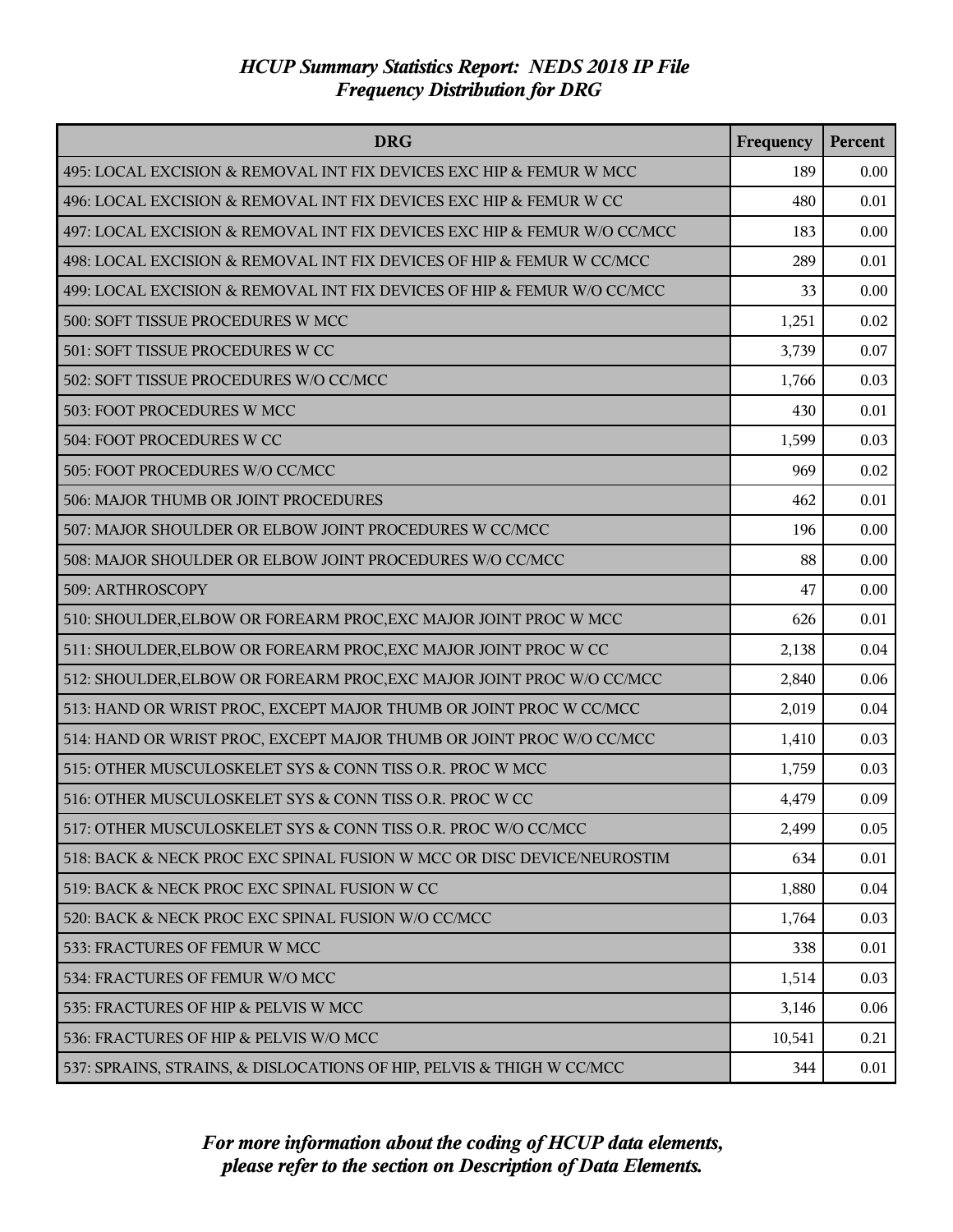# HCUP Summary Statistics Report: NEDS 2018 IP File
## Frequency Distribution for DRG

| DRG | Frequency | Percent |
|---|---|---|
| 495: LOCAL EXCISION & REMOVAL INT FIX DEVICES EXC HIP & FEMUR W MCC | 189 | 0.00 |
| 496: LOCAL EXCISION & REMOVAL INT FIX DEVICES EXC HIP & FEMUR W CC | 480 | 0.01 |
| 497: LOCAL EXCISION & REMOVAL INT FIX DEVICES EXC HIP & FEMUR W/O CC/MCC | 183 | 0.00 |
| 498: LOCAL EXCISION & REMOVAL INT FIX DEVICES OF HIP & FEMUR W CC/MCC | 289 | 0.01 |
| 499: LOCAL EXCISION & REMOVAL INT FIX DEVICES OF HIP & FEMUR W/O CC/MCC | 33 | 0.00 |
| 500: SOFT TISSUE PROCEDURES W MCC | 1,251 | 0.02 |
| 501: SOFT TISSUE PROCEDURES W CC | 3,739 | 0.07 |
| 502: SOFT TISSUE PROCEDURES W/O CC/MCC | 1,766 | 0.03 |
| 503: FOOT PROCEDURES W MCC | 430 | 0.01 |
| 504: FOOT PROCEDURES W CC | 1,599 | 0.03 |
| 505: FOOT PROCEDURES W/O CC/MCC | 969 | 0.02 |
| 506: MAJOR THUMB OR JOINT PROCEDURES | 462 | 0.01 |
| 507: MAJOR SHOULDER OR ELBOW JOINT PROCEDURES W CC/MCC | 196 | 0.00 |
| 508: MAJOR SHOULDER OR ELBOW JOINT PROCEDURES W/O CC/MCC | 88 | 0.00 |
| 509: ARTHROSCOPY | 47 | 0.00 |
| 510: SHOULDER,ELBOW OR FOREARM PROC,EXC MAJOR JOINT PROC W MCC | 626 | 0.01 |
| 511: SHOULDER,ELBOW OR FOREARM PROC,EXC MAJOR JOINT PROC W CC | 2,138 | 0.04 |
| 512: SHOULDER,ELBOW OR FOREARM PROC,EXC MAJOR JOINT PROC W/O CC/MCC | 2,840 | 0.06 |
| 513: HAND OR WRIST PROC, EXCEPT MAJOR THUMB OR JOINT PROC W CC/MCC | 2,019 | 0.04 |
| 514: HAND OR WRIST PROC, EXCEPT MAJOR THUMB OR JOINT PROC W/O CC/MCC | 1,410 | 0.03 |
| 515: OTHER MUSCULOSKELET SYS & CONN TISS O.R. PROC W MCC | 1,759 | 0.03 |
| 516: OTHER MUSCULOSKELET SYS & CONN TISS O.R. PROC W CC | 4,479 | 0.09 |
| 517: OTHER MUSCULOSKELET SYS & CONN TISS O.R. PROC W/O CC/MCC | 2,499 | 0.05 |
| 518: BACK & NECK PROC EXC SPINAL FUSION W MCC OR DISC DEVICE/NEUROSTIM | 634 | 0.01 |
| 519: BACK & NECK PROC EXC SPINAL FUSION W CC | 1,880 | 0.04 |
| 520: BACK & NECK PROC EXC SPINAL FUSION W/O CC/MCC | 1,764 | 0.03 |
| 533: FRACTURES OF FEMUR W MCC | 338 | 0.01 |
| 534: FRACTURES OF FEMUR W/O MCC | 1,514 | 0.03 |
| 535: FRACTURES OF HIP & PELVIS W MCC | 3,146 | 0.06 |
| 536: FRACTURES OF HIP & PELVIS W/O MCC | 10,541 | 0.21 |
| 537: SPRAINS, STRAINS, & DISLOCATIONS OF HIP, PELVIS & THIGH W CC/MCC | 344 | 0.01 |

*For more information about the coding of HCUP data elements, please refer to the section on Description of Data Elements.*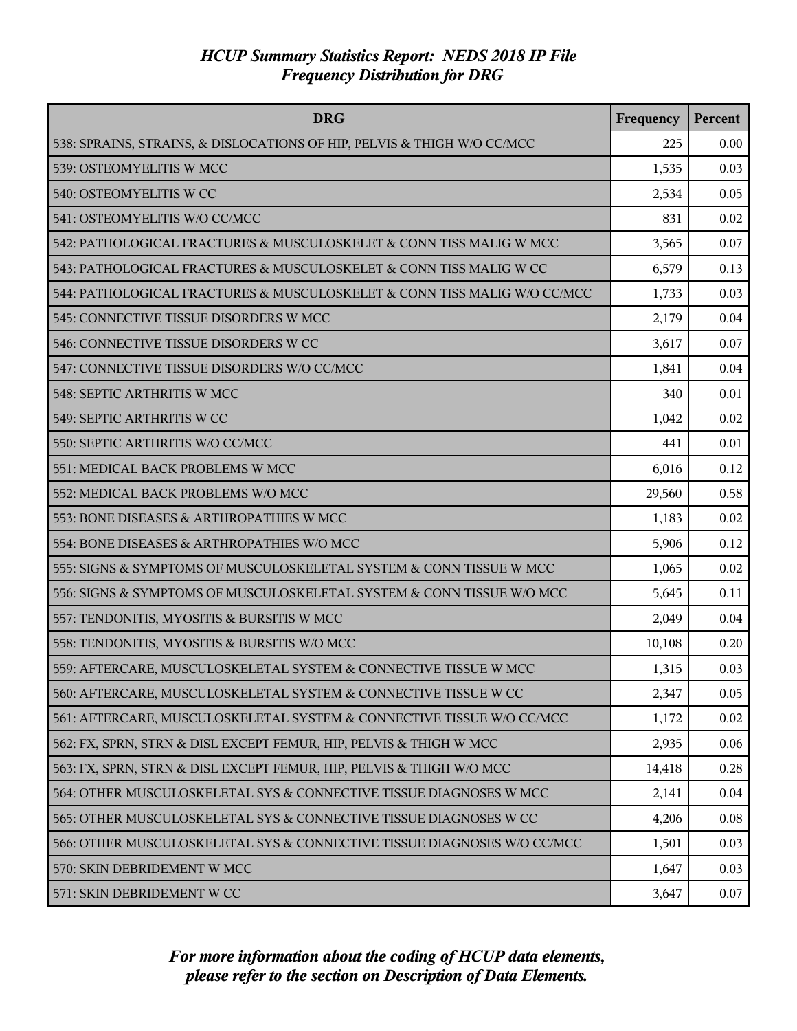# HCUP Summary Statistics Report: NEDS 2018 IP File

## Frequency Distribution for DRG

| DRG | Frequency | Percent |
|---|---|---|
| 538: SPRAINS, STRAINS, & DISLOCATIONS OF HIP, PELVIS & THIGH W/O CC/MCC | 225 | 0.00 |
| 539: OSTEOMYELITIS W MCC | 1,535 | 0.03 |
| 540: OSTEOMYELITIS W CC | 2,534 | 0.05 |
| 541: OSTEOMYELITIS W/O CC/MCC | 831 | 0.02 |
| 542: PATHOLOGICAL FRACTURES & MUSCULOSKELET & CONN TISS MALIG W MCC | 3,565 | 0.07 |
| 543: PATHOLOGICAL FRACTURES & MUSCULOSKELET & CONN TISS MALIG W CC | 6,579 | 0.13 |
| 544: PATHOLOGICAL FRACTURES & MUSCULOSKELET & CONN TISS MALIG W/O CC/MCC | 1,733 | 0.03 |
| 545: CONNECTIVE TISSUE DISORDERS W MCC | 2,179 | 0.04 |
| 546: CONNECTIVE TISSUE DISORDERS W CC | 3,617 | 0.07 |
| 547: CONNECTIVE TISSUE DISORDERS W/O CC/MCC | 1,841 | 0.04 |
| 548: SEPTIC ARTHRITIS W MCC | 340 | 0.01 |
| 549: SEPTIC ARTHRITIS W CC | 1,042 | 0.02 |
| 550: SEPTIC ARTHRITIS W/O CC/MCC | 441 | 0.01 |
| 551: MEDICAL BACK PROBLEMS W MCC | 6,016 | 0.12 |
| 552: MEDICAL BACK PROBLEMS W/O MCC | 29,560 | 0.58 |
| 553: BONE DISEASES & ARTHROPATHIES W MCC | 1,183 | 0.02 |
| 554: BONE DISEASES & ARTHROPATHIES W/O MCC | 5,906 | 0.12 |
| 555: SIGNS & SYMPTOMS OF MUSCULOSKELETAL SYSTEM & CONN TISSUE W MCC | 1,065 | 0.02 |
| 556: SIGNS & SYMPTOMS OF MUSCULOSKELETAL SYSTEM & CONN TISSUE W/O MCC | 5,645 | 0.11 |
| 557: TENDONITIS, MYOSITIS & BURSITIS W MCC | 2,049 | 0.04 |
| 558: TENDONITIS, MYOSITIS & BURSITIS W/O MCC | 10,108 | 0.20 |
| 559: AFTERCARE, MUSCULOSKELETAL SYSTEM & CONNECTIVE TISSUE W MCC | 1,315 | 0.03 |
| 560: AFTERCARE, MUSCULOSKELETAL SYSTEM & CONNECTIVE TISSUE W CC | 2,347 | 0.05 |
| 561: AFTERCARE, MUSCULOSKELETAL SYSTEM & CONNECTIVE TISSUE W/O CC/MCC | 1,172 | 0.02 |
| 562: FX, SPRN, STRN & DISL EXCEPT FEMUR, HIP, PELVIS & THIGH W MCC | 2,935 | 0.06 |
| 563: FX, SPRN, STRN & DISL EXCEPT FEMUR, HIP, PELVIS & THIGH W/O MCC | 14,418 | 0.28 |
| 564: OTHER MUSCULOSKELETAL SYS & CONNECTIVE TISSUE DIAGNOSES W MCC | 2,141 | 0.04 |
| 565: OTHER MUSCULOSKELETAL SYS & CONNECTIVE TISSUE DIAGNOSES W CC | 4,206 | 0.08 |
| 566: OTHER MUSCULOSKELETAL SYS & CONNECTIVE TISSUE DIAGNOSES W/O CC/MCC | 1,501 | 0.03 |
| 570: SKIN DEBRIDEMENT W MCC | 1,647 | 0.03 |
| 571: SKIN DEBRIDEMENT W CC | 3,647 | 0.07 |

*For more information about the coding of HCUP data elements, please refer to the section on Description of Data Elements.*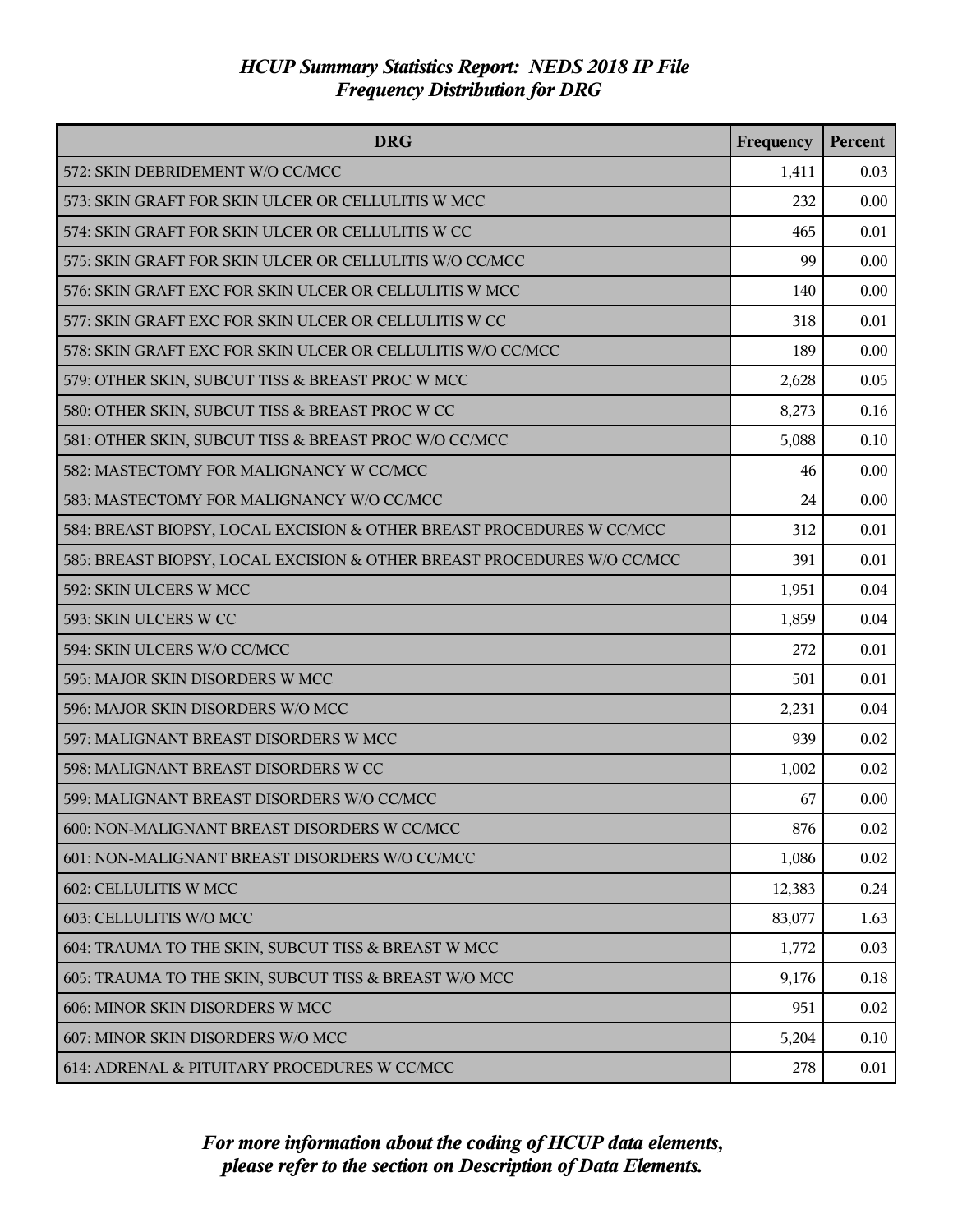*HCUP Summary Statistics Report: NEDS 2018 IP File*
*Frequency Distribution for DRG*

| DRG | Frequency | Percent |
|---|---|---|
| 572: SKIN DEBRIDEMENT W/O CC/MCC | 1,411 | 0.03 |
| 573: SKIN GRAFT FOR SKIN ULCER OR CELLULITIS W MCC | 232 | 0.00 |
| 574: SKIN GRAFT FOR SKIN ULCER OR CELLULITIS W CC | 465 | 0.01 |
| 575: SKIN GRAFT FOR SKIN ULCER OR CELLULITIS W/O CC/MCC | 99 | 0.00 |
| 576: SKIN GRAFT EXC FOR SKIN ULCER OR CELLULITIS W MCC | 140 | 0.00 |
| 577: SKIN GRAFT EXC FOR SKIN ULCER OR CELLULITIS W CC | 318 | 0.01 |
| 578: SKIN GRAFT EXC FOR SKIN ULCER OR CELLULITIS W/O CC/MCC | 189 | 0.00 |
| 579: OTHER SKIN, SUBCUT TISS & BREAST PROC W MCC | 2,628 | 0.05 |
| 580: OTHER SKIN, SUBCUT TISS & BREAST PROC W CC | 8,273 | 0.16 |
| 581: OTHER SKIN, SUBCUT TISS & BREAST PROC W/O CC/MCC | 5,088 | 0.10 |
| 582: MASTECTOMY FOR MALIGNANCY W CC/MCC | 46 | 0.00 |
| 583: MASTECTOMY FOR MALIGNANCY W/O CC/MCC | 24 | 0.00 |
| 584: BREAST BIOPSY, LOCAL EXCISION & OTHER BREAST PROCEDURES W CC/MCC | 312 | 0.01 |
| 585: BREAST BIOPSY, LOCAL EXCISION & OTHER BREAST PROCEDURES W/O CC/MCC | 391 | 0.01 |
| 592: SKIN ULCERS W MCC | 1,951 | 0.04 |
| 593: SKIN ULCERS W CC | 1,859 | 0.04 |
| 594: SKIN ULCERS W/O CC/MCC | 272 | 0.01 |
| 595: MAJOR SKIN DISORDERS W MCC | 501 | 0.01 |
| 596: MAJOR SKIN DISORDERS W/O MCC | 2,231 | 0.04 |
| 597: MALIGNANT BREAST DISORDERS W MCC | 939 | 0.02 |
| 598: MALIGNANT BREAST DISORDERS W CC | 1,002 | 0.02 |
| 599: MALIGNANT BREAST DISORDERS W/O CC/MCC | 67 | 0.00 |
| 600: NON-MALIGNANT BREAST DISORDERS W CC/MCC | 876 | 0.02 |
| 601: NON-MALIGNANT BREAST DISORDERS W/O CC/MCC | 1,086 | 0.02 |
| 602: CELLULITIS W MCC | 12,383 | 0.24 |
| 603: CELLULITIS W/O MCC | 83,077 | 1.63 |
| 604: TRAUMA TO THE SKIN, SUBCUT TISS & BREAST W MCC | 1,772 | 0.03 |
| 605: TRAUMA TO THE SKIN, SUBCUT TISS & BREAST W/O MCC | 9,176 | 0.18 |
| 606: MINOR SKIN DISORDERS W MCC | 951 | 0.02 |
| 607: MINOR SKIN DISORDERS W/O MCC | 5,204 | 0.10 |
| 614: ADRENAL & PITUITARY PROCEDURES W CC/MCC | 278 | 0.01 |

*For more information about the coding of HCUP data elements, please refer to the section on Description of Data Elements.*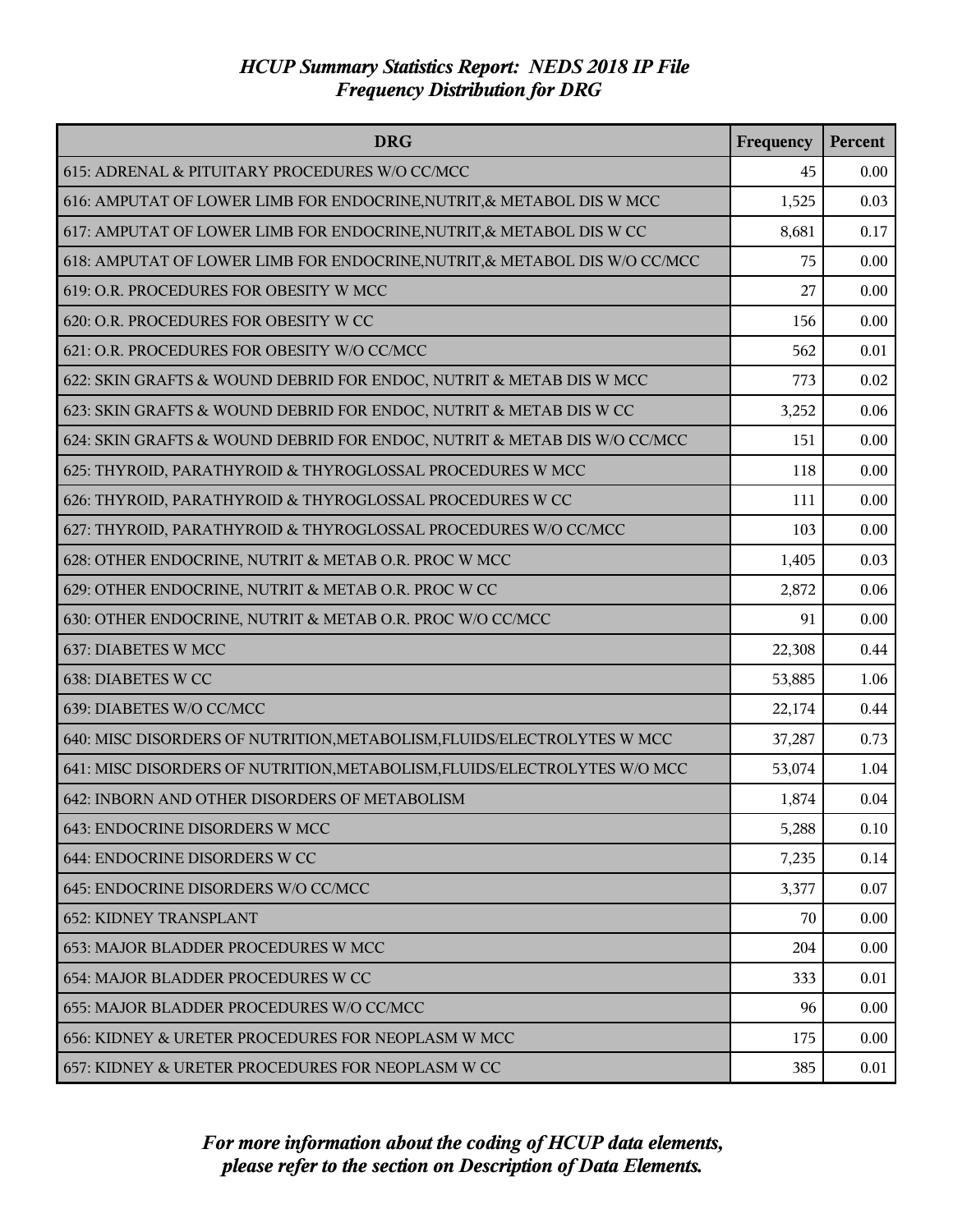# *HCUP Summary Statistics Report: NEDS 2018 IP File*
## *Frequency Distribution for DRG*

| DRG | Frequency | Percent |
|---|---|---|
| 615: ADRENAL & PITUITARY PROCEDURES W/O CC/MCC | 45 | 0.00 |
| 616: AMPUTAT OF LOWER LIMB FOR ENDOCRINE,NUTRIT,& METABOL DIS W MCC | 1,525 | 0.03 |
| 617: AMPUTAT OF LOWER LIMB FOR ENDOCRINE,NUTRIT,& METABOL DIS W CC | 8,681 | 0.17 |
| 618: AMPUTAT OF LOWER LIMB FOR ENDOCRINE,NUTRIT,& METABOL DIS W/O CC/MCC | 75 | 0.00 |
| 619: O.R. PROCEDURES FOR OBESITY W MCC | 27 | 0.00 |
| 620: O.R. PROCEDURES FOR OBESITY W CC | 156 | 0.00 |
| 621: O.R. PROCEDURES FOR OBESITY W/O CC/MCC | 562 | 0.01 |
| 622: SKIN GRAFTS & WOUND DEBRID FOR ENDOC, NUTRIT & METAB DIS W MCC | 773 | 0.02 |
| 623: SKIN GRAFTS & WOUND DEBRID FOR ENDOC, NUTRIT & METAB DIS W CC | 3,252 | 0.06 |
| 624: SKIN GRAFTS & WOUND DEBRID FOR ENDOC, NUTRIT & METAB DIS W/O CC/MCC | 151 | 0.00 |
| 625: THYROID, PARATHYROID & THYROGLOSSAL PROCEDURES W MCC | 118 | 0.00 |
| 626: THYROID, PARATHYROID & THYROGLOSSAL PROCEDURES W CC | 111 | 0.00 |
| 627: THYROID, PARATHYROID & THYROGLOSSAL PROCEDURES W/O CC/MCC | 103 | 0.00 |
| 628: OTHER ENDOCRINE, NUTRIT & METAB O.R. PROC W MCC | 1,405 | 0.03 |
| 629: OTHER ENDOCRINE, NUTRIT & METAB O.R. PROC W CC | 2,872 | 0.06 |
| 630: OTHER ENDOCRINE, NUTRIT & METAB O.R. PROC W/O CC/MCC | 91 | 0.00 |
| 637: DIABETES W MCC | 22,308 | 0.44 |
| 638: DIABETES W CC | 53,885 | 1.06 |
| 639: DIABETES W/O CC/MCC | 22,174 | 0.44 |
| 640: MISC DISORDERS OF NUTRITION,METABOLISM,FLUIDS/ELECTROLYTES W MCC | 37,287 | 0.73 |
| 641: MISC DISORDERS OF NUTRITION,METABOLISM,FLUIDS/ELECTROLYTES W/O MCC | 53,074 | 1.04 |
| 642: INBORN AND OTHER DISORDERS OF METABOLISM | 1,874 | 0.04 |
| 643: ENDOCRINE DISORDERS W MCC | 5,288 | 0.10 |
| 644: ENDOCRINE DISORDERS W CC | 7,235 | 0.14 |
| 645: ENDOCRINE DISORDERS W/O CC/MCC | 3,377 | 0.07 |
| 652: KIDNEY TRANSPLANT | 70 | 0.00 |
| 653: MAJOR BLADDER PROCEDURES W MCC | 204 | 0.00 |
| 654: MAJOR BLADDER PROCEDURES W CC | 333 | 0.01 |
| 655: MAJOR BLADDER PROCEDURES W/O CC/MCC | 96 | 0.00 |
| 656: KIDNEY & URETER PROCEDURES FOR NEOPLASM W MCC | 175 | 0.00 |
| 657: KIDNEY & URETER PROCEDURES FOR NEOPLASM W CC | 385 | 0.01 |

*For more information about the coding of HCUP data elements, please refer to the section on Description of Data Elements.*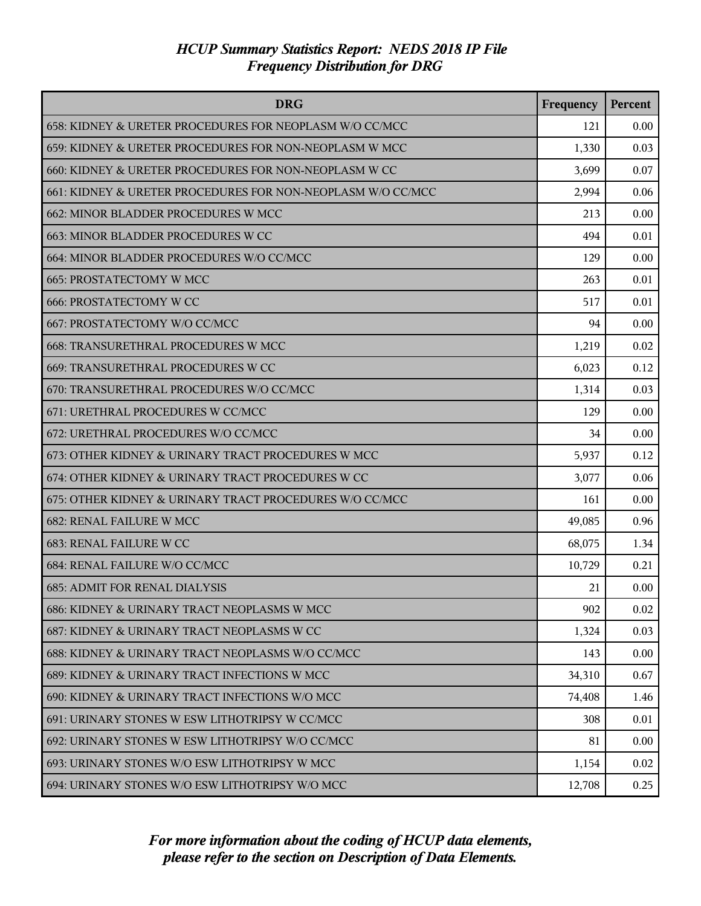# HCUP Summary Statistics Report: NEDS 2018 IP File
## Frequency Distribution for DRG

| DRG | Frequency | Percent |
|---|---|---|
| 658: KIDNEY & URETER PROCEDURES FOR NEOPLASM W/O CC/MCC | 121 | 0.00 |
| 659: KIDNEY & URETER PROCEDURES FOR NON-NEOPLASM W MCC | 1,330 | 0.03 |
| 660: KIDNEY & URETER PROCEDURES FOR NON-NEOPLASM W CC | 3,699 | 0.07 |
| 661: KIDNEY & URETER PROCEDURES FOR NON-NEOPLASM W/O CC/MCC | 2,994 | 0.06 |
| 662: MINOR BLADDER PROCEDURES W MCC | 213 | 0.00 |
| 663: MINOR BLADDER PROCEDURES W CC | 494 | 0.01 |
| 664: MINOR BLADDER PROCEDURES W/O CC/MCC | 129 | 0.00 |
| 665: PROSTATECTOMY W MCC | 263 | 0.01 |
| 666: PROSTATECTOMY W CC | 517 | 0.01 |
| 667: PROSTATECTOMY W/O CC/MCC | 94 | 0.00 |
| 668: TRANSURETHRAL PROCEDURES W MCC | 1,219 | 0.02 |
| 669: TRANSURETHRAL PROCEDURES W CC | 6,023 | 0.12 |
| 670: TRANSURETHRAL PROCEDURES W/O CC/MCC | 1,314 | 0.03 |
| 671: URETHRAL PROCEDURES W CC/MCC | 129 | 0.00 |
| 672: URETHRAL PROCEDURES W/O CC/MCC | 34 | 0.00 |
| 673: OTHER KIDNEY & URINARY TRACT PROCEDURES W MCC | 5,937 | 0.12 |
| 674: OTHER KIDNEY & URINARY TRACT PROCEDURES W CC | 3,077 | 0.06 |
| 675: OTHER KIDNEY & URINARY TRACT PROCEDURES W/O CC/MCC | 161 | 0.00 |
| 682: RENAL FAILURE W MCC | 49,085 | 0.96 |
| 683: RENAL FAILURE W CC | 68,075 | 1.34 |
| 684: RENAL FAILURE W/O CC/MCC | 10,729 | 0.21 |
| 685: ADMIT FOR RENAL DIALYSIS | 21 | 0.00 |
| 686: KIDNEY & URINARY TRACT NEOPLASMS W MCC | 902 | 0.02 |
| 687: KIDNEY & URINARY TRACT NEOPLASMS W CC | 1,324 | 0.03 |
| 688: KIDNEY & URINARY TRACT NEOPLASMS W/O CC/MCC | 143 | 0.00 |
| 689: KIDNEY & URINARY TRACT INFECTIONS W MCC | 34,310 | 0.67 |
| 690: KIDNEY & URINARY TRACT INFECTIONS W/O MCC | 74,408 | 1.46 |
| 691: URINARY STONES W ESW LITHOTRIPSY W CC/MCC | 308 | 0.01 |
| 692: URINARY STONES W ESW LITHOTRIPSY W/O CC/MCC | 81 | 0.00 |
| 693: URINARY STONES W/O ESW LITHOTRIPSY W MCC | 1,154 | 0.02 |
| 694: URINARY STONES W/O ESW LITHOTRIPSY W/O MCC | 12,708 | 0.25 |

*For more information about the coding of HCUP data elements, please refer to the section on Description of Data Elements.*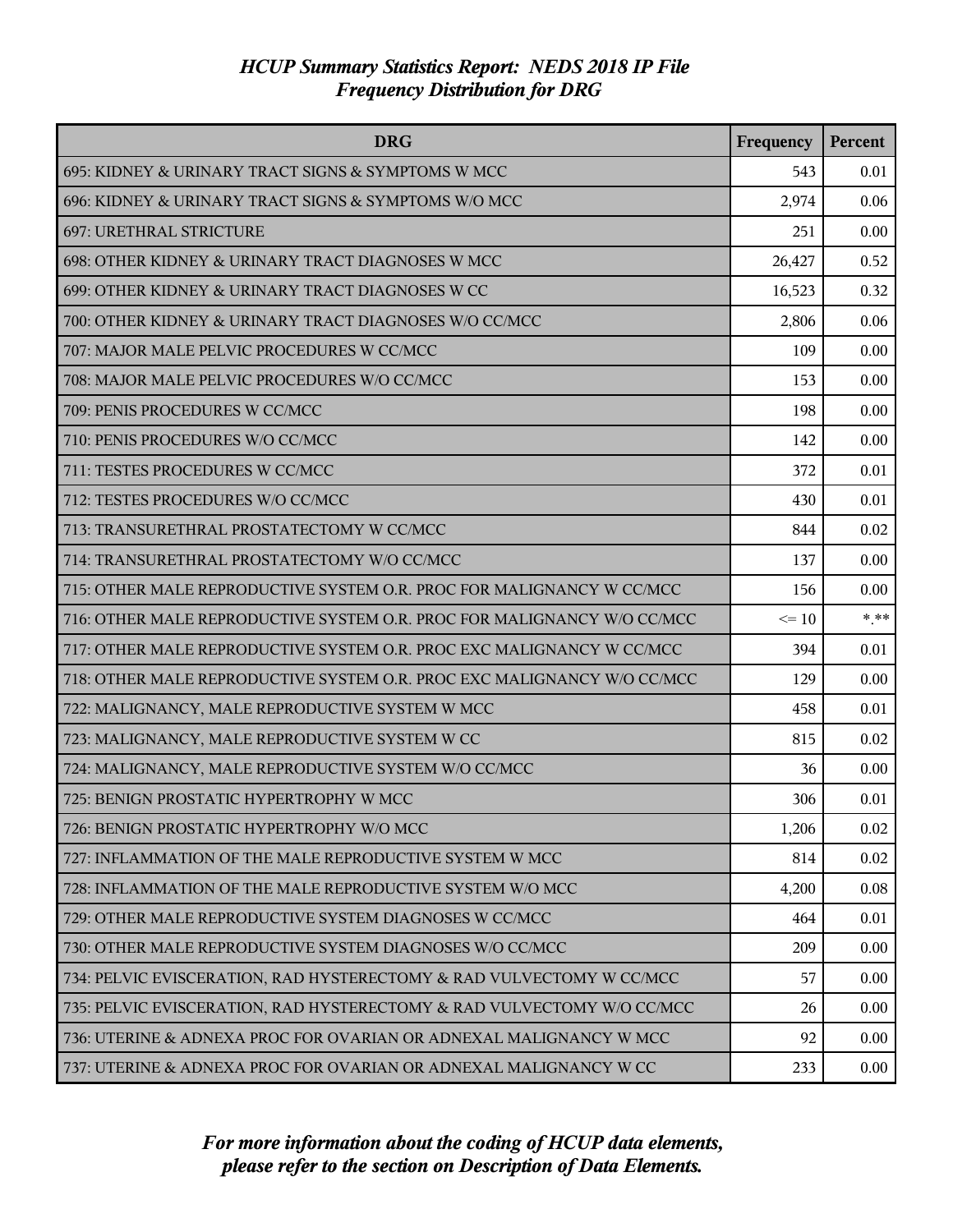# *HCUP Summary Statistics Report: NEDS 2018 IP File*
## *Frequency Distribution for DRG*

| DRG | Frequency | Percent |
|---|---|---|
| 695: KIDNEY & URINARY TRACT SIGNS & SYMPTOMS W MCC | 543 | 0.01 |
| 696: KIDNEY & URINARY TRACT SIGNS & SYMPTOMS W/O MCC | 2,974 | 0.06 |
| 697: URETHRAL STRICTURE | 251 | 0.00 |
| 698: OTHER KIDNEY & URINARY TRACT DIAGNOSES W MCC | 26,427 | 0.52 |
| 699: OTHER KIDNEY & URINARY TRACT DIAGNOSES W CC | 16,523 | 0.32 |
| 700: OTHER KIDNEY & URINARY TRACT DIAGNOSES W/O CC/MCC | 2,806 | 0.06 |
| 707: MAJOR MALE PELVIC PROCEDURES W CC/MCC | 109 | 0.00 |
| 708: MAJOR MALE PELVIC PROCEDURES W/O CC/MCC | 153 | 0.00 |
| 709: PENIS PROCEDURES W CC/MCC | 198 | 0.00 |
| 710: PENIS PROCEDURES W/O CC/MCC | 142 | 0.00 |
| 711: TESTES PROCEDURES W CC/MCC | 372 | 0.01 |
| 712: TESTES PROCEDURES W/O CC/MCC | 430 | 0.01 |
| 713: TRANSURETHRAL PROSTATECTOMY W CC/MCC | 844 | 0.02 |
| 714: TRANSURETHRAL PROSTATECTOMY W/O CC/MCC | 137 | 0.00 |
| 715: OTHER MALE REPRODUCTIVE SYSTEM O.R. PROC FOR MALIGNANCY W CC/MCC | 156 | 0.00 |
| 716: OTHER MALE REPRODUCTIVE SYSTEM O.R. PROC FOR MALIGNANCY W/O CC/MCC | <= 10 | *.** |
| 717: OTHER MALE REPRODUCTIVE SYSTEM O.R. PROC EXC MALIGNANCY W CC/MCC | 394 | 0.01 |
| 718: OTHER MALE REPRODUCTIVE SYSTEM O.R. PROC EXC MALIGNANCY W/O CC/MCC | 129 | 0.00 |
| 722: MALIGNANCY, MALE REPRODUCTIVE SYSTEM W MCC | 458 | 0.01 |
| 723: MALIGNANCY, MALE REPRODUCTIVE SYSTEM W CC | 815 | 0.02 |
| 724: MALIGNANCY, MALE REPRODUCTIVE SYSTEM W/O CC/MCC | 36 | 0.00 |
| 725: BENIGN PROSTATIC HYPERTROPHY W MCC | 306 | 0.01 |
| 726: BENIGN PROSTATIC HYPERTROPHY W/O MCC | 1,206 | 0.02 |
| 727: INFLAMMATION OF THE MALE REPRODUCTIVE SYSTEM W MCC | 814 | 0.02 |
| 728: INFLAMMATION OF THE MALE REPRODUCTIVE SYSTEM W/O MCC | 4,200 | 0.08 |
| 729: OTHER MALE REPRODUCTIVE SYSTEM DIAGNOSES W CC/MCC | 464 | 0.01 |
| 730: OTHER MALE REPRODUCTIVE SYSTEM DIAGNOSES W/O CC/MCC | 209 | 0.00 |
| 734: PELVIC EVISCERATION, RAD HYSTERECTOMY & RAD VULVECTOMY W CC/MCC | 57 | 0.00 |
| 735: PELVIC EVISCERATION, RAD HYSTERECTOMY & RAD VULVECTOMY W/O CC/MCC | 26 | 0.00 |
| 736: UTERINE & ADNEXA PROC FOR OVARIAN OR ADNEXAL MALIGNANCY W MCC | 92 | 0.00 |
| 737: UTERINE & ADNEXA PROC FOR OVARIAN OR ADNEXAL MALIGNANCY W CC | 233 | 0.00 |

*For more information about the coding of HCUP data elements, please refer to the section on Description of Data Elements.*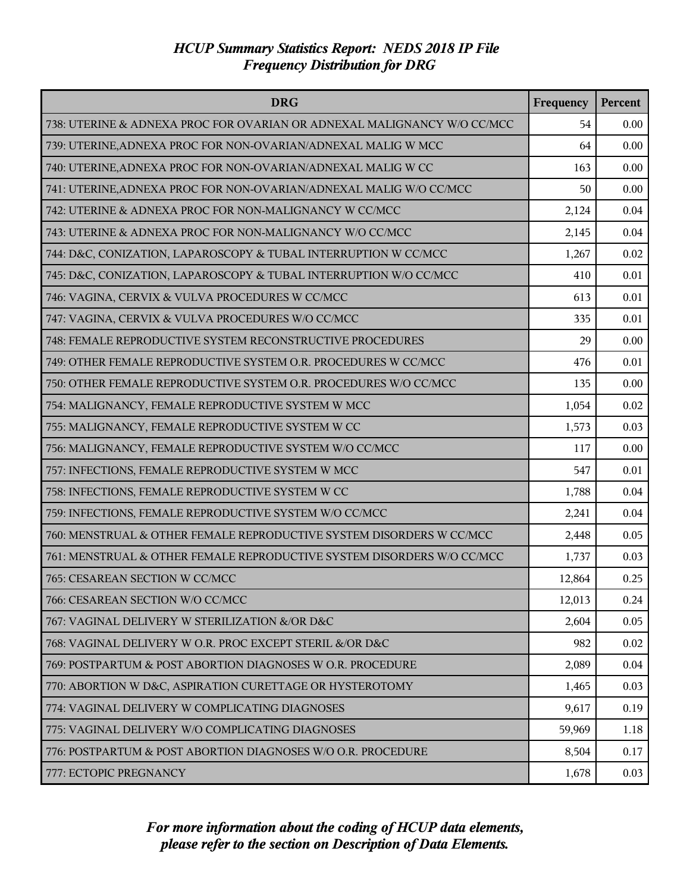*HCUP Summary Statistics Report: NEDS 2018 IP File*
*Frequency Distribution for DRG*

| DRG | Frequency | Percent |
|---|---|---|
| 738: UTERINE & ADNEXA PROC FOR OVARIAN OR ADNEXAL MALIGNANCY W/O CC/MCC | 54 | 0.00 |
| 739: UTERINE,ADNEXA PROC FOR NON-OVARIAN/ADNEXAL MALIG W MCC | 64 | 0.00 |
| 740: UTERINE,ADNEXA PROC FOR NON-OVARIAN/ADNEXAL MALIG W CC | 163 | 0.00 |
| 741: UTERINE,ADNEXA PROC FOR NON-OVARIAN/ADNEXAL MALIG W/O CC/MCC | 50 | 0.00 |
| 742: UTERINE & ADNEXA PROC FOR NON-MALIGNANCY W CC/MCC | 2,124 | 0.04 |
| 743: UTERINE & ADNEXA PROC FOR NON-MALIGNANCY W/O CC/MCC | 2,145 | 0.04 |
| 744: D&C, CONIZATION, LAPAROSCOPY & TUBAL INTERRUPTION W CC/MCC | 1,267 | 0.02 |
| 745: D&C, CONIZATION, LAPAROSCOPY & TUBAL INTERRUPTION W/O CC/MCC | 410 | 0.01 |
| 746: VAGINA, CERVIX & VULVA PROCEDURES W CC/MCC | 613 | 0.01 |
| 747: VAGINA, CERVIX & VULVA PROCEDURES W/O CC/MCC | 335 | 0.01 |
| 748: FEMALE REPRODUCTIVE SYSTEM RECONSTRUCTIVE PROCEDURES | 29 | 0.00 |
| 749: OTHER FEMALE REPRODUCTIVE SYSTEM O.R. PROCEDURES W CC/MCC | 476 | 0.01 |
| 750: OTHER FEMALE REPRODUCTIVE SYSTEM O.R. PROCEDURES W/O CC/MCC | 135 | 0.00 |
| 754: MALIGNANCY, FEMALE REPRODUCTIVE SYSTEM W MCC | 1,054 | 0.02 |
| 755: MALIGNANCY, FEMALE REPRODUCTIVE SYSTEM W CC | 1,573 | 0.03 |
| 756: MALIGNANCY, FEMALE REPRODUCTIVE SYSTEM W/O CC/MCC | 117 | 0.00 |
| 757: INFECTIONS, FEMALE REPRODUCTIVE SYSTEM W MCC | 547 | 0.01 |
| 758: INFECTIONS, FEMALE REPRODUCTIVE SYSTEM W CC | 1,788 | 0.04 |
| 759: INFECTIONS, FEMALE REPRODUCTIVE SYSTEM W/O CC/MCC | 2,241 | 0.04 |
| 760: MENSTRUAL & OTHER FEMALE REPRODUCTIVE SYSTEM DISORDERS W CC/MCC | 2,448 | 0.05 |
| 761: MENSTRUAL & OTHER FEMALE REPRODUCTIVE SYSTEM DISORDERS W/O CC/MCC | 1,737 | 0.03 |
| 765: CESAREAN SECTION W CC/MCC | 12,864 | 0.25 |
| 766: CESAREAN SECTION W/O CC/MCC | 12,013 | 0.24 |
| 767: VAGINAL DELIVERY W STERILIZATION &/OR D&C | 2,604 | 0.05 |
| 768: VAGINAL DELIVERY W O.R. PROC EXCEPT STERIL &/OR D&C | 982 | 0.02 |
| 769: POSTPARTUM & POST ABORTION DIAGNOSES W O.R. PROCEDURE | 2,089 | 0.04 |
| 770: ABORTION W D&C, ASPIRATION CURETTAGE OR HYSTEROTOMY | 1,465 | 0.03 |
| 774: VAGINAL DELIVERY W COMPLICATING DIAGNOSES | 9,617 | 0.19 |
| 775: VAGINAL DELIVERY W/O COMPLICATING DIAGNOSES | 59,969 | 1.18 |
| 776: POSTPARTUM & POST ABORTION DIAGNOSES W/O O.R. PROCEDURE | 8,504 | 0.17 |
| 777: ECTOPIC PREGNANCY | 1,678 | 0.03 |

*For more information about the coding of HCUP data elements, please refer to the section on Description of Data Elements.*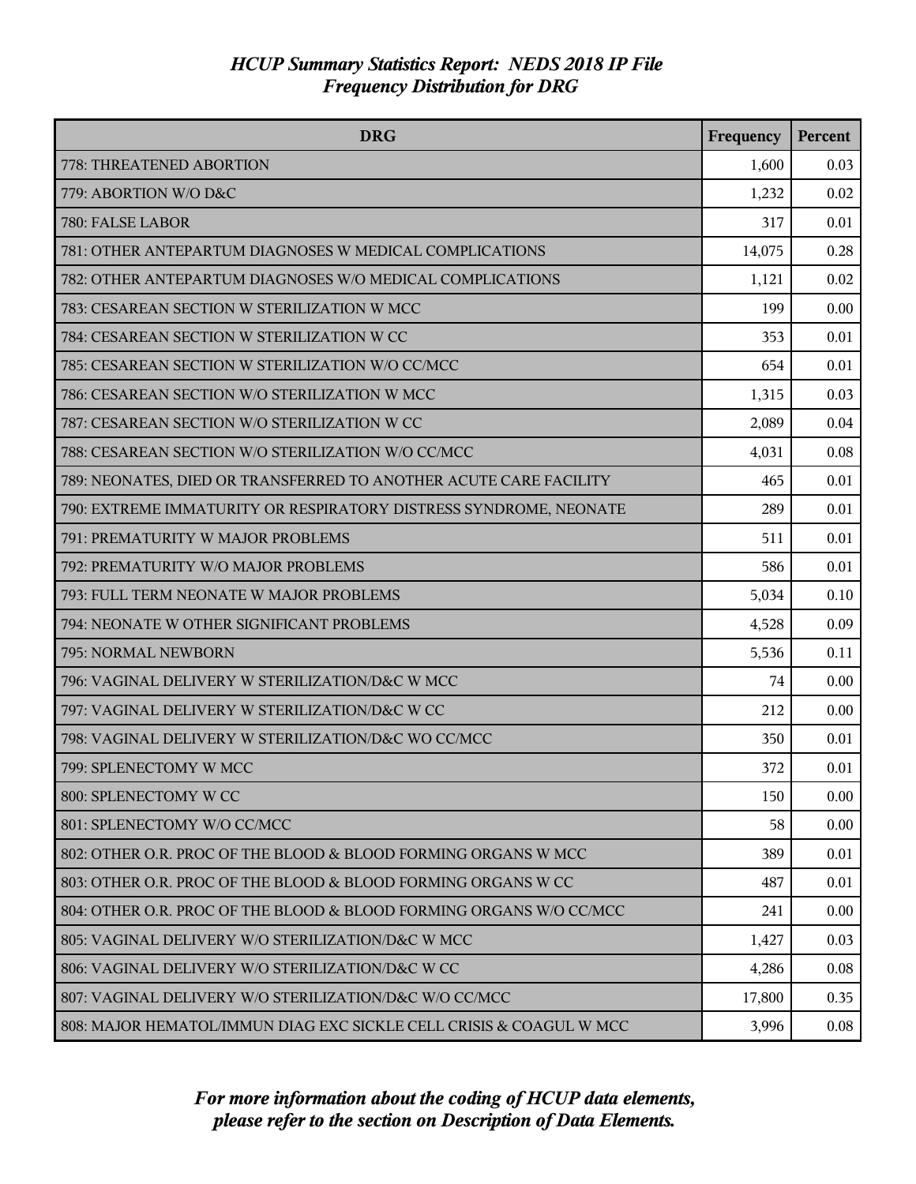# HCUP Summary Statistics Report: NEDS 2018 IP File
## Frequency Distribution for DRG

| DRG | Frequency | Percent |
|---|---|---|
| 778: THREATENED ABORTION | 1,600 | 0.03 |
| 779: ABORTION W/O D&C | 1,232 | 0.02 |
| 780: FALSE LABOR | 317 | 0.01 |
| 781: OTHER ANTEPARTUM DIAGNOSES W MEDICAL COMPLICATIONS | 14,075 | 0.28 |
| 782: OTHER ANTEPARTUM DIAGNOSES W/O MEDICAL COMPLICATIONS | 1,121 | 0.02 |
| 783: CESAREAN SECTION W STERILIZATION W MCC | 199 | 0.00 |
| 784: CESAREAN SECTION W STERILIZATION W CC | 353 | 0.01 |
| 785: CESAREAN SECTION W STERILIZATION W/O CC/MCC | 654 | 0.01 |
| 786: CESAREAN SECTION W/O STERILIZATION W MCC | 1,315 | 0.03 |
| 787: CESAREAN SECTION W/O STERILIZATION W CC | 2,089 | 0.04 |
| 788: CESAREAN SECTION W/O STERILIZATION W/O CC/MCC | 4,031 | 0.08 |
| 789: NEONATES, DIED OR TRANSFERRED TO ANOTHER ACUTE CARE FACILITY | 465 | 0.01 |
| 790: EXTREME IMMATURITY OR RESPIRATORY DISTRESS SYNDROME, NEONATE | 289 | 0.01 |
| 791: PREMATURITY W MAJOR PROBLEMS | 511 | 0.01 |
| 792: PREMATURITY W/O MAJOR PROBLEMS | 586 | 0.01 |
| 793: FULL TERM NEONATE W MAJOR PROBLEMS | 5,034 | 0.10 |
| 794: NEONATE W OTHER SIGNIFICANT PROBLEMS | 4,528 | 0.09 |
| 795: NORMAL NEWBORN | 5,536 | 0.11 |
| 796: VAGINAL DELIVERY W STERILIZATION/D&C W MCC | 74 | 0.00 |
| 797: VAGINAL DELIVERY W STERILIZATION/D&C W CC | 212 | 0.00 |
| 798: VAGINAL DELIVERY W STERILIZATION/D&C WO CC/MCC | 350 | 0.01 |
| 799: SPLENECTOMY W MCC | 372 | 0.01 |
| 800: SPLENECTOMY W CC | 150 | 0.00 |
| 801: SPLENECTOMY W/O CC/MCC | 58 | 0.00 |
| 802: OTHER O.R. PROC OF THE BLOOD & BLOOD FORMING ORGANS W MCC | 389 | 0.01 |
| 803: OTHER O.R. PROC OF THE BLOOD & BLOOD FORMING ORGANS W CC | 487 | 0.01 |
| 804: OTHER O.R. PROC OF THE BLOOD & BLOOD FORMING ORGANS W/O CC/MCC | 241 | 0.00 |
| 805: VAGINAL DELIVERY W/O STERILIZATION/D&C W MCC | 1,427 | 0.03 |
| 806: VAGINAL DELIVERY W/O STERILIZATION/D&C W CC | 4,286 | 0.08 |
| 807: VAGINAL DELIVERY W/O STERILIZATION/D&C W/O CC/MCC | 17,800 | 0.35 |
| 808: MAJOR HEMATOL/IMMUN DIAG EXC SICKLE CELL CRISIS & COAGUL W MCC | 3,996 | 0.08 |

*For more information about the coding of HCUP data elements, please refer to the section on Description of Data Elements.*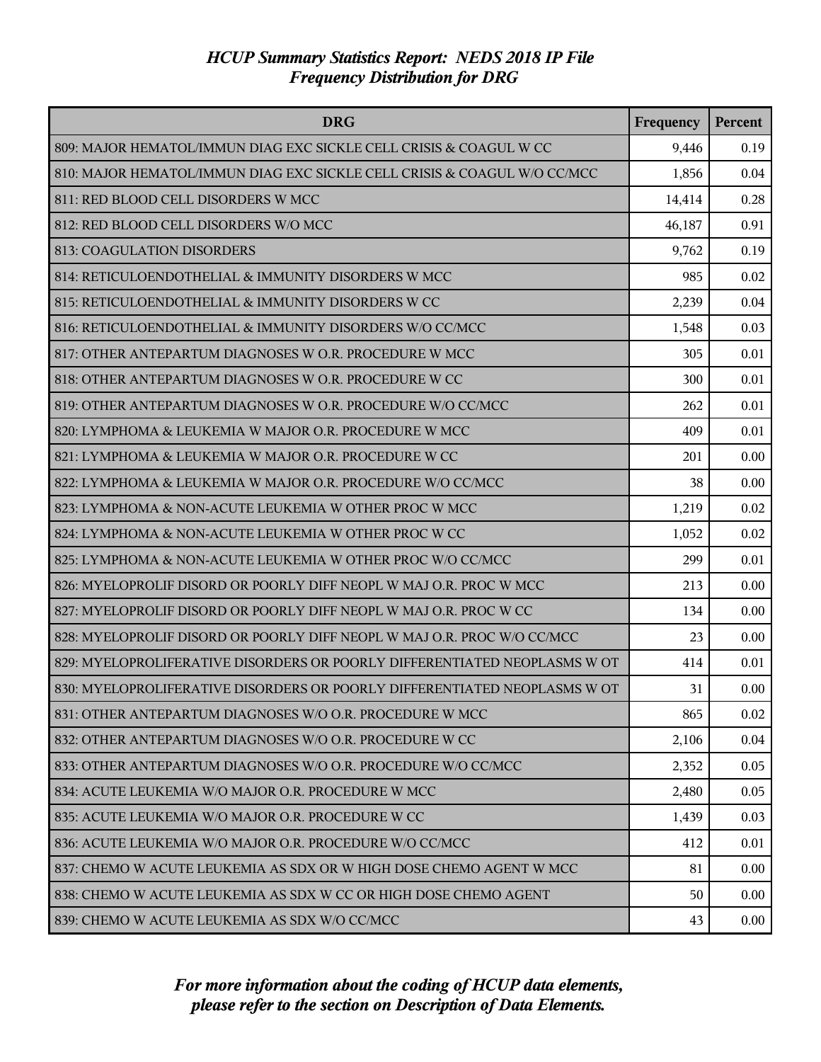# HCUP Summary Statistics Report: NEDS 2018 IP File
## Frequency Distribution for DRG

| DRG | Frequency | Percent |
|---|---|---|
| 809: MAJOR HEMATOL/IMMUN DIAG EXC SICKLE CELL CRISIS & COAGUL W CC | 9,446 | 0.19 |
| 810: MAJOR HEMATOL/IMMUN DIAG EXC SICKLE CELL CRISIS & COAGUL W/O CC/MCC | 1,856 | 0.04 |
| 811: RED BLOOD CELL DISORDERS W MCC | 14,414 | 0.28 |
| 812: RED BLOOD CELL DISORDERS W/O MCC | 46,187 | 0.91 |
| 813: COAGULATION DISORDERS | 9,762 | 0.19 |
| 814: RETICULOENDOTHELIAL & IMMUNITY DISORDERS W MCC | 985 | 0.02 |
| 815: RETICULOENDOTHELIAL & IMMUNITY DISORDERS W CC | 2,239 | 0.04 |
| 816: RETICULOENDOTHELIAL & IMMUNITY DISORDERS W/O CC/MCC | 1,548 | 0.03 |
| 817: OTHER ANTEPARTUM DIAGNOSES W O.R. PROCEDURE W MCC | 305 | 0.01 |
| 818: OTHER ANTEPARTUM DIAGNOSES W O.R. PROCEDURE W CC | 300 | 0.01 |
| 819: OTHER ANTEPARTUM DIAGNOSES W O.R. PROCEDURE W/O CC/MCC | 262 | 0.01 |
| 820: LYMPHOMA & LEUKEMIA W MAJOR O.R. PROCEDURE W MCC | 409 | 0.01 |
| 821: LYMPHOMA & LEUKEMIA W MAJOR O.R. PROCEDURE W CC | 201 | 0.00 |
| 822: LYMPHOMA & LEUKEMIA W MAJOR O.R. PROCEDURE W/O CC/MCC | 38 | 0.00 |
| 823: LYMPHOMA & NON-ACUTE LEUKEMIA W OTHER PROC W MCC | 1,219 | 0.02 |
| 824: LYMPHOMA & NON-ACUTE LEUKEMIA W OTHER PROC W CC | 1,052 | 0.02 |
| 825: LYMPHOMA & NON-ACUTE LEUKEMIA W OTHER PROC W/O CC/MCC | 299 | 0.01 |
| 826: MYELOPROLIF DISORD OR POORLY DIFF NEOPL W MAJ O.R. PROC W MCC | 213 | 0.00 |
| 827: MYELOPROLIF DISORD OR POORLY DIFF NEOPL W MAJ O.R. PROC W CC | 134 | 0.00 |
| 828: MYELOPROLIF DISORD OR POORLY DIFF NEOPL W MAJ O.R. PROC W/O CC/MCC | 23 | 0.00 |
| 829: MYELOPROLIFERATIVE DISORDERS OR POORLY DIFFERENTIATED NEOPLASMS W OT | 414 | 0.01 |
| 830: MYELOPROLIFERATIVE DISORDERS OR POORLY DIFFERENTIATED NEOPLASMS W OT | 31 | 0.00 |
| 831: OTHER ANTEPARTUM DIAGNOSES W/O O.R. PROCEDURE W MCC | 865 | 0.02 |
| 832: OTHER ANTEPARTUM DIAGNOSES W/O O.R. PROCEDURE W CC | 2,106 | 0.04 |
| 833: OTHER ANTEPARTUM DIAGNOSES W/O O.R. PROCEDURE W/O CC/MCC | 2,352 | 0.05 |
| 834: ACUTE LEUKEMIA W/O MAJOR O.R. PROCEDURE W MCC | 2,480 | 0.05 |
| 835: ACUTE LEUKEMIA W/O MAJOR O.R. PROCEDURE W CC | 1,439 | 0.03 |
| 836: ACUTE LEUKEMIA W/O MAJOR O.R. PROCEDURE W/O CC/MCC | 412 | 0.01 |
| 837: CHEMO W ACUTE LEUKEMIA AS SDX OR W HIGH DOSE CHEMO AGENT W MCC | 81 | 0.00 |
| 838: CHEMO W ACUTE LEUKEMIA AS SDX W CC OR HIGH DOSE CHEMO AGENT | 50 | 0.00 |
| 839: CHEMO W ACUTE LEUKEMIA AS SDX W/O CC/MCC | 43 | 0.00 |

*For more information about the coding of HCUP data elements, please refer to the section on Description of Data Elements.*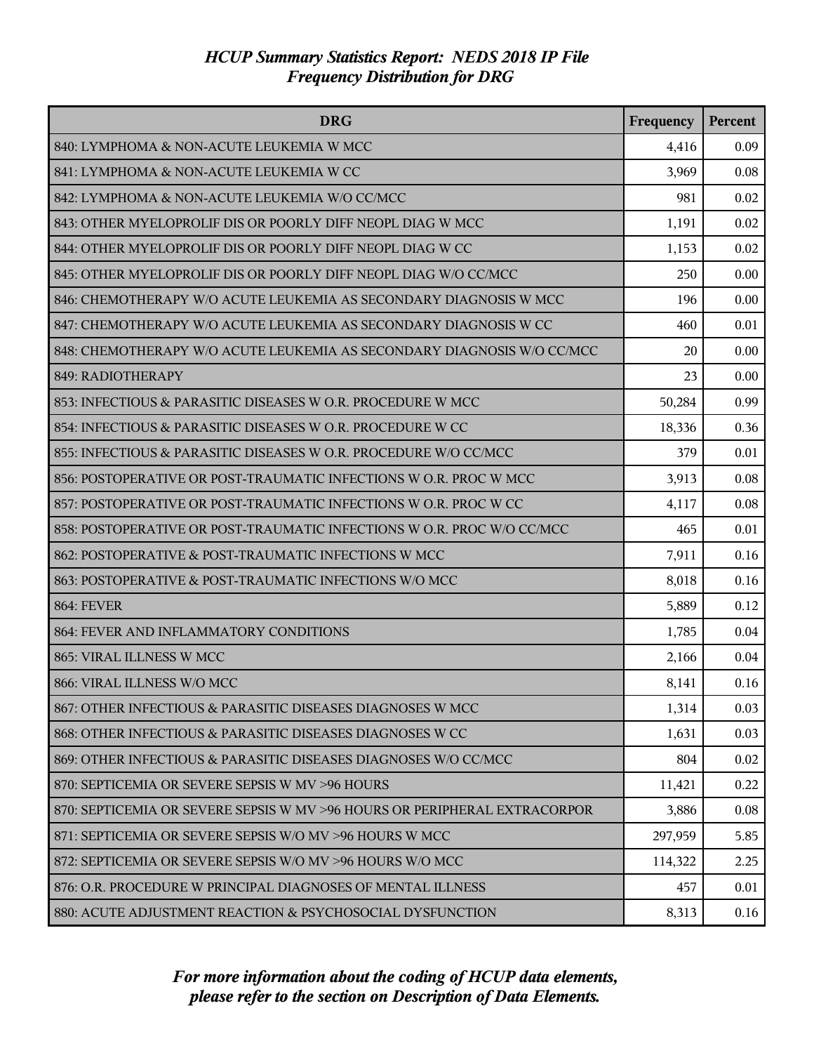# HCUP Summary Statistics Report: NEDS 2018 IP File
## Frequency Distribution for DRG

| DRG | Frequency | Percent |
|---|---|---|
| 840: LYMPHOMA & NON-ACUTE LEUKEMIA W MCC | 4,416 | 0.09 |
| 841: LYMPHOMA & NON-ACUTE LEUKEMIA W CC | 3,969 | 0.08 |
| 842: LYMPHOMA & NON-ACUTE LEUKEMIA W/O CC/MCC | 981 | 0.02 |
| 843: OTHER MYELOPROLIF DIS OR POORLY DIFF NEOPL DIAG W MCC | 1,191 | 0.02 |
| 844: OTHER MYELOPROLIF DIS OR POORLY DIFF NEOPL DIAG W CC | 1,153 | 0.02 |
| 845: OTHER MYELOPROLIF DIS OR POORLY DIFF NEOPL DIAG W/O CC/MCC | 250 | 0.00 |
| 846: CHEMOTHERAPY W/O ACUTE LEUKEMIA AS SECONDARY DIAGNOSIS W MCC | 196 | 0.00 |
| 847: CHEMOTHERAPY W/O ACUTE LEUKEMIA AS SECONDARY DIAGNOSIS W CC | 460 | 0.01 |
| 848: CHEMOTHERAPY W/O ACUTE LEUKEMIA AS SECONDARY DIAGNOSIS W/O CC/MCC | 20 | 0.00 |
| 849: RADIOTHERAPY | 23 | 0.00 |
| 853: INFECTIOUS & PARASITIC DISEASES W O.R. PROCEDURE W MCC | 50,284 | 0.99 |
| 854: INFECTIOUS & PARASITIC DISEASES W O.R. PROCEDURE W CC | 18,336 | 0.36 |
| 855: INFECTIOUS & PARASITIC DISEASES W O.R. PROCEDURE W/O CC/MCC | 379 | 0.01 |
| 856: POSTOPERATIVE OR POST-TRAUMATIC INFECTIONS W O.R. PROC W MCC | 3,913 | 0.08 |
| 857: POSTOPERATIVE OR POST-TRAUMATIC INFECTIONS W O.R. PROC W CC | 4,117 | 0.08 |
| 858: POSTOPERATIVE OR POST-TRAUMATIC INFECTIONS W O.R. PROC W/O CC/MCC | 465 | 0.01 |
| 862: POSTOPERATIVE & POST-TRAUMATIC INFECTIONS W MCC | 7,911 | 0.16 |
| 863: POSTOPERATIVE & POST-TRAUMATIC INFECTIONS W/O MCC | 8,018 | 0.16 |
| 864: FEVER | 5,889 | 0.12 |
| 864: FEVER AND INFLAMMATORY CONDITIONS | 1,785 | 0.04 |
| 865: VIRAL ILLNESS W MCC | 2,166 | 0.04 |
| 866: VIRAL ILLNESS W/O MCC | 8,141 | 0.16 |
| 867: OTHER INFECTIOUS & PARASITIC DISEASES DIAGNOSES W MCC | 1,314 | 0.03 |
| 868: OTHER INFECTIOUS & PARASITIC DISEASES DIAGNOSES W CC | 1,631 | 0.03 |
| 869: OTHER INFECTIOUS & PARASITIC DISEASES DIAGNOSES W/O CC/MCC | 804 | 0.02 |
| 870: SEPTICEMIA OR SEVERE SEPSIS W MV >96 HOURS | 11,421 | 0.22 |
| 870: SEPTICEMIA OR SEVERE SEPSIS W MV >96 HOURS OR PERIPHERAL EXTRACORPOR | 3,886 | 0.08 |
| 871: SEPTICEMIA OR SEVERE SEPSIS W/O MV >96 HOURS W MCC | 297,959 | 5.85 |
| 872: SEPTICEMIA OR SEVERE SEPSIS W/O MV >96 HOURS W/O MCC | 114,322 | 2.25 |
| 876: O.R. PROCEDURE W PRINCIPAL DIAGNOSES OF MENTAL ILLNESS | 457 | 0.01 |
| 880: ACUTE ADJUSTMENT REACTION & PSYCHOSOCIAL DYSFUNCTION | 8,313 | 0.16 |

*For more information about the coding of HCUP data elements, please refer to the section on Description of Data Elements.*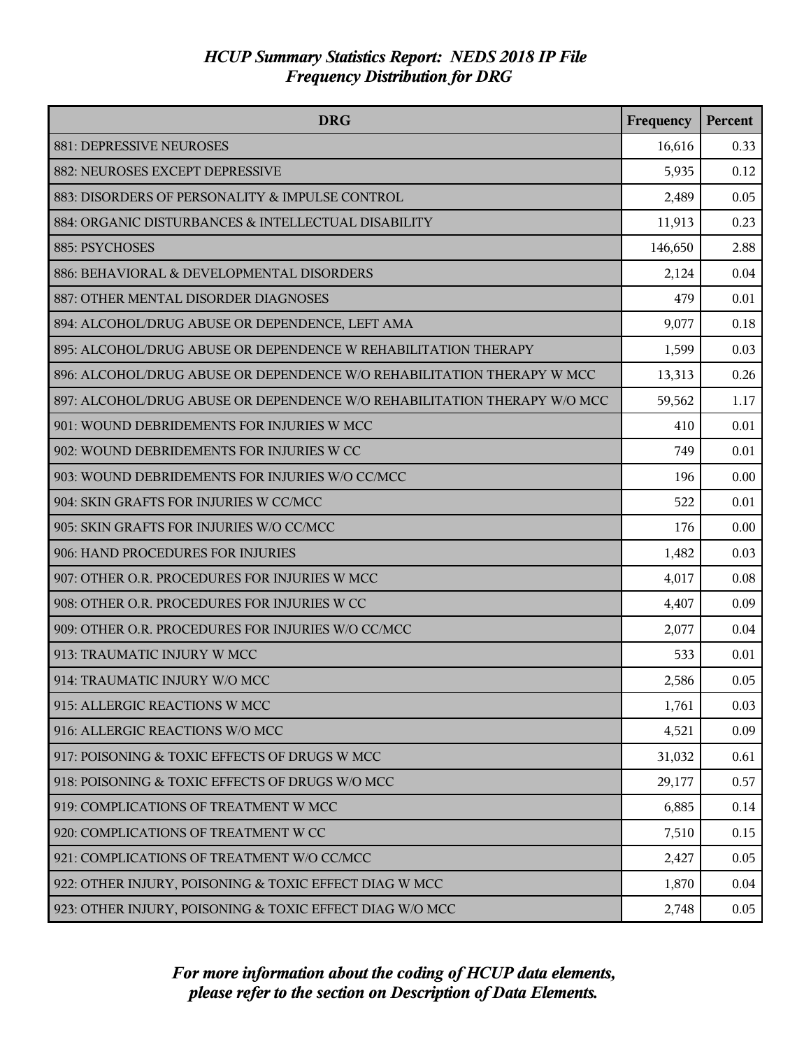# HCUP Summary Statistics Report: NEDS 2018 IP File
## Frequency Distribution for DRG

| DRG | Frequency | Percent |
|---|---|---|
| 881: DEPRESSIVE NEUROSES | 16,616 | 0.33 |
| 882: NEUROSES EXCEPT DEPRESSIVE | 5,935 | 0.12 |
| 883: DISORDERS OF PERSONALITY & IMPULSE CONTROL | 2,489 | 0.05 |
| 884: ORGANIC DISTURBANCES & INTELLECTUAL DISABILITY | 11,913 | 0.23 |
| 885: PSYCHOSES | 146,650 | 2.88 |
| 886: BEHAVIORAL & DEVELOPMENTAL DISORDERS | 2,124 | 0.04 |
| 887: OTHER MENTAL DISORDER DIAGNOSES | 479 | 0.01 |
| 894: ALCOHOL/DRUG ABUSE OR DEPENDENCE, LEFT AMA | 9,077 | 0.18 |
| 895: ALCOHOL/DRUG ABUSE OR DEPENDENCE W REHABILITATION THERAPY | 1,599 | 0.03 |
| 896: ALCOHOL/DRUG ABUSE OR DEPENDENCE W/O REHABILITATION THERAPY W MCC | 13,313 | 0.26 |
| 897: ALCOHOL/DRUG ABUSE OR DEPENDENCE W/O REHABILITATION THERAPY W/O MCC | 59,562 | 1.17 |
| 901: WOUND DEBRIDEMENTS FOR INJURIES W MCC | 410 | 0.01 |
| 902: WOUND DEBRIDEMENTS FOR INJURIES W CC | 749 | 0.01 |
| 903: WOUND DEBRIDEMENTS FOR INJURIES W/O CC/MCC | 196 | 0.00 |
| 904: SKIN GRAFTS FOR INJURIES W CC/MCC | 522 | 0.01 |
| 905: SKIN GRAFTS FOR INJURIES W/O CC/MCC | 176 | 0.00 |
| 906: HAND PROCEDURES FOR INJURIES | 1,482 | 0.03 |
| 907: OTHER O.R. PROCEDURES FOR INJURIES W MCC | 4,017 | 0.08 |
| 908: OTHER O.R. PROCEDURES FOR INJURIES W CC | 4,407 | 0.09 |
| 909: OTHER O.R. PROCEDURES FOR INJURIES W/O CC/MCC | 2,077 | 0.04 |
| 913: TRAUMATIC INJURY W MCC | 533 | 0.01 |
| 914: TRAUMATIC INJURY W/O MCC | 2,586 | 0.05 |
| 915: ALLERGIC REACTIONS W MCC | 1,761 | 0.03 |
| 916: ALLERGIC REACTIONS W/O MCC | 4,521 | 0.09 |
| 917: POISONING & TOXIC EFFECTS OF DRUGS W MCC | 31,032 | 0.61 |
| 918: POISONING & TOXIC EFFECTS OF DRUGS W/O MCC | 29,177 | 0.57 |
| 919: COMPLICATIONS OF TREATMENT W MCC | 6,885 | 0.14 |
| 920: COMPLICATIONS OF TREATMENT W CC | 7,510 | 0.15 |
| 921: COMPLICATIONS OF TREATMENT W/O CC/MCC | 2,427 | 0.05 |
| 922: OTHER INJURY, POISONING & TOXIC EFFECT DIAG W MCC | 1,870 | 0.04 |
| 923: OTHER INJURY, POISONING & TOXIC EFFECT DIAG W/O MCC | 2,748 | 0.05 |

*For more information about the coding of HCUP data elements, please refer to the section on Description of Data Elements.*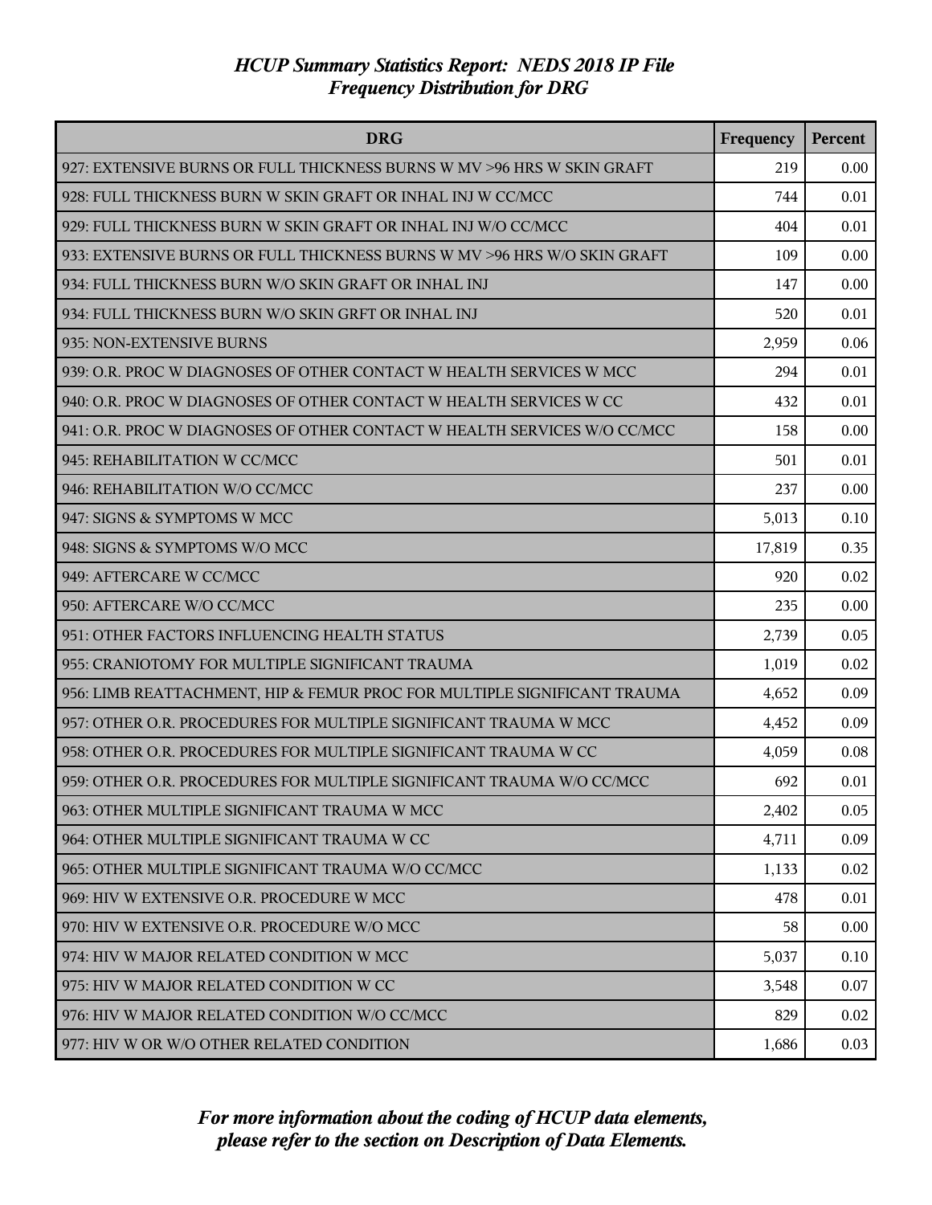| DRG | Frequency | Percent |
|---|---|---|
| 927: EXTENSIVE BURNS OR FULL THICKNESS BURNS W MV >96 HRS W SKIN GRAFT | 219 | 0.00 |
| 928: FULL THICKNESS BURN W SKIN GRAFT OR INHAL INJ W CC/MCC | 744 | 0.01 |
| 929: FULL THICKNESS BURN W SKIN GRAFT OR INHAL INJ W/O CC/MCC | 404 | 0.01 |
| 933: EXTENSIVE BURNS OR FULL THICKNESS BURNS W MV >96 HRS W/O SKIN GRAFT | 109 | 0.00 |
| 934: FULL THICKNESS BURN W/O SKIN GRAFT OR INHAL INJ | 147 | 0.00 |
| 934: FULL THICKNESS BURN W/O SKIN GRFT OR INHAL INJ | 520 | 0.01 |
| 935: NON-EXTENSIVE BURNS | 2,959 | 0.06 |
| 939: O.R. PROC W DIAGNOSES OF OTHER CONTACT W HEALTH SERVICES W MCC | 294 | 0.01 |
| 940: O.R. PROC W DIAGNOSES OF OTHER CONTACT W HEALTH SERVICES W CC | 432 | 0.01 |
| 941: O.R. PROC W DIAGNOSES OF OTHER CONTACT W HEALTH SERVICES W/O CC/MCC | 158 | 0.00 |
| 945: REHABILITATION W CC/MCC | 501 | 0.01 |
| 946: REHABILITATION W/O CC/MCC | 237 | 0.00 |
| 947: SIGNS & SYMPTOMS W MCC | 5,013 | 0.10 |
| 948: SIGNS & SYMPTOMS W/O MCC | 17,819 | 0.35 |
| 949: AFTERCARE W CC/MCC | 920 | 0.02 |
| 950: AFTERCARE W/O CC/MCC | 235 | 0.00 |
| 951: OTHER FACTORS INFLUENCING HEALTH STATUS | 2,739 | 0.05 |
| 955: CRANIOTOMY FOR MULTIPLE SIGNIFICANT TRAUMA | 1,019 | 0.02 |
| 956: LIMB REATTACHMENT, HIP & FEMUR PROC FOR MULTIPLE SIGNIFICANT TRAUMA | 4,652 | 0.09 |
| 957: OTHER O.R. PROCEDURES FOR MULTIPLE SIGNIFICANT TRAUMA W MCC | 4,452 | 0.09 |
| 958: OTHER O.R. PROCEDURES FOR MULTIPLE SIGNIFICANT TRAUMA W CC | 4,059 | 0.08 |
| 959: OTHER O.R. PROCEDURES FOR MULTIPLE SIGNIFICANT TRAUMA W/O CC/MCC | 692 | 0.01 |
| 963: OTHER MULTIPLE SIGNIFICANT TRAUMA W MCC | 2,402 | 0.05 |
| 964: OTHER MULTIPLE SIGNIFICANT TRAUMA W CC | 4,711 | 0.09 |
| 965: OTHER MULTIPLE SIGNIFICANT TRAUMA W/O CC/MCC | 1,133 | 0.02 |
| 969: HIV W EXTENSIVE O.R. PROCEDURE W MCC | 478 | 0.01 |
| 970: HIV W EXTENSIVE O.R. PROCEDURE W/O MCC | 58 | 0.00 |
| 974: HIV W MAJOR RELATED CONDITION W MCC | 5,037 | 0.10 |
| 975: HIV W MAJOR RELATED CONDITION W CC | 3,548 | 0.07 |
| 976: HIV W MAJOR RELATED CONDITION W/O CC/MCC | 829 | 0.02 |
| 977: HIV W OR W/O OTHER RELATED CONDITION | 1,686 | 0.03 |

*For more information about the coding of HCUP data elements, please refer to the section on Description of Data Elements.*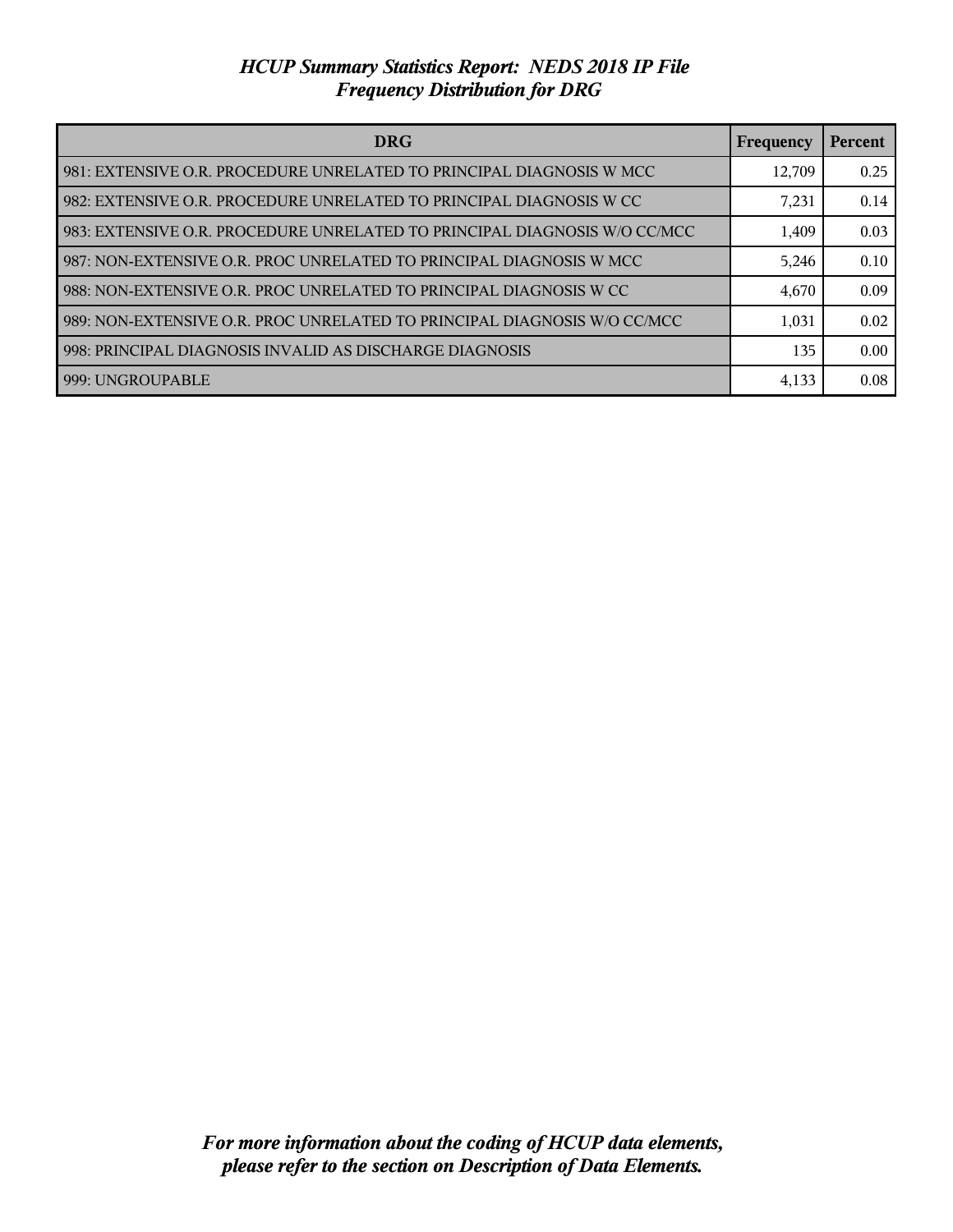# *HCUP Summary Statistics Report: NEDS 2018 IP File*
## *Frequency Distribution for DRG*

| DRG | Frequency | Percent |
|---|---|---|
| 981: EXTENSIVE O.R. PROCEDURE UNRELATED TO PRINCIPAL DIAGNOSIS W MCC | 12,709 | 0.25 |
| 982: EXTENSIVE O.R. PROCEDURE UNRELATED TO PRINCIPAL DIAGNOSIS W CC | 7,231 | 0.14 |
| 983: EXTENSIVE O.R. PROCEDURE UNRELATED TO PRINCIPAL DIAGNOSIS W/O CC/MCC | 1,409 | 0.03 |
| 987: NON-EXTENSIVE O.R. PROC UNRELATED TO PRINCIPAL DIAGNOSIS W MCC | 5,246 | 0.10 |
| 988: NON-EXTENSIVE O.R. PROC UNRELATED TO PRINCIPAL DIAGNOSIS W CC | 4,670 | 0.09 |
| 989: NON-EXTENSIVE O.R. PROC UNRELATED TO PRINCIPAL DIAGNOSIS W/O CC/MCC | 1,031 | 0.02 |
| 998: PRINCIPAL DIAGNOSIS INVALID AS DISCHARGE DIAGNOSIS | 135 | 0.00 |
| 999: UNGROUPABLE | 4,133 | 0.08 |

***For more information about the coding of HCUP data elements, please refer to the section on Description of Data Elements.***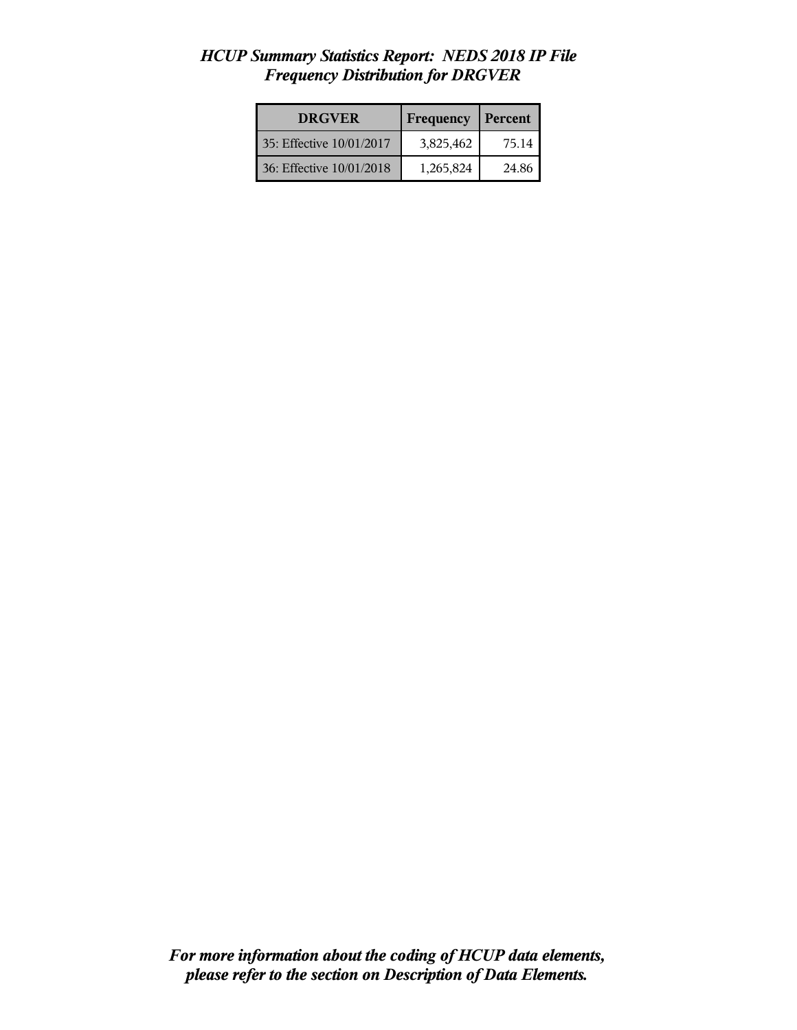# *HCUP Summary Statistics Report: NEDS 2018 IP File*
## *Frequency Distribution for DRGVER*

| DRGVER | Frequency | Percent |
| --- | --- | --- |
| 35: Effective 10/01/2017 | 3,825,462 | 75.14 |
| 36: Effective 10/01/2018 | 1,265,824 | 24.86 |

***For more information about the coding of HCUP data elements, please refer to the section on Description of Data Elements.***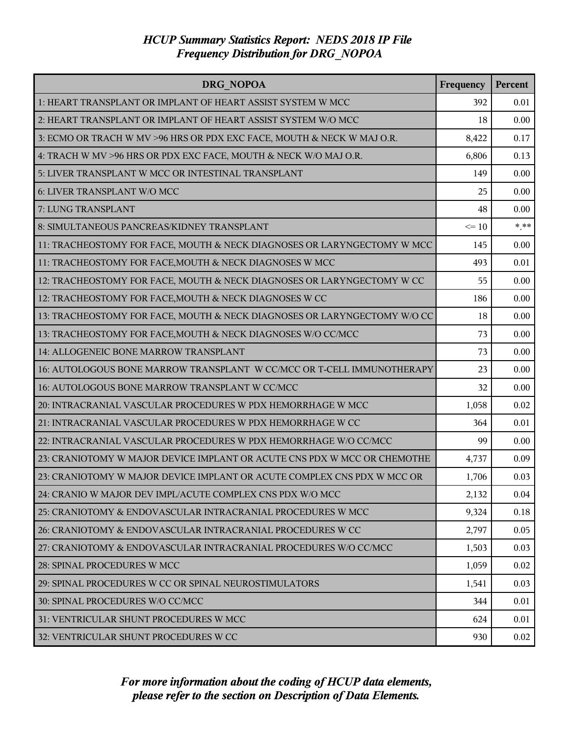# HCUP Summary Statistics Report: NEDS 2018 IP File
## Frequency Distribution for DRG_NOPOA

| DRG_NOPOA | Frequency | Percent |
|---|---|---|
| 1: HEART TRANSPLANT OR IMPLANT OF HEART ASSIST SYSTEM W MCC | 392 | 0.01 |
| 2: HEART TRANSPLANT OR IMPLANT OF HEART ASSIST SYSTEM W/O MCC | 18 | 0.00 |
| 3: ECMO OR TRACH W MV >96 HRS OR PDX EXC FACE, MOUTH & NECK W MAJ O.R. | 8,422 | 0.17 |
| 4: TRACH W MV >96 HRS OR PDX EXC FACE, MOUTH & NECK W/O MAJ O.R. | 6,806 | 0.13 |
| 5: LIVER TRANSPLANT W MCC OR INTESTINAL TRANSPLANT | 149 | 0.00 |
| 6: LIVER TRANSPLANT W/O MCC | 25 | 0.00 |
| 7: LUNG TRANSPLANT | 48 | 0.00 |
| 8: SIMULTANEOUS PANCREAS/KIDNEY TRANSPLANT | <= 10 | *.** |
| 11: TRACHEOSTOMY FOR FACE, MOUTH & NECK DIAGNOSES OR LARYNGECTOMY W MCC | 145 | 0.00 |
| 11: TRACHEOSTOMY FOR FACE,MOUTH & NECK DIAGNOSES W MCC | 493 | 0.01 |
| 12: TRACHEOSTOMY FOR FACE, MOUTH & NECK DIAGNOSES OR LARYNGECTOMY W CC | 55 | 0.00 |
| 12: TRACHEOSTOMY FOR FACE,MOUTH & NECK DIAGNOSES W CC | 186 | 0.00 |
| 13: TRACHEOSTOMY FOR FACE, MOUTH & NECK DIAGNOSES OR LARYNGECTOMY W/O CC | 18 | 0.00 |
| 13: TRACHEOSTOMY FOR FACE,MOUTH & NECK DIAGNOSES W/O CC/MCC | 73 | 0.00 |
| 14: ALLOGENEIC BONE MARROW TRANSPLANT | 73 | 0.00 |
| 16: AUTOLOGOUS BONE MARROW TRANSPLANT W CC/MCC OR T-CELL IMMUNOTHERAPY | 23 | 0.00 |
| 16: AUTOLOGOUS BONE MARROW TRANSPLANT W CC/MCC | 32 | 0.00 |
| 20: INTRACRANIAL VASCULAR PROCEDURES W PDX HEMORRHAGE W MCC | 1,058 | 0.02 |
| 21: INTRACRANIAL VASCULAR PROCEDURES W PDX HEMORRHAGE W CC | 364 | 0.01 |
| 22: INTRACRANIAL VASCULAR PROCEDURES W PDX HEMORRHAGE W/O CC/MCC | 99 | 0.00 |
| 23: CRANIOTOMY W MAJOR DEVICE IMPLANT OR ACUTE CNS PDX W MCC OR CHEMOTHE | 4,737 | 0.09 |
| 23: CRANIOTOMY W MAJOR DEVICE IMPLANT OR ACUTE COMPLEX CNS PDX W MCC OR | 1,706 | 0.03 |
| 24: CRANIO W MAJOR DEV IMPL/ACUTE COMPLEX CNS PDX W/O MCC | 2,132 | 0.04 |
| 25: CRANIOTOMY & ENDOVASCULAR INTRACRANIAL PROCEDURES W MCC | 9,324 | 0.18 |
| 26: CRANIOTOMY & ENDOVASCULAR INTRACRANIAL PROCEDURES W CC | 2,797 | 0.05 |
| 27: CRANIOTOMY & ENDOVASCULAR INTRACRANIAL PROCEDURES W/O CC/MCC | 1,503 | 0.03 |
| 28: SPINAL PROCEDURES W MCC | 1,059 | 0.02 |
| 29: SPINAL PROCEDURES W CC OR SPINAL NEUROSTIMULATORS | 1,541 | 0.03 |
| 30: SPINAL PROCEDURES W/O CC/MCC | 344 | 0.01 |
| 31: VENTRICULAR SHUNT PROCEDURES W MCC | 624 | 0.01 |
| 32: VENTRICULAR SHUNT PROCEDURES W CC | 930 | 0.02 |

*For more information about the coding of HCUP data elements, please refer to the section on Description of Data Elements.*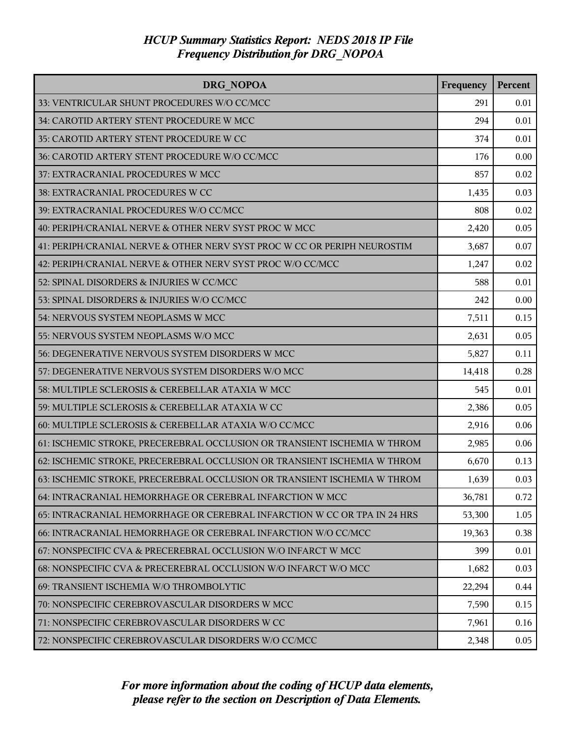# *HCUP Summary Statistics Report: NEDS 2018 IP File*
## *Frequency Distribution for DRG_NOPOA*

| DRG_NOPOA | Frequency | Percent |
|---|---|---|
| 33: VENTRICULAR SHUNT PROCEDURES W/O CC/MCC | 291 | 0.01 |
| 34: CAROTID ARTERY STENT PROCEDURE W MCC | 294 | 0.01 |
| 35: CAROTID ARTERY STENT PROCEDURE W CC | 374 | 0.01 |
| 36: CAROTID ARTERY STENT PROCEDURE W/O CC/MCC | 176 | 0.00 |
| 37: EXTRACRANIAL PROCEDURES W MCC | 857 | 0.02 |
| 38: EXTRACRANIAL PROCEDURES W CC | 1,435 | 0.03 |
| 39: EXTRACRANIAL PROCEDURES W/O CC/MCC | 808 | 0.02 |
| 40: PERIPH/CRANIAL NERVE & OTHER NERV SYST PROC W MCC | 2,420 | 0.05 |
| 41: PERIPH/CRANIAL NERVE & OTHER NERV SYST PROC W CC OR PERIPH NEUROSTIM | 3,687 | 0.07 |
| 42: PERIPH/CRANIAL NERVE & OTHER NERV SYST PROC W/O CC/MCC | 1,247 | 0.02 |
| 52: SPINAL DISORDERS & INJURIES W CC/MCC | 588 | 0.01 |
| 53: SPINAL DISORDERS & INJURIES W/O CC/MCC | 242 | 0.00 |
| 54: NERVOUS SYSTEM NEOPLASMS W MCC | 7,511 | 0.15 |
| 55: NERVOUS SYSTEM NEOPLASMS W/O MCC | 2,631 | 0.05 |
| 56: DEGENERATIVE NERVOUS SYSTEM DISORDERS W MCC | 5,827 | 0.11 |
| 57: DEGENERATIVE NERVOUS SYSTEM DISORDERS W/O MCC | 14,418 | 0.28 |
| 58: MULTIPLE SCLEROSIS & CEREBELLAR ATAXIA W MCC | 545 | 0.01 |
| 59: MULTIPLE SCLEROSIS & CEREBELLAR ATAXIA W CC | 2,386 | 0.05 |
| 60: MULTIPLE SCLEROSIS & CEREBELLAR ATAXIA W/O CC/MCC | 2,916 | 0.06 |
| 61: ISCHEMIC STROKE, PRECEREBRAL OCCLUSION OR TRANSIENT ISCHEMIA W THROM | 2,985 | 0.06 |
| 62: ISCHEMIC STROKE, PRECEREBRAL OCCLUSION OR TRANSIENT ISCHEMIA W THROM | 6,670 | 0.13 |
| 63: ISCHEMIC STROKE, PRECEREBRAL OCCLUSION OR TRANSIENT ISCHEMIA W THROM | 1,639 | 0.03 |
| 64: INTRACRANIAL HEMORRHAGE OR CEREBRAL INFARCTION W MCC | 36,781 | 0.72 |
| 65: INTRACRANIAL HEMORRHAGE OR CEREBRAL INFARCTION W CC OR TPA IN 24 HRS | 53,300 | 1.05 |
| 66: INTRACRANIAL HEMORRHAGE OR CEREBRAL INFARCTION W/O CC/MCC | 19,363 | 0.38 |
| 67: NONSPECIFIC CVA & PRECEREBRAL OCCLUSION W/O INFARCT W MCC | 399 | 0.01 |
| 68: NONSPECIFIC CVA & PRECEREBRAL OCCLUSION W/O INFARCT W/O MCC | 1,682 | 0.03 |
| 69: TRANSIENT ISCHEMIA W/O THROMBOLYTIC | 22,294 | 0.44 |
| 70: NONSPECIFIC CEREBROVASCULAR DISORDERS W MCC | 7,590 | 0.15 |
| 71: NONSPECIFIC CEREBROVASCULAR DISORDERS W CC | 7,961 | 0.16 |
| 72: NONSPECIFIC CEREBROVASCULAR DISORDERS W/O CC/MCC | 2,348 | 0.05 |

*For more information about the coding of HCUP data elements, please refer to the section on Description of Data Elements.*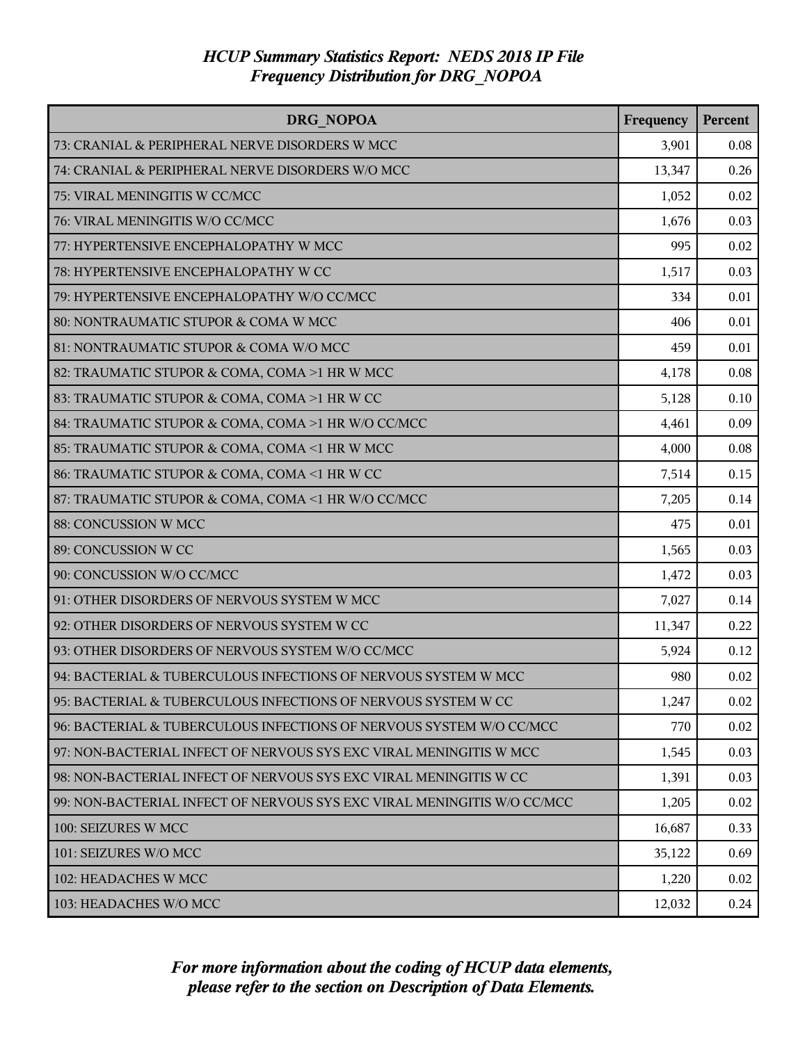*HCUP Summary Statistics Report: NEDS 2018 IP File*
*Frequency Distribution for DRG_NOPOA*

| DRG_NOPOA | Frequency | Percent |
|---|---|---|
| 73: CRANIAL & PERIPHERAL NERVE DISORDERS W MCC | 3,901 | 0.08 |
| 74: CRANIAL & PERIPHERAL NERVE DISORDERS W/O MCC | 13,347 | 0.26 |
| 75: VIRAL MENINGITIS W CC/MCC | 1,052 | 0.02 |
| 76: VIRAL MENINGITIS W/O CC/MCC | 1,676 | 0.03 |
| 77: HYPERTENSIVE ENCEPHALOPATHY W MCC | 995 | 0.02 |
| 78: HYPERTENSIVE ENCEPHALOPATHY W CC | 1,517 | 0.03 |
| 79: HYPERTENSIVE ENCEPHALOPATHY W/O CC/MCC | 334 | 0.01 |
| 80: NONTRAUMATIC STUPOR & COMA W MCC | 406 | 0.01 |
| 81: NONTRAUMATIC STUPOR & COMA W/O MCC | 459 | 0.01 |
| 82: TRAUMATIC STUPOR & COMA, COMA >1 HR W MCC | 4,178 | 0.08 |
| 83: TRAUMATIC STUPOR & COMA, COMA >1 HR W CC | 5,128 | 0.10 |
| 84: TRAUMATIC STUPOR & COMA, COMA >1 HR W/O CC/MCC | 4,461 | 0.09 |
| 85: TRAUMATIC STUPOR & COMA, COMA <1 HR W MCC | 4,000 | 0.08 |
| 86: TRAUMATIC STUPOR & COMA, COMA <1 HR W CC | 7,514 | 0.15 |
| 87: TRAUMATIC STUPOR & COMA, COMA <1 HR W/O CC/MCC | 7,205 | 0.14 |
| 88: CONCUSSION W MCC | 475 | 0.01 |
| 89: CONCUSSION W CC | 1,565 | 0.03 |
| 90: CONCUSSION W/O CC/MCC | 1,472 | 0.03 |
| 91: OTHER DISORDERS OF NERVOUS SYSTEM W MCC | 7,027 | 0.14 |
| 92: OTHER DISORDERS OF NERVOUS SYSTEM W CC | 11,347 | 0.22 |
| 93: OTHER DISORDERS OF NERVOUS SYSTEM W/O CC/MCC | 5,924 | 0.12 |
| 94: BACTERIAL & TUBERCULOUS INFECTIONS OF NERVOUS SYSTEM W MCC | 980 | 0.02 |
| 95: BACTERIAL & TUBERCULOUS INFECTIONS OF NERVOUS SYSTEM W CC | 1,247 | 0.02 |
| 96: BACTERIAL & TUBERCULOUS INFECTIONS OF NERVOUS SYSTEM W/O CC/MCC | 770 | 0.02 |
| 97: NON-BACTERIAL INFECT OF NERVOUS SYS EXC VIRAL MENINGITIS W MCC | 1,545 | 0.03 |
| 98: NON-BACTERIAL INFECT OF NERVOUS SYS EXC VIRAL MENINGITIS W CC | 1,391 | 0.03 |
| 99: NON-BACTERIAL INFECT OF NERVOUS SYS EXC VIRAL MENINGITIS W/O CC/MCC | 1,205 | 0.02 |
| 100: SEIZURES W MCC | 16,687 | 0.33 |
| 101: SEIZURES W/O MCC | 35,122 | 0.69 |
| 102: HEADACHES W MCC | 1,220 | 0.02 |
| 103: HEADACHES W/O MCC | 12,032 | 0.24 |

*For more information about the coding of HCUP data elements, please refer to the section on Description of Data Elements.*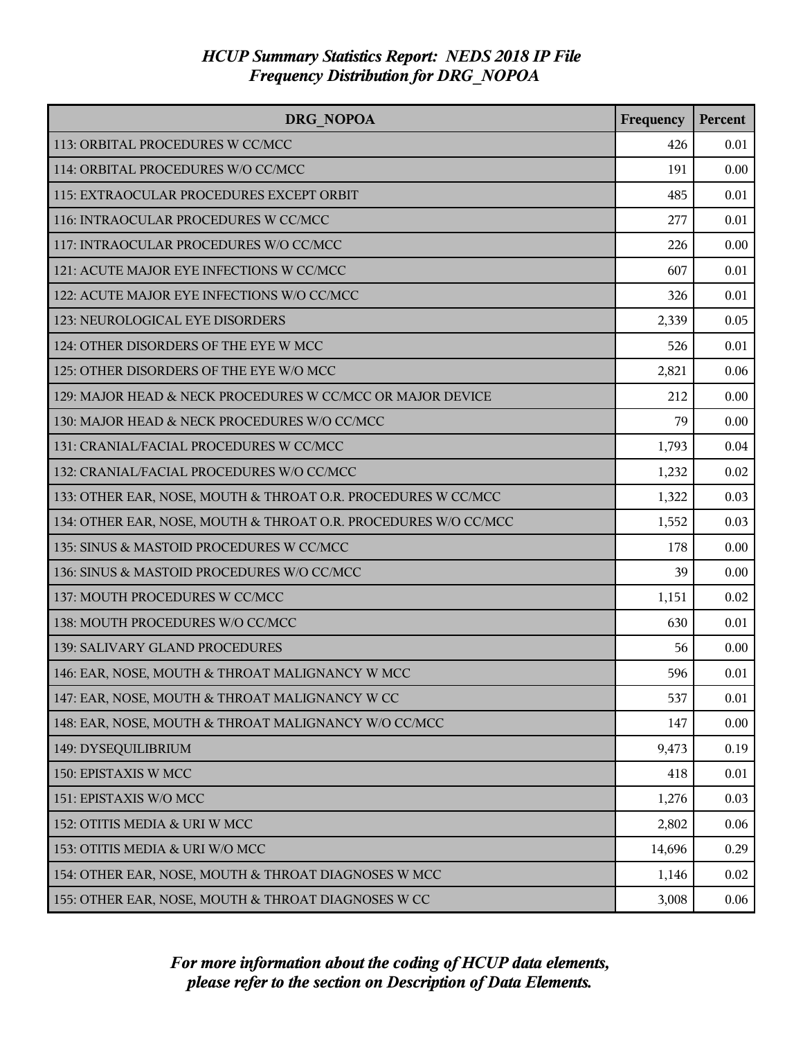*HCUP Summary Statistics Report: NEDS 2018 IP File*
*Frequency Distribution for DRG_NOPOA*

| DRG_NOPOA | Frequency | Percent |
|---|---|---|
| 113: ORBITAL PROCEDURES W CC/MCC | 426 | 0.01 |
| 114: ORBITAL PROCEDURES W/O CC/MCC | 191 | 0.00 |
| 115: EXTRAOCULAR PROCEDURES EXCEPT ORBIT | 485 | 0.01 |
| 116: INTRAOCULAR PROCEDURES W CC/MCC | 277 | 0.01 |
| 117: INTRAOCULAR PROCEDURES W/O CC/MCC | 226 | 0.00 |
| 121: ACUTE MAJOR EYE INFECTIONS W CC/MCC | 607 | 0.01 |
| 122: ACUTE MAJOR EYE INFECTIONS W/O CC/MCC | 326 | 0.01 |
| 123: NEUROLOGICAL EYE DISORDERS | 2,339 | 0.05 |
| 124: OTHER DISORDERS OF THE EYE W MCC | 526 | 0.01 |
| 125: OTHER DISORDERS OF THE EYE W/O MCC | 2,821 | 0.06 |
| 129: MAJOR HEAD & NECK PROCEDURES W CC/MCC OR MAJOR DEVICE | 212 | 0.00 |
| 130: MAJOR HEAD & NECK PROCEDURES W/O CC/MCC | 79 | 0.00 |
| 131: CRANIAL/FACIAL PROCEDURES W CC/MCC | 1,793 | 0.04 |
| 132: CRANIAL/FACIAL PROCEDURES W/O CC/MCC | 1,232 | 0.02 |
| 133: OTHER EAR, NOSE, MOUTH & THROAT O.R. PROCEDURES W CC/MCC | 1,322 | 0.03 |
| 134: OTHER EAR, NOSE, MOUTH & THROAT O.R. PROCEDURES W/O CC/MCC | 1,552 | 0.03 |
| 135: SINUS & MASTOID PROCEDURES W CC/MCC | 178 | 0.00 |
| 136: SINUS & MASTOID PROCEDURES W/O CC/MCC | 39 | 0.00 |
| 137: MOUTH PROCEDURES W CC/MCC | 1,151 | 0.02 |
| 138: MOUTH PROCEDURES W/O CC/MCC | 630 | 0.01 |
| 139: SALIVARY GLAND PROCEDURES | 56 | 0.00 |
| 146: EAR, NOSE, MOUTH & THROAT MALIGNANCY W MCC | 596 | 0.01 |
| 147: EAR, NOSE, MOUTH & THROAT MALIGNANCY W CC | 537 | 0.01 |
| 148: EAR, NOSE, MOUTH & THROAT MALIGNANCY W/O CC/MCC | 147 | 0.00 |
| 149: DYSEQUILIBRIUM | 9,473 | 0.19 |
| 150: EPISTAXIS W MCC | 418 | 0.01 |
| 151: EPISTAXIS W/O MCC | 1,276 | 0.03 |
| 152: OTITIS MEDIA & URI W MCC | 2,802 | 0.06 |
| 153: OTITIS MEDIA & URI W/O MCC | 14,696 | 0.29 |
| 154: OTHER EAR, NOSE, MOUTH & THROAT DIAGNOSES W MCC | 1,146 | 0.02 |
| 155: OTHER EAR, NOSE, MOUTH & THROAT DIAGNOSES W CC | 3,008 | 0.06 |

*For more information about the coding of HCUP data elements, please refer to the section on Description of Data Elements.*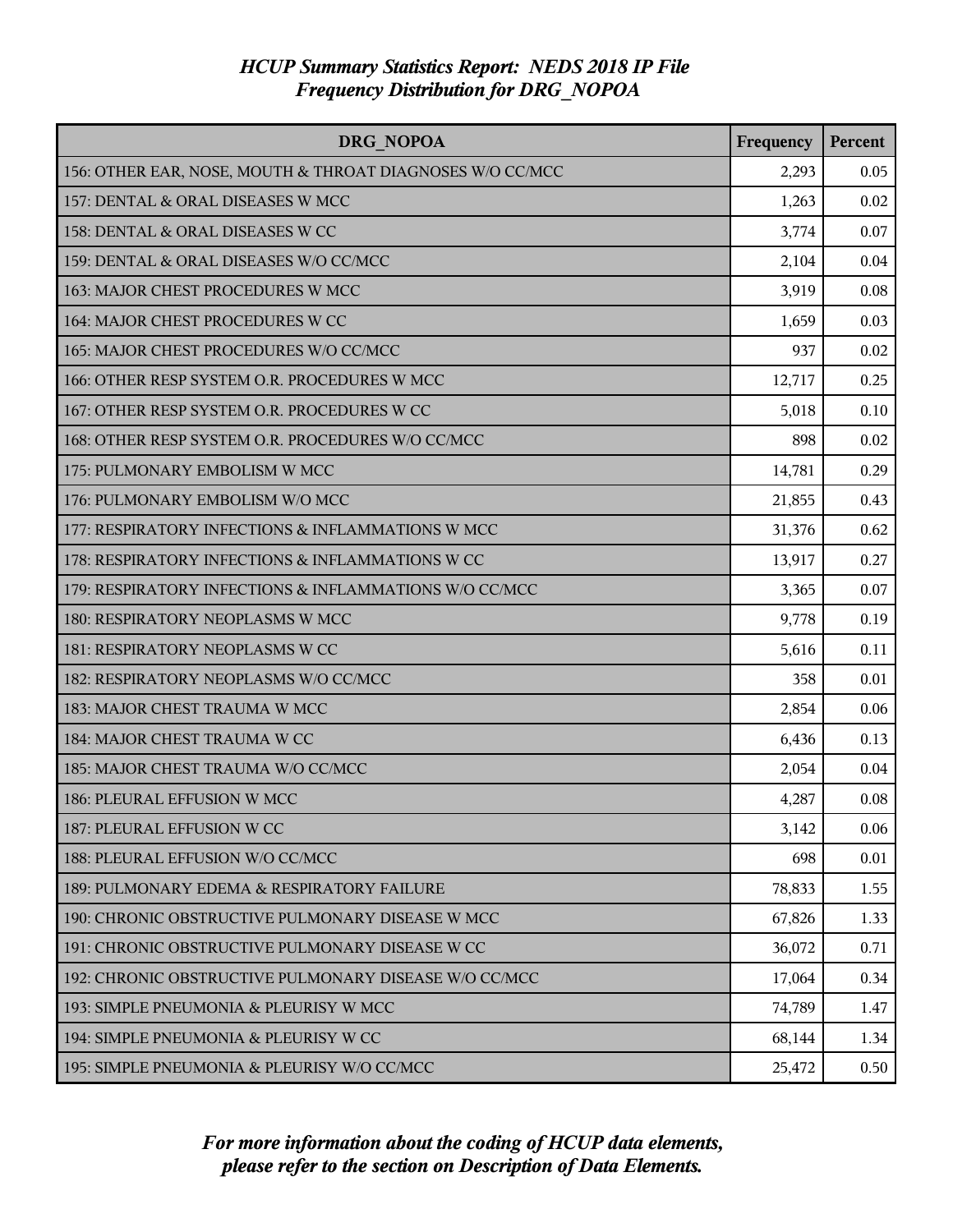*HCUP Summary Statistics Report: NEDS 2018 IP File*
*Frequency Distribution for DRG_NOPOA*

| DRG_NOPOA | Frequency | Percent |
|---|---|---|
| 156: OTHER EAR, NOSE, MOUTH & THROAT DIAGNOSES W/O CC/MCC | 2,293 | 0.05 |
| 157: DENTAL & ORAL DISEASES W MCC | 1,263 | 0.02 |
| 158: DENTAL & ORAL DISEASES W CC | 3,774 | 0.07 |
| 159: DENTAL & ORAL DISEASES W/O CC/MCC | 2,104 | 0.04 |
| 163: MAJOR CHEST PROCEDURES W MCC | 3,919 | 0.08 |
| 164: MAJOR CHEST PROCEDURES W CC | 1,659 | 0.03 |
| 165: MAJOR CHEST PROCEDURES W/O CC/MCC | 937 | 0.02 |
| 166: OTHER RESP SYSTEM O.R. PROCEDURES W MCC | 12,717 | 0.25 |
| 167: OTHER RESP SYSTEM O.R. PROCEDURES W CC | 5,018 | 0.10 |
| 168: OTHER RESP SYSTEM O.R. PROCEDURES W/O CC/MCC | 898 | 0.02 |
| 175: PULMONARY EMBOLISM W MCC | 14,781 | 0.29 |
| 176: PULMONARY EMBOLISM W/O MCC | 21,855 | 0.43 |
| 177: RESPIRATORY INFECTIONS & INFLAMMATIONS W MCC | 31,376 | 0.62 |
| 178: RESPIRATORY INFECTIONS & INFLAMMATIONS W CC | 13,917 | 0.27 |
| 179: RESPIRATORY INFECTIONS & INFLAMMATIONS W/O CC/MCC | 3,365 | 0.07 |
| 180: RESPIRATORY NEOPLASMS W MCC | 9,778 | 0.19 |
| 181: RESPIRATORY NEOPLASMS W CC | 5,616 | 0.11 |
| 182: RESPIRATORY NEOPLASMS W/O CC/MCC | 358 | 0.01 |
| 183: MAJOR CHEST TRAUMA W MCC | 2,854 | 0.06 |
| 184: MAJOR CHEST TRAUMA W CC | 6,436 | 0.13 |
| 185: MAJOR CHEST TRAUMA W/O CC/MCC | 2,054 | 0.04 |
| 186: PLEURAL EFFUSION W MCC | 4,287 | 0.08 |
| 187: PLEURAL EFFUSION W CC | 3,142 | 0.06 |
| 188: PLEURAL EFFUSION W/O CC/MCC | 698 | 0.01 |
| 189: PULMONARY EDEMA & RESPIRATORY FAILURE | 78,833 | 1.55 |
| 190: CHRONIC OBSTRUCTIVE PULMONARY DISEASE W MCC | 67,826 | 1.33 |
| 191: CHRONIC OBSTRUCTIVE PULMONARY DISEASE W CC | 36,072 | 0.71 |
| 192: CHRONIC OBSTRUCTIVE PULMONARY DISEASE W/O CC/MCC | 17,064 | 0.34 |
| 193: SIMPLE PNEUMONIA & PLEURISY W MCC | 74,789 | 1.47 |
| 194: SIMPLE PNEUMONIA & PLEURISY W CC | 68,144 | 1.34 |
| 195: SIMPLE PNEUMONIA & PLEURISY W/O CC/MCC | 25,472 | 0.50 |

*For more information about the coding of HCUP data elements, please refer to the section on Description of Data Elements.*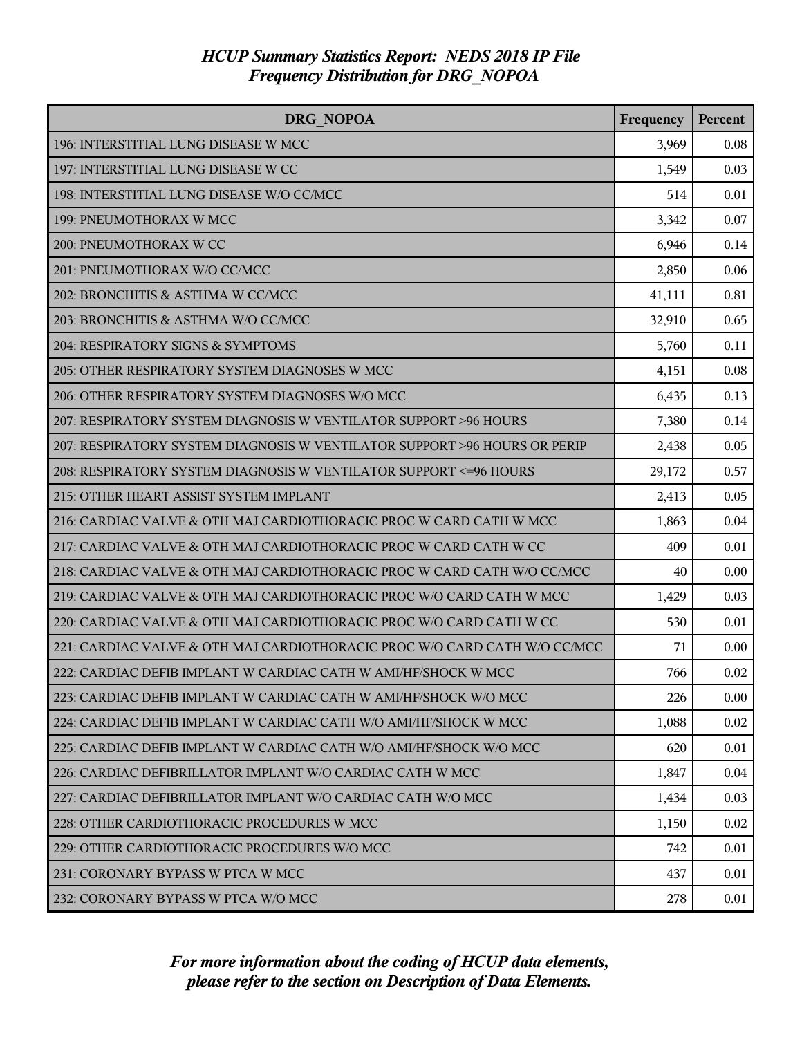# *HCUP Summary Statistics Report: NEDS 2018 IP File*
## *Frequency Distribution for DRG_NOPOA*

| DRG_NOPOA | Frequency | Percent |
| --- | --- | --- |
| 196: INTERSTITIAL LUNG DISEASE W MCC | 3,969 | 0.08 |
| 197: INTERSTITIAL LUNG DISEASE W CC | 1,549 | 0.03 |
| 198: INTERSTITIAL LUNG DISEASE W/O CC/MCC | 514 | 0.01 |
| 199: PNEUMOTHORAX W MCC | 3,342 | 0.07 |
| 200: PNEUMOTHORAX W CC | 6,946 | 0.14 |
| 201: PNEUMOTHORAX W/O CC/MCC | 2,850 | 0.06 |
| 202: BRONCHITIS & ASTHMA W CC/MCC | 41,111 | 0.81 |
| 203: BRONCHITIS & ASTHMA W/O CC/MCC | 32,910 | 0.65 |
| 204: RESPIRATORY SIGNS & SYMPTOMS | 5,760 | 0.11 |
| 205: OTHER RESPIRATORY SYSTEM DIAGNOSES W MCC | 4,151 | 0.08 |
| 206: OTHER RESPIRATORY SYSTEM DIAGNOSES W/O MCC | 6,435 | 0.13 |
| 207: RESPIRATORY SYSTEM DIAGNOSIS W VENTILATOR SUPPORT >96 HOURS | 7,380 | 0.14 |
| 207: RESPIRATORY SYSTEM DIAGNOSIS W VENTILATOR SUPPORT >96 HOURS OR PERIP | 2,438 | 0.05 |
| 208: RESPIRATORY SYSTEM DIAGNOSIS W VENTILATOR SUPPORT <=96 HOURS | 29,172 | 0.57 |
| 215: OTHER HEART ASSIST SYSTEM IMPLANT | 2,413 | 0.05 |
| 216: CARDIAC VALVE & OTH MAJ CARDIOTHORACIC PROC W CARD CATH W MCC | 1,863 | 0.04 |
| 217: CARDIAC VALVE & OTH MAJ CARDIOTHORACIC PROC W CARD CATH W CC | 409 | 0.01 |
| 218: CARDIAC VALVE & OTH MAJ CARDIOTHORACIC PROC W CARD CATH W/O CC/MCC | 40 | 0.00 |
| 219: CARDIAC VALVE & OTH MAJ CARDIOTHORACIC PROC W/O CARD CATH W MCC | 1,429 | 0.03 |
| 220: CARDIAC VALVE & OTH MAJ CARDIOTHORACIC PROC W/O CARD CATH W CC | 530 | 0.01 |
| 221: CARDIAC VALVE & OTH MAJ CARDIOTHORACIC PROC W/O CARD CATH W/O CC/MCC | 71 | 0.00 |
| 222: CARDIAC DEFIB IMPLANT W CARDIAC CATH W AMI/HF/SHOCK W MCC | 766 | 0.02 |
| 223: CARDIAC DEFIB IMPLANT W CARDIAC CATH W AMI/HF/SHOCK W/O MCC | 226 | 0.00 |
| 224: CARDIAC DEFIB IMPLANT W CARDIAC CATH W/O AMI/HF/SHOCK W MCC | 1,088 | 0.02 |
| 225: CARDIAC DEFIB IMPLANT W CARDIAC CATH W/O AMI/HF/SHOCK W/O MCC | 620 | 0.01 |
| 226: CARDIAC DEFIBRILLATOR IMPLANT W/O CARDIAC CATH W MCC | 1,847 | 0.04 |
| 227: CARDIAC DEFIBRILLATOR IMPLANT W/O CARDIAC CATH W/O MCC | 1,434 | 0.03 |
| 228: OTHER CARDIOTHORACIC PROCEDURES W MCC | 1,150 | 0.02 |
| 229: OTHER CARDIOTHORACIC PROCEDURES W/O MCC | 742 | 0.01 |
| 231: CORONARY BYPASS W PTCA W MCC | 437 | 0.01 |
| 232: CORONARY BYPASS W PTCA W/O MCC | 278 | 0.01 |

*For more information about the coding of HCUP data elements, please refer to the section on Description of Data Elements.*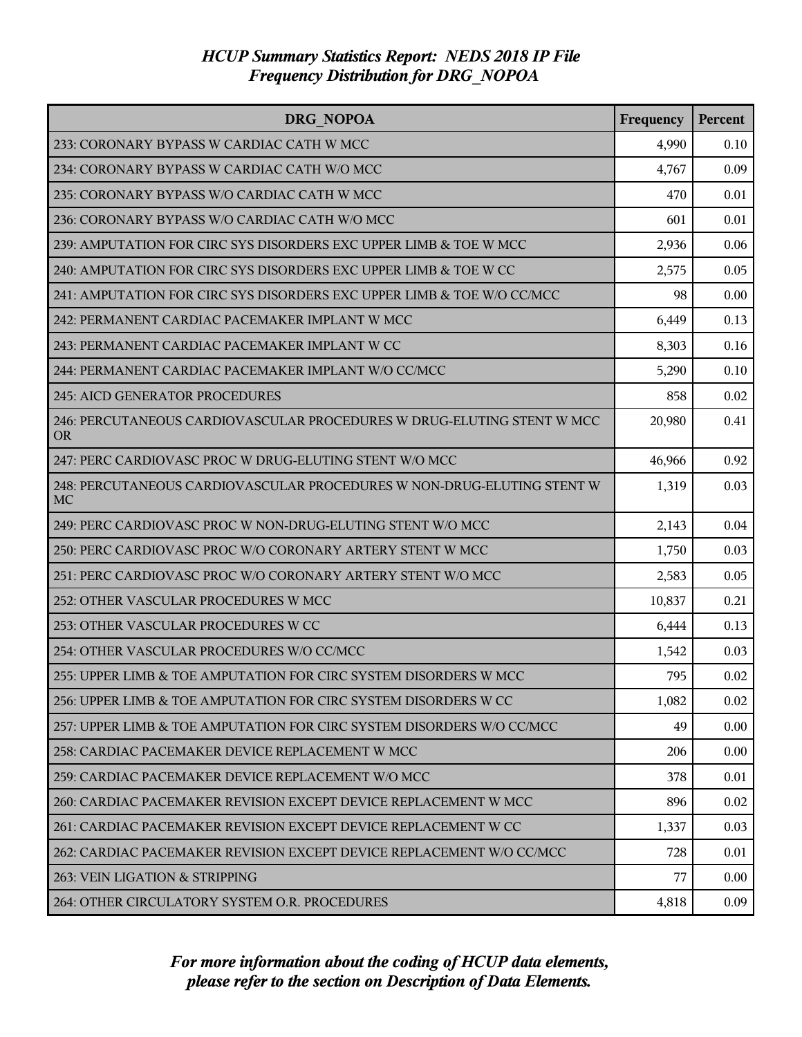# *HCUP Summary Statistics Report: NEDS 2018 IP File*
## *Frequency Distribution for DRG_NOPOA*

| DRG_NOPOA | Frequency | Percent |
|---|---|---|
| 233: CORONARY BYPASS W CARDIAC CATH W MCC | 4,990 | 0.10 |
| 234: CORONARY BYPASS W CARDIAC CATH W/O MCC | 4,767 | 0.09 |
| 235: CORONARY BYPASS W/O CARDIAC CATH W MCC | 470 | 0.01 |
| 236: CORONARY BYPASS W/O CARDIAC CATH W/O MCC | 601 | 0.01 |
| 239: AMPUTATION FOR CIRC SYS DISORDERS EXC UPPER LIMB & TOE W MCC | 2,936 | 0.06 |
| 240: AMPUTATION FOR CIRC SYS DISORDERS EXC UPPER LIMB & TOE W CC | 2,575 | 0.05 |
| 241: AMPUTATION FOR CIRC SYS DISORDERS EXC UPPER LIMB & TOE W/O CC/MCC | 98 | 0.00 |
| 242: PERMANENT CARDIAC PACEMAKER IMPLANT W MCC | 6,449 | 0.13 |
| 243: PERMANENT CARDIAC PACEMAKER IMPLANT W CC | 8,303 | 0.16 |
| 244: PERMANENT CARDIAC PACEMAKER IMPLANT W/O CC/MCC | 5,290 | 0.10 |
| 245: AICD GENERATOR PROCEDURES | 858 | 0.02 |
| 246: PERCUTANEOUS CARDIOVASCULAR PROCEDURES W DRUG-ELUTING STENT W MCC OR | 20,980 | 0.41 |
| 247: PERC CARDIOVASC PROC W DRUG-ELUTING STENT W/O MCC | 46,966 | 0.92 |
| 248: PERCUTANEOUS CARDIOVASCULAR PROCEDURES W NON-DRUG-ELUTING STENT W MC | 1,319 | 0.03 |
| 249: PERC CARDIOVASC PROC W NON-DRUG-ELUTING STENT W/O MCC | 2,143 | 0.04 |
| 250: PERC CARDIOVASC PROC W/O CORONARY ARTERY STENT W MCC | 1,750 | 0.03 |
| 251: PERC CARDIOVASC PROC W/O CORONARY ARTERY STENT W/O MCC | 2,583 | 0.05 |
| 252: OTHER VASCULAR PROCEDURES W MCC | 10,837 | 0.21 |
| 253: OTHER VASCULAR PROCEDURES W CC | 6,444 | 0.13 |
| 254: OTHER VASCULAR PROCEDURES W/O CC/MCC | 1,542 | 0.03 |
| 255: UPPER LIMB & TOE AMPUTATION FOR CIRC SYSTEM DISORDERS W MCC | 795 | 0.02 |
| 256: UPPER LIMB & TOE AMPUTATION FOR CIRC SYSTEM DISORDERS W CC | 1,082 | 0.02 |
| 257: UPPER LIMB & TOE AMPUTATION FOR CIRC SYSTEM DISORDERS W/O CC/MCC | 49 | 0.00 |
| 258: CARDIAC PACEMAKER DEVICE REPLACEMENT W MCC | 206 | 0.00 |
| 259: CARDIAC PACEMAKER DEVICE REPLACEMENT W/O MCC | 378 | 0.01 |
| 260: CARDIAC PACEMAKER REVISION EXCEPT DEVICE REPLACEMENT W MCC | 896 | 0.02 |
| 261: CARDIAC PACEMAKER REVISION EXCEPT DEVICE REPLACEMENT W CC | 1,337 | 0.03 |
| 262: CARDIAC PACEMAKER REVISION EXCEPT DEVICE REPLACEMENT W/O CC/MCC | 728 | 0.01 |
| 263: VEIN LIGATION & STRIPPING | 77 | 0.00 |
| 264: OTHER CIRCULATORY SYSTEM O.R. PROCEDURES | 4,818 | 0.09 |

*For more information about the coding of HCUP data elements, please refer to the section on Description of Data Elements.*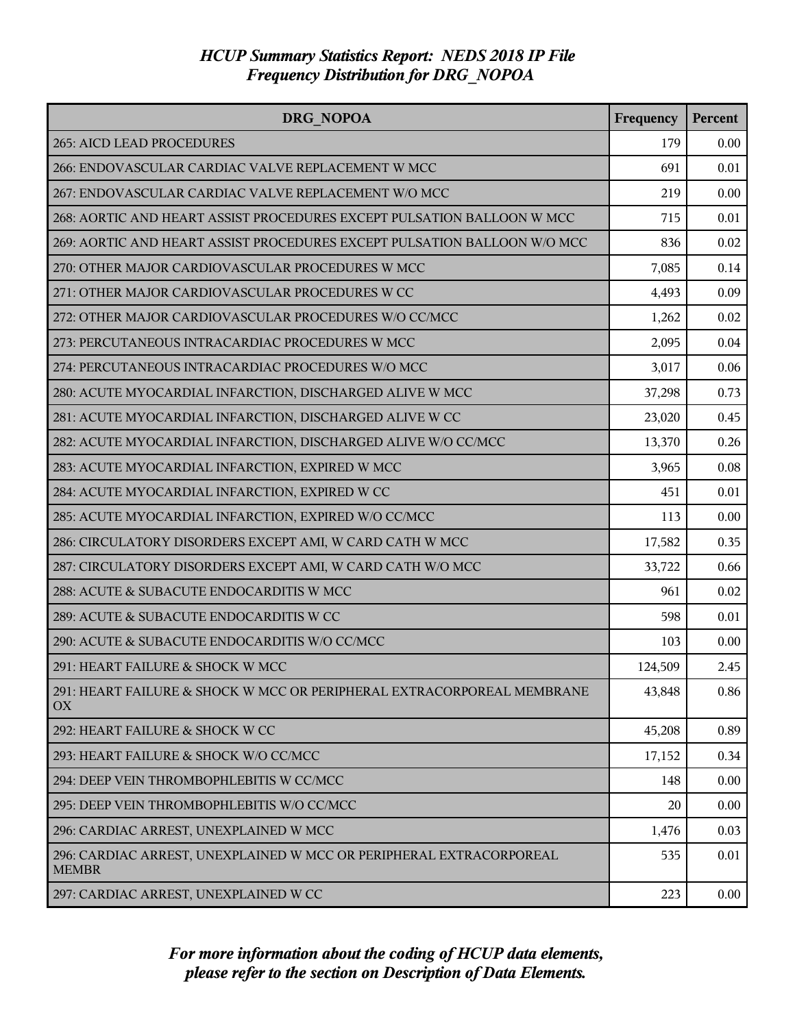# HCUP Summary Statistics Report: NEDS 2018 IP File
## Frequency Distribution for DRG_NOPOA

| DRG_NOPOA | Frequency | Percent |
|---|---|---|
| 265: AICD LEAD PROCEDURES | 179 | 0.00 |
| 266: ENDOVASCULAR CARDIAC VALVE REPLACEMENT W MCC | 691 | 0.01 |
| 267: ENDOVASCULAR CARDIAC VALVE REPLACEMENT W/O MCC | 219 | 0.00 |
| 268: AORTIC AND HEART ASSIST PROCEDURES EXCEPT PULSATION BALLOON W MCC | 715 | 0.01 |
| 269: AORTIC AND HEART ASSIST PROCEDURES EXCEPT PULSATION BALLOON W/O MCC | 836 | 0.02 |
| 270: OTHER MAJOR CARDIOVASCULAR PROCEDURES W MCC | 7,085 | 0.14 |
| 271: OTHER MAJOR CARDIOVASCULAR PROCEDURES W CC | 4,493 | 0.09 |
| 272: OTHER MAJOR CARDIOVASCULAR PROCEDURES W/O CC/MCC | 1,262 | 0.02 |
| 273: PERCUTANEOUS INTRACARDIAC PROCEDURES W MCC | 2,095 | 0.04 |
| 274: PERCUTANEOUS INTRACARDIAC PROCEDURES W/O MCC | 3,017 | 0.06 |
| 280: ACUTE MYOCARDIAL INFARCTION, DISCHARGED ALIVE W MCC | 37,298 | 0.73 |
| 281: ACUTE MYOCARDIAL INFARCTION, DISCHARGED ALIVE W CC | 23,020 | 0.45 |
| 282: ACUTE MYOCARDIAL INFARCTION, DISCHARGED ALIVE W/O CC/MCC | 13,370 | 0.26 |
| 283: ACUTE MYOCARDIAL INFARCTION, EXPIRED W MCC | 3,965 | 0.08 |
| 284: ACUTE MYOCARDIAL INFARCTION, EXPIRED W CC | 451 | 0.01 |
| 285: ACUTE MYOCARDIAL INFARCTION, EXPIRED W/O CC/MCC | 113 | 0.00 |
| 286: CIRCULATORY DISORDERS EXCEPT AMI, W CARD CATH W MCC | 17,582 | 0.35 |
| 287: CIRCULATORY DISORDERS EXCEPT AMI, W CARD CATH W/O MCC | 33,722 | 0.66 |
| 288: ACUTE & SUBACUTE ENDOCARDITIS W MCC | 961 | 0.02 |
| 289: ACUTE & SUBACUTE ENDOCARDITIS W CC | 598 | 0.01 |
| 290: ACUTE & SUBACUTE ENDOCARDITIS W/O CC/MCC | 103 | 0.00 |
| 291: HEART FAILURE & SHOCK W MCC | 124,509 | 2.45 |
| 291: HEART FAILURE & SHOCK W MCC OR PERIPHERAL EXTRACORPOREAL MEMBRANE OX | 43,848 | 0.86 |
| 292: HEART FAILURE & SHOCK W CC | 45,208 | 0.89 |
| 293: HEART FAILURE & SHOCK W/O CC/MCC | 17,152 | 0.34 |
| 294: DEEP VEIN THROMBOPHLEBITIS W CC/MCC | 148 | 0.00 |
| 295: DEEP VEIN THROMBOPHLEBITIS W/O CC/MCC | 20 | 0.00 |
| 296: CARDIAC ARREST, UNEXPLAINED W MCC | 1,476 | 0.03 |
| 296: CARDIAC ARREST, UNEXPLAINED W MCC OR PERIPHERAL EXTRACORPOREAL MEMBR | 535 | 0.01 |
| 297: CARDIAC ARREST, UNEXPLAINED W CC | 223 | 0.00 |

*For more information about the coding of HCUP data elements, please refer to the section on Description of Data Elements.*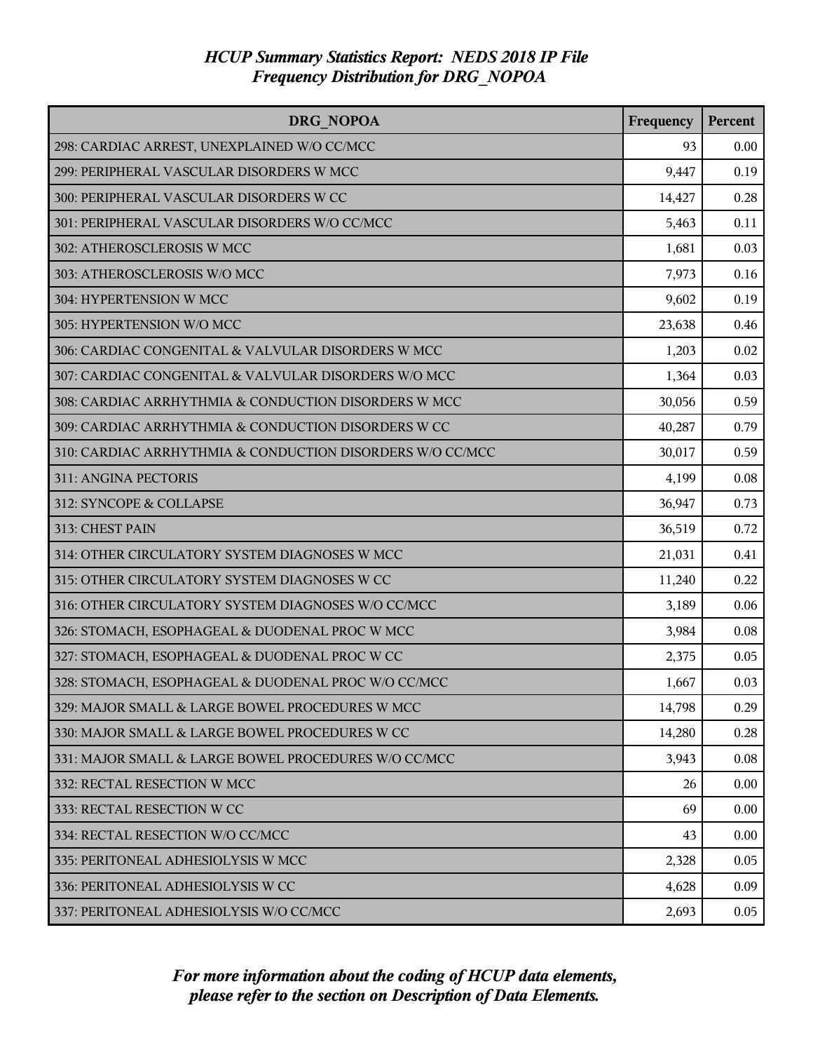*HCUP Summary Statistics Report: NEDS 2018 IP File*
*Frequency Distribution for DRG_NOPOA*

| DRG_NOPOA | Frequency | Percent |
|---|---|---|
| 298: CARDIAC ARREST, UNEXPLAINED W/O CC/MCC | 93 | 0.00 |
| 299: PERIPHERAL VASCULAR DISORDERS W MCC | 9,447 | 0.19 |
| 300: PERIPHERAL VASCULAR DISORDERS W CC | 14,427 | 0.28 |
| 301: PERIPHERAL VASCULAR DISORDERS W/O CC/MCC | 5,463 | 0.11 |
| 302: ATHEROSCLEROSIS W MCC | 1,681 | 0.03 |
| 303: ATHEROSCLEROSIS W/O MCC | 7,973 | 0.16 |
| 304: HYPERTENSION W MCC | 9,602 | 0.19 |
| 305: HYPERTENSION W/O MCC | 23,638 | 0.46 |
| 306: CARDIAC CONGENITAL & VALVULAR DISORDERS W MCC | 1,203 | 0.02 |
| 307: CARDIAC CONGENITAL & VALVULAR DISORDERS W/O MCC | 1,364 | 0.03 |
| 308: CARDIAC ARRHYTHMIA & CONDUCTION DISORDERS W MCC | 30,056 | 0.59 |
| 309: CARDIAC ARRHYTHMIA & CONDUCTION DISORDERS W CC | 40,287 | 0.79 |
| 310: CARDIAC ARRHYTHMIA & CONDUCTION DISORDERS W/O CC/MCC | 30,017 | 0.59 |
| 311: ANGINA PECTORIS | 4,199 | 0.08 |
| 312: SYNCOPE & COLLAPSE | 36,947 | 0.73 |
| 313: CHEST PAIN | 36,519 | 0.72 |
| 314: OTHER CIRCULATORY SYSTEM DIAGNOSES W MCC | 21,031 | 0.41 |
| 315: OTHER CIRCULATORY SYSTEM DIAGNOSES W CC | 11,240 | 0.22 |
| 316: OTHER CIRCULATORY SYSTEM DIAGNOSES W/O CC/MCC | 3,189 | 0.06 |
| 326: STOMACH, ESOPHAGEAL & DUODENAL PROC W MCC | 3,984 | 0.08 |
| 327: STOMACH, ESOPHAGEAL & DUODENAL PROC W CC | 2,375 | 0.05 |
| 328: STOMACH, ESOPHAGEAL & DUODENAL PROC W/O CC/MCC | 1,667 | 0.03 |
| 329: MAJOR SMALL & LARGE BOWEL PROCEDURES W MCC | 14,798 | 0.29 |
| 330: MAJOR SMALL & LARGE BOWEL PROCEDURES W CC | 14,280 | 0.28 |
| 331: MAJOR SMALL & LARGE BOWEL PROCEDURES W/O CC/MCC | 3,943 | 0.08 |
| 332: RECTAL RESECTION W MCC | 26 | 0.00 |
| 333: RECTAL RESECTION W CC | 69 | 0.00 |
| 334: RECTAL RESECTION W/O CC/MCC | 43 | 0.00 |
| 335: PERITONEAL ADHESIOLYSIS W MCC | 2,328 | 0.05 |
| 336: PERITONEAL ADHESIOLYSIS W CC | 4,628 | 0.09 |
| 337: PERITONEAL ADHESIOLYSIS W/O CC/MCC | 2,693 | 0.05 |

*For more information about the coding of HCUP data elements, please refer to the section on Description of Data Elements.*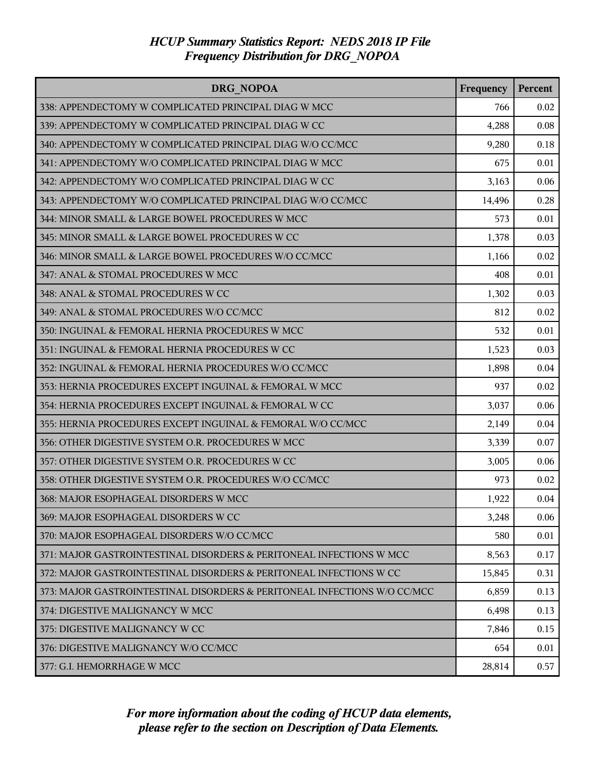# HCUP Summary Statistics Report: NEDS 2018 IP File
## Frequency Distribution for DRG_NOPOA

| DRG_NOPOA | Frequency | Percent |
|---|---|---|
| 338: APPENDECTOMY W COMPLICATED PRINCIPAL DIAG W MCC | 766 | 0.02 |
| 339: APPENDECTOMY W COMPLICATED PRINCIPAL DIAG W CC | 4,288 | 0.08 |
| 340: APPENDECTOMY W COMPLICATED PRINCIPAL DIAG W/O CC/MCC | 9,280 | 0.18 |
| 341: APPENDECTOMY W/O COMPLICATED PRINCIPAL DIAG W MCC | 675 | 0.01 |
| 342: APPENDECTOMY W/O COMPLICATED PRINCIPAL DIAG W CC | 3,163 | 0.06 |
| 343: APPENDECTOMY W/O COMPLICATED PRINCIPAL DIAG W/O CC/MCC | 14,496 | 0.28 |
| 344: MINOR SMALL & LARGE BOWEL PROCEDURES W MCC | 573 | 0.01 |
| 345: MINOR SMALL & LARGE BOWEL PROCEDURES W CC | 1,378 | 0.03 |
| 346: MINOR SMALL & LARGE BOWEL PROCEDURES W/O CC/MCC | 1,166 | 0.02 |
| 347: ANAL & STOMAL PROCEDURES W MCC | 408 | 0.01 |
| 348: ANAL & STOMAL PROCEDURES W CC | 1,302 | 0.03 |
| 349: ANAL & STOMAL PROCEDURES W/O CC/MCC | 812 | 0.02 |
| 350: INGUINAL & FEMORAL HERNIA PROCEDURES W MCC | 532 | 0.01 |
| 351: INGUINAL & FEMORAL HERNIA PROCEDURES W CC | 1,523 | 0.03 |
| 352: INGUINAL & FEMORAL HERNIA PROCEDURES W/O CC/MCC | 1,898 | 0.04 |
| 353: HERNIA PROCEDURES EXCEPT INGUINAL & FEMORAL W MCC | 937 | 0.02 |
| 354: HERNIA PROCEDURES EXCEPT INGUINAL & FEMORAL W CC | 3,037 | 0.06 |
| 355: HERNIA PROCEDURES EXCEPT INGUINAL & FEMORAL W/O CC/MCC | 2,149 | 0.04 |
| 356: OTHER DIGESTIVE SYSTEM O.R. PROCEDURES W MCC | 3,339 | 0.07 |
| 357: OTHER DIGESTIVE SYSTEM O.R. PROCEDURES W CC | 3,005 | 0.06 |
| 358: OTHER DIGESTIVE SYSTEM O.R. PROCEDURES W/O CC/MCC | 973 | 0.02 |
| 368: MAJOR ESOPHAGEAL DISORDERS W MCC | 1,922 | 0.04 |
| 369: MAJOR ESOPHAGEAL DISORDERS W CC | 3,248 | 0.06 |
| 370: MAJOR ESOPHAGEAL DISORDERS W/O CC/MCC | 580 | 0.01 |
| 371: MAJOR GASTROINTESTINAL DISORDERS & PERITONEAL INFECTIONS W MCC | 8,563 | 0.17 |
| 372: MAJOR GASTROINTESTINAL DISORDERS & PERITONEAL INFECTIONS W CC | 15,845 | 0.31 |
| 373: MAJOR GASTROINTESTINAL DISORDERS & PERITONEAL INFECTIONS W/O CC/MCC | 6,859 | 0.13 |
| 374: DIGESTIVE MALIGNANCY W MCC | 6,498 | 0.13 |
| 375: DIGESTIVE MALIGNANCY W CC | 7,846 | 0.15 |
| 376: DIGESTIVE MALIGNANCY W/O CC/MCC | 654 | 0.01 |
| 377: G.I. HEMORRHAGE W MCC | 28,814 | 0.57 |

*For more information about the coding of HCUP data elements, please refer to the section on Description of Data Elements.*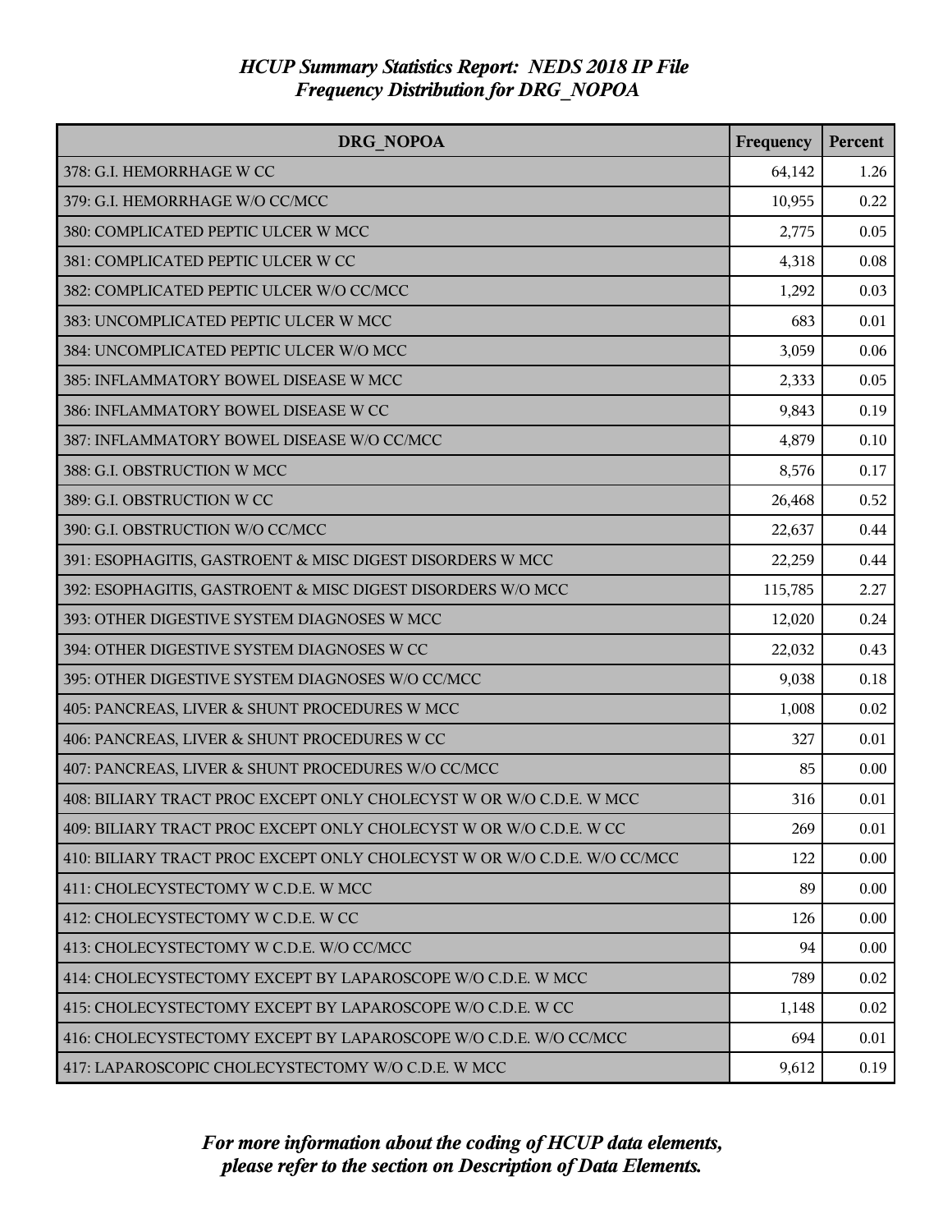*HCUP Summary Statistics Report: NEDS 2018 IP File*
*Frequency Distribution for DRG_NOPOA*

| DRG_NOPOA | Frequency | Percent |
|---|---|---|
| 378: G.I. HEMORRHAGE W CC | 64,142 | 1.26 |
| 379: G.I. HEMORRHAGE W/O CC/MCC | 10,955 | 0.22 |
| 380: COMPLICATED PEPTIC ULCER W MCC | 2,775 | 0.05 |
| 381: COMPLICATED PEPTIC ULCER W CC | 4,318 | 0.08 |
| 382: COMPLICATED PEPTIC ULCER W/O CC/MCC | 1,292 | 0.03 |
| 383: UNCOMPLICATED PEPTIC ULCER W MCC | 683 | 0.01 |
| 384: UNCOMPLICATED PEPTIC ULCER W/O MCC | 3,059 | 0.06 |
| 385: INFLAMMATORY BOWEL DISEASE W MCC | 2,333 | 0.05 |
| 386: INFLAMMATORY BOWEL DISEASE W CC | 9,843 | 0.19 |
| 387: INFLAMMATORY BOWEL DISEASE W/O CC/MCC | 4,879 | 0.10 |
| 388: G.I. OBSTRUCTION W MCC | 8,576 | 0.17 |
| 389: G.I. OBSTRUCTION W CC | 26,468 | 0.52 |
| 390: G.I. OBSTRUCTION W/O CC/MCC | 22,637 | 0.44 |
| 391: ESOPHAGITIS, GASTROENT & MISC DIGEST DISORDERS W MCC | 22,259 | 0.44 |
| 392: ESOPHAGITIS, GASTROENT & MISC DIGEST DISORDERS W/O MCC | 115,785 | 2.27 |
| 393: OTHER DIGESTIVE SYSTEM DIAGNOSES W MCC | 12,020 | 0.24 |
| 394: OTHER DIGESTIVE SYSTEM DIAGNOSES W CC | 22,032 | 0.43 |
| 395: OTHER DIGESTIVE SYSTEM DIAGNOSES W/O CC/MCC | 9,038 | 0.18 |
| 405: PANCREAS, LIVER & SHUNT PROCEDURES W MCC | 1,008 | 0.02 |
| 406: PANCREAS, LIVER & SHUNT PROCEDURES W CC | 327 | 0.01 |
| 407: PANCREAS, LIVER & SHUNT PROCEDURES W/O CC/MCC | 85 | 0.00 |
| 408: BILIARY TRACT PROC EXCEPT ONLY CHOLECYST W OR W/O C.D.E. W MCC | 316 | 0.01 |
| 409: BILIARY TRACT PROC EXCEPT ONLY CHOLECYST W OR W/O C.D.E. W CC | 269 | 0.01 |
| 410: BILIARY TRACT PROC EXCEPT ONLY CHOLECYST W OR W/O C.D.E. W/O CC/MCC | 122 | 0.00 |
| 411: CHOLECYSTECTOMY W C.D.E. W MCC | 89 | 0.00 |
| 412: CHOLECYSTECTOMY W C.D.E. W CC | 126 | 0.00 |
| 413: CHOLECYSTECTOMY W C.D.E. W/O CC/MCC | 94 | 0.00 |
| 414: CHOLECYSTECTOMY EXCEPT BY LAPAROSCOPE W/O C.D.E. W MCC | 789 | 0.02 |
| 415: CHOLECYSTECTOMY EXCEPT BY LAPAROSCOPE W/O C.D.E. W CC | 1,148 | 0.02 |
| 416: CHOLECYSTECTOMY EXCEPT BY LAPAROSCOPE W/O C.D.E. W/O CC/MCC | 694 | 0.01 |
| 417: LAPAROSCOPIC CHOLECYSTECTOMY W/O C.D.E. W MCC | 9,612 | 0.19 |

*For more information about the coding of HCUP data elements, please refer to the section on Description of Data Elements.*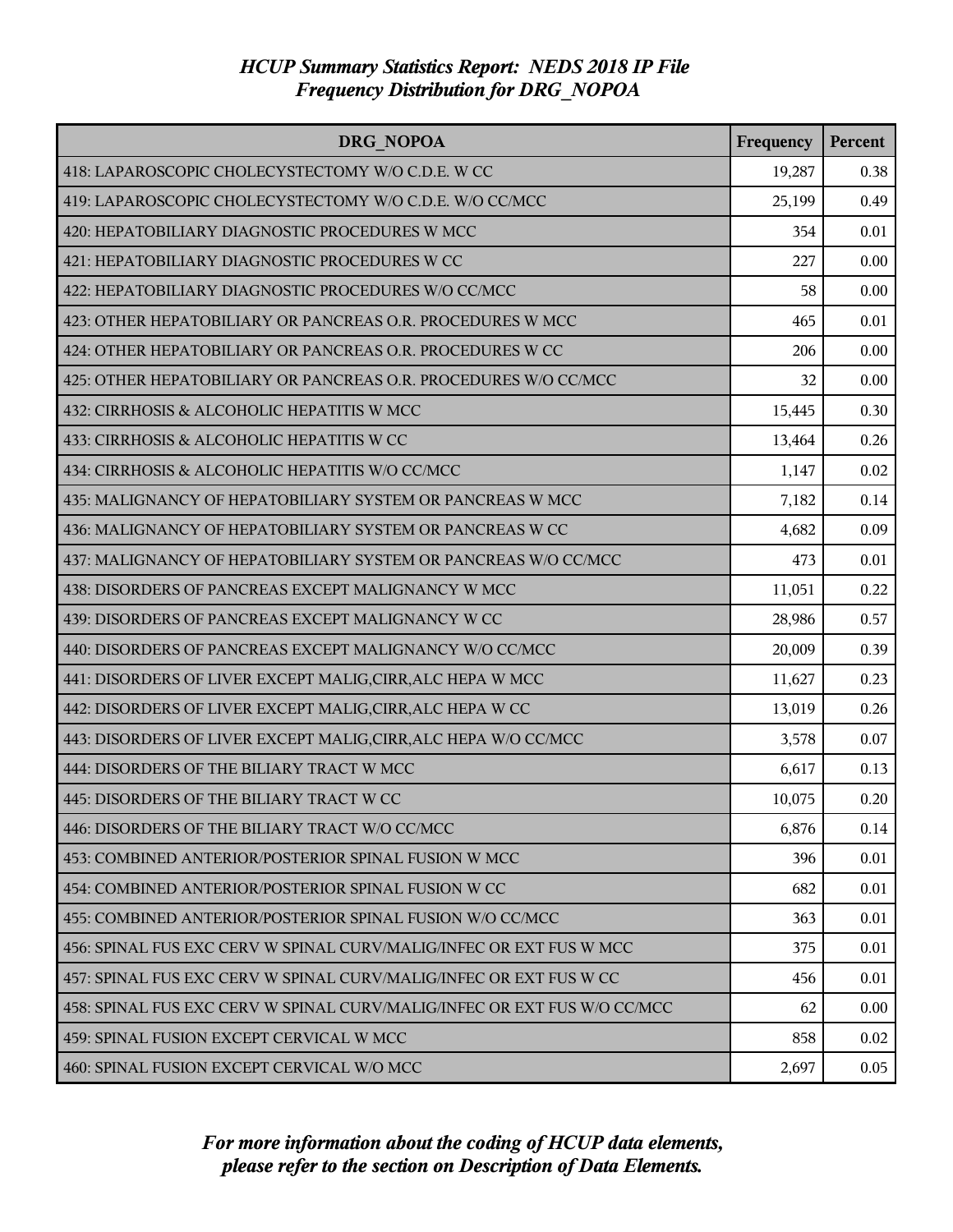# HCUP Summary Statistics Report: NEDS 2018 IP File
## Frequency Distribution for DRG_NOPOA

| DRG_NOPOA | Frequency | Percent |
|---|---|---|
| 418: LAPAROSCOPIC CHOLECYSTECTOMY W/O C.D.E. W CC | 19,287 | 0.38 |
| 419: LAPAROSCOPIC CHOLECYSTECTOMY W/O C.D.E. W/O CC/MCC | 25,199 | 0.49 |
| 420: HEPATOBILIARY DIAGNOSTIC PROCEDURES W MCC | 354 | 0.01 |
| 421: HEPATOBILIARY DIAGNOSTIC PROCEDURES W CC | 227 | 0.00 |
| 422: HEPATOBILIARY DIAGNOSTIC PROCEDURES W/O CC/MCC | 58 | 0.00 |
| 423: OTHER HEPATOBILIARY OR PANCREAS O.R. PROCEDURES W MCC | 465 | 0.01 |
| 424: OTHER HEPATOBILIARY OR PANCREAS O.R. PROCEDURES W CC | 206 | 0.00 |
| 425: OTHER HEPATOBILIARY OR PANCREAS O.R. PROCEDURES W/O CC/MCC | 32 | 0.00 |
| 432: CIRRHOSIS & ALCOHOLIC HEPATITIS W MCC | 15,445 | 0.30 |
| 433: CIRRHOSIS & ALCOHOLIC HEPATITIS W CC | 13,464 | 0.26 |
| 434: CIRRHOSIS & ALCOHOLIC HEPATITIS W/O CC/MCC | 1,147 | 0.02 |
| 435: MALIGNANCY OF HEPATOBILIARY SYSTEM OR PANCREAS W MCC | 7,182 | 0.14 |
| 436: MALIGNANCY OF HEPATOBILIARY SYSTEM OR PANCREAS W CC | 4,682 | 0.09 |
| 437: MALIGNANCY OF HEPATOBILIARY SYSTEM OR PANCREAS W/O CC/MCC | 473 | 0.01 |
| 438: DISORDERS OF PANCREAS EXCEPT MALIGNANCY W MCC | 11,051 | 0.22 |
| 439: DISORDERS OF PANCREAS EXCEPT MALIGNANCY W CC | 28,986 | 0.57 |
| 440: DISORDERS OF PANCREAS EXCEPT MALIGNANCY W/O CC/MCC | 20,009 | 0.39 |
| 441: DISORDERS OF LIVER EXCEPT MALIG,CIRR,ALC HEPA W MCC | 11,627 | 0.23 |
| 442: DISORDERS OF LIVER EXCEPT MALIG,CIRR,ALC HEPA W CC | 13,019 | 0.26 |
| 443: DISORDERS OF LIVER EXCEPT MALIG,CIRR,ALC HEPA W/O CC/MCC | 3,578 | 0.07 |
| 444: DISORDERS OF THE BILIARY TRACT W MCC | 6,617 | 0.13 |
| 445: DISORDERS OF THE BILIARY TRACT W CC | 10,075 | 0.20 |
| 446: DISORDERS OF THE BILIARY TRACT W/O CC/MCC | 6,876 | 0.14 |
| 453: COMBINED ANTERIOR/POSTERIOR SPINAL FUSION W MCC | 396 | 0.01 |
| 454: COMBINED ANTERIOR/POSTERIOR SPINAL FUSION W CC | 682 | 0.01 |
| 455: COMBINED ANTERIOR/POSTERIOR SPINAL FUSION W/O CC/MCC | 363 | 0.01 |
| 456: SPINAL FUS EXC CERV W SPINAL CURV/MALIG/INFEC OR EXT FUS W MCC | 375 | 0.01 |
| 457: SPINAL FUS EXC CERV W SPINAL CURV/MALIG/INFEC OR EXT FUS W CC | 456 | 0.01 |
| 458: SPINAL FUS EXC CERV W SPINAL CURV/MALIG/INFEC OR EXT FUS W/O CC/MCC | 62 | 0.00 |
| 459: SPINAL FUSION EXCEPT CERVICAL W MCC | 858 | 0.02 |
| 460: SPINAL FUSION EXCEPT CERVICAL W/O MCC | 2,697 | 0.05 |

*For more information about the coding of HCUP data elements, please refer to the section on Description of Data Elements.*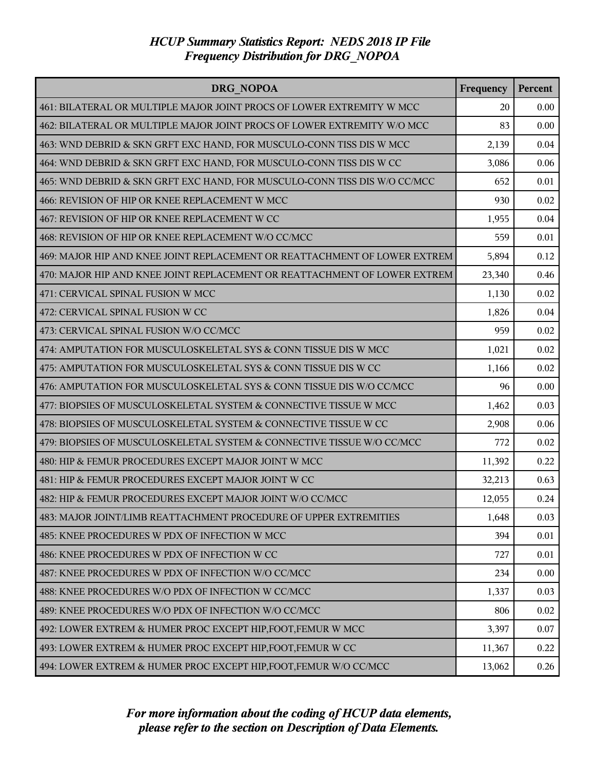# HCUP Summary Statistics Report: NEDS 2018 IP File
## Frequency Distribution for DRG_NOPOA

| DRG_NOPOA | Frequency | Percent |
|---|---|---|
| 461: BILATERAL OR MULTIPLE MAJOR JOINT PROCS OF LOWER EXTREMITY W MCC | 20 | 0.00 |
| 462: BILATERAL OR MULTIPLE MAJOR JOINT PROCS OF LOWER EXTREMITY W/O MCC | 83 | 0.00 |
| 463: WND DEBRID & SKN GRFT EXC HAND, FOR MUSCULO-CONN TISS DIS W MCC | 2,139 | 0.04 |
| 464: WND DEBRID & SKN GRFT EXC HAND, FOR MUSCULO-CONN TISS DIS W CC | 3,086 | 0.06 |
| 465: WND DEBRID & SKN GRFT EXC HAND, FOR MUSCULO-CONN TISS DIS W/O CC/MCC | 652 | 0.01 |
| 466: REVISION OF HIP OR KNEE REPLACEMENT W MCC | 930 | 0.02 |
| 467: REVISION OF HIP OR KNEE REPLACEMENT W CC | 1,955 | 0.04 |
| 468: REVISION OF HIP OR KNEE REPLACEMENT W/O CC/MCC | 559 | 0.01 |
| 469: MAJOR HIP AND KNEE JOINT REPLACEMENT OR REATTACHMENT OF LOWER EXTREM | 5,894 | 0.12 |
| 470: MAJOR HIP AND KNEE JOINT REPLACEMENT OR REATTACHMENT OF LOWER EXTREM | 23,340 | 0.46 |
| 471: CERVICAL SPINAL FUSION W MCC | 1,130 | 0.02 |
| 472: CERVICAL SPINAL FUSION W CC | 1,826 | 0.04 |
| 473: CERVICAL SPINAL FUSION W/O CC/MCC | 959 | 0.02 |
| 474: AMPUTATION FOR MUSCULOSKELETAL SYS & CONN TISSUE DIS W MCC | 1,021 | 0.02 |
| 475: AMPUTATION FOR MUSCULOSKELETAL SYS & CONN TISSUE DIS W CC | 1,166 | 0.02 |
| 476: AMPUTATION FOR MUSCULOSKELETAL SYS & CONN TISSUE DIS W/O CC/MCC | 96 | 0.00 |
| 477: BIOPSIES OF MUSCULOSKELETAL SYSTEM & CONNECTIVE TISSUE W MCC | 1,462 | 0.03 |
| 478: BIOPSIES OF MUSCULOSKELETAL SYSTEM & CONNECTIVE TISSUE W CC | 2,908 | 0.06 |
| 479: BIOPSIES OF MUSCULOSKELETAL SYSTEM & CONNECTIVE TISSUE W/O CC/MCC | 772 | 0.02 |
| 480: HIP & FEMUR PROCEDURES EXCEPT MAJOR JOINT W MCC | 11,392 | 0.22 |
| 481: HIP & FEMUR PROCEDURES EXCEPT MAJOR JOINT W CC | 32,213 | 0.63 |
| 482: HIP & FEMUR PROCEDURES EXCEPT MAJOR JOINT W/O CC/MCC | 12,055 | 0.24 |
| 483: MAJOR JOINT/LIMB REATTACHMENT PROCEDURE OF UPPER EXTREMITIES | 1,648 | 0.03 |
| 485: KNEE PROCEDURES W PDX OF INFECTION W MCC | 394 | 0.01 |
| 486: KNEE PROCEDURES W PDX OF INFECTION W CC | 727 | 0.01 |
| 487: KNEE PROCEDURES W PDX OF INFECTION W/O CC/MCC | 234 | 0.00 |
| 488: KNEE PROCEDURES W/O PDX OF INFECTION W CC/MCC | 1,337 | 0.03 |
| 489: KNEE PROCEDURES W/O PDX OF INFECTION W/O CC/MCC | 806 | 0.02 |
| 492: LOWER EXTREM & HUMER PROC EXCEPT HIP,FOOT,FEMUR W MCC | 3,397 | 0.07 |
| 493: LOWER EXTREM & HUMER PROC EXCEPT HIP,FOOT,FEMUR W CC | 11,367 | 0.22 |
| 494: LOWER EXTREM & HUMER PROC EXCEPT HIP,FOOT,FEMUR W/O CC/MCC | 13,062 | 0.26 |

*For more information about the coding of HCUP data elements, please refer to the section on Description of Data Elements.*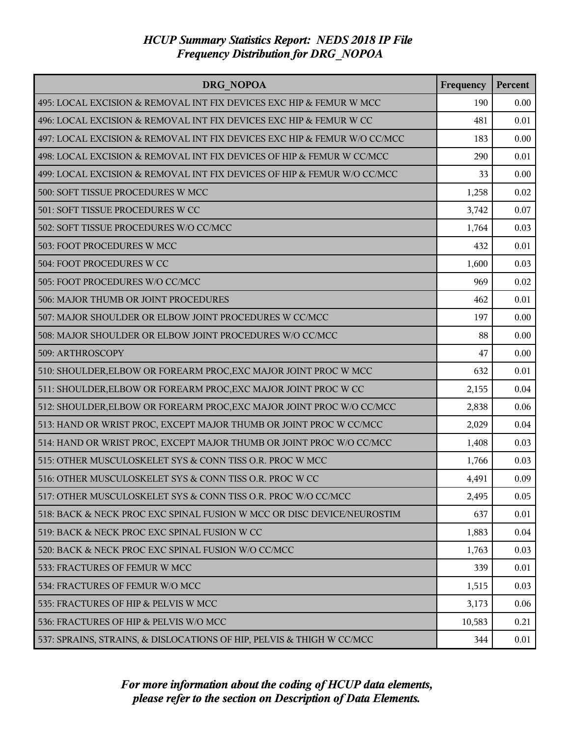# HCUP Summary Statistics Report: NEDS 2018 IP File
## Frequency Distribution for DRG_NOPOA

| DRG_NOPOA | Frequency | Percent |
|---|---|---|
| 495: LOCAL EXCISION & REMOVAL INT FIX DEVICES EXC HIP & FEMUR W MCC | 190 | 0.00 |
| 496: LOCAL EXCISION & REMOVAL INT FIX DEVICES EXC HIP & FEMUR W CC | 481 | 0.01 |
| 497: LOCAL EXCISION & REMOVAL INT FIX DEVICES EXC HIP & FEMUR W/O CC/MCC | 183 | 0.00 |
| 498: LOCAL EXCISION & REMOVAL INT FIX DEVICES OF HIP & FEMUR W CC/MCC | 290 | 0.01 |
| 499: LOCAL EXCISION & REMOVAL INT FIX DEVICES OF HIP & FEMUR W/O CC/MCC | 33 | 0.00 |
| 500: SOFT TISSUE PROCEDURES W MCC | 1,258 | 0.02 |
| 501: SOFT TISSUE PROCEDURES W CC | 3,742 | 0.07 |
| 502: SOFT TISSUE PROCEDURES W/O CC/MCC | 1,764 | 0.03 |
| 503: FOOT PROCEDURES W MCC | 432 | 0.01 |
| 504: FOOT PROCEDURES W CC | 1,600 | 0.03 |
| 505: FOOT PROCEDURES W/O CC/MCC | 969 | 0.02 |
| 506: MAJOR THUMB OR JOINT PROCEDURES | 462 | 0.01 |
| 507: MAJOR SHOULDER OR ELBOW JOINT PROCEDURES W CC/MCC | 197 | 0.00 |
| 508: MAJOR SHOULDER OR ELBOW JOINT PROCEDURES W/O CC/MCC | 88 | 0.00 |
| 509: ARTHROSCOPY | 47 | 0.00 |
| 510: SHOULDER,ELBOW OR FOREARM PROC,EXC MAJOR JOINT PROC W MCC | 632 | 0.01 |
| 511: SHOULDER,ELBOW OR FOREARM PROC,EXC MAJOR JOINT PROC W CC | 2,155 | 0.04 |
| 512: SHOULDER,ELBOW OR FOREARM PROC,EXC MAJOR JOINT PROC W/O CC/MCC | 2,838 | 0.06 |
| 513: HAND OR WRIST PROC, EXCEPT MAJOR THUMB OR JOINT PROC W CC/MCC | 2,029 | 0.04 |
| 514: HAND OR WRIST PROC, EXCEPT MAJOR THUMB OR JOINT PROC W/O CC/MCC | 1,408 | 0.03 |
| 515: OTHER MUSCULOSKELET SYS & CONN TISS O.R. PROC W MCC | 1,766 | 0.03 |
| 516: OTHER MUSCULOSKELET SYS & CONN TISS O.R. PROC W CC | 4,491 | 0.09 |
| 517: OTHER MUSCULOSKELET SYS & CONN TISS O.R. PROC W/O CC/MCC | 2,495 | 0.05 |
| 518: BACK & NECK PROC EXC SPINAL FUSION W MCC OR DISC DEVICE/NEUROSTIM | 637 | 0.01 |
| 519: BACK & NECK PROC EXC SPINAL FUSION W CC | 1,883 | 0.04 |
| 520: BACK & NECK PROC EXC SPINAL FUSION W/O CC/MCC | 1,763 | 0.03 |
| 533: FRACTURES OF FEMUR W MCC | 339 | 0.01 |
| 534: FRACTURES OF FEMUR W/O MCC | 1,515 | 0.03 |
| 535: FRACTURES OF HIP & PELVIS W MCC | 3,173 | 0.06 |
| 536: FRACTURES OF HIP & PELVIS W/O MCC | 10,583 | 0.21 |
| 537: SPRAINS, STRAINS, & DISLOCATIONS OF HIP, PELVIS & THIGH W CC/MCC | 344 | 0.01 |

*For more information about the coding of HCUP data elements, please refer to the section on Description of Data Elements.*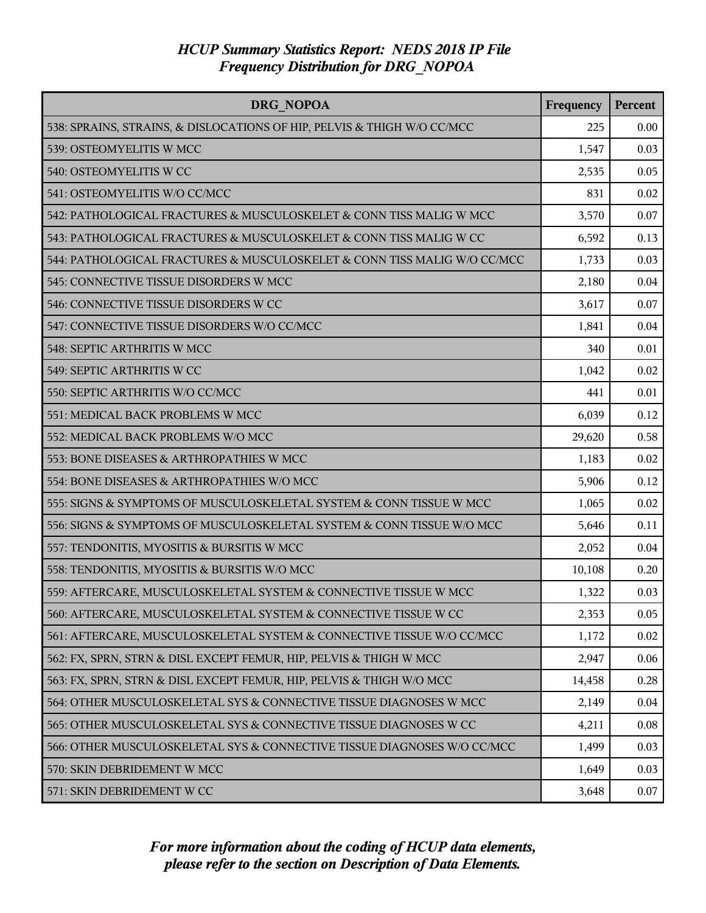*HCUP Summary Statistics Report: NEDS 2018 IP File*
*Frequency Distribution for DRG_NOPOA*

| DRG_NOPOA | Frequency | Percent |
|---|---|---|
| 538: SPRAINS, STRAINS, & DISLOCATIONS OF HIP, PELVIS & THIGH W/O CC/MCC | 225 | 0.00 |
| 539: OSTEOMYELITIS W MCC | 1,547 | 0.03 |
| 540: OSTEOMYELITIS W CC | 2,535 | 0.05 |
| 541: OSTEOMYELITIS W/O CC/MCC | 831 | 0.02 |
| 542: PATHOLOGICAL FRACTURES & MUSCULOSKELET & CONN TISS MALIG W MCC | 3,570 | 0.07 |
| 543: PATHOLOGICAL FRACTURES & MUSCULOSKELET & CONN TISS MALIG W CC | 6,592 | 0.13 |
| 544: PATHOLOGICAL FRACTURES & MUSCULOSKELET & CONN TISS MALIG W/O CC/MCC | 1,733 | 0.03 |
| 545: CONNECTIVE TISSUE DISORDERS W MCC | 2,180 | 0.04 |
| 546: CONNECTIVE TISSUE DISORDERS W CC | 3,617 | 0.07 |
| 547: CONNECTIVE TISSUE DISORDERS W/O CC/MCC | 1,841 | 0.04 |
| 548: SEPTIC ARTHRITIS W MCC | 340 | 0.01 |
| 549: SEPTIC ARTHRITIS W CC | 1,042 | 0.02 |
| 550: SEPTIC ARTHRITIS W/O CC/MCC | 441 | 0.01 |
| 551: MEDICAL BACK PROBLEMS W MCC | 6,039 | 0.12 |
| 552: MEDICAL BACK PROBLEMS W/O MCC | 29,620 | 0.58 |
| 553: BONE DISEASES & ARTHROPATHIES W MCC | 1,183 | 0.02 |
| 554: BONE DISEASES & ARTHROPATHIES W/O MCC | 5,906 | 0.12 |
| 555: SIGNS & SYMPTOMS OF MUSCULOSKELETAL SYSTEM & CONN TISSUE W MCC | 1,065 | 0.02 |
| 556: SIGNS & SYMPTOMS OF MUSCULOSKELETAL SYSTEM & CONN TISSUE W/O MCC | 5,646 | 0.11 |
| 557: TENDONITIS, MYOSITIS & BURSITIS W MCC | 2,052 | 0.04 |
| 558: TENDONITIS, MYOSITIS & BURSITIS W/O MCC | 10,108 | 0.20 |
| 559: AFTERCARE, MUSCULOSKELETAL SYSTEM & CONNECTIVE TISSUE W MCC | 1,322 | 0.03 |
| 560: AFTERCARE, MUSCULOSKELETAL SYSTEM & CONNECTIVE TISSUE W CC | 2,353 | 0.05 |
| 561: AFTERCARE, MUSCULOSKELETAL SYSTEM & CONNECTIVE TISSUE W/O CC/MCC | 1,172 | 0.02 |
| 562: FX, SPRN, STRN & DISL EXCEPT FEMUR, HIP, PELVIS & THIGH W MCC | 2,947 | 0.06 |
| 563: FX, SPRN, STRN & DISL EXCEPT FEMUR, HIP, PELVIS & THIGH W/O MCC | 14,458 | 0.28 |
| 564: OTHER MUSCULOSKELETAL SYS & CONNECTIVE TISSUE DIAGNOSES W MCC | 2,149 | 0.04 |
| 565: OTHER MUSCULOSKELETAL SYS & CONNECTIVE TISSUE DIAGNOSES W CC | 4,211 | 0.08 |
| 566: OTHER MUSCULOSKELETAL SYS & CONNECTIVE TISSUE DIAGNOSES W/O CC/MCC | 1,499 | 0.03 |
| 570: SKIN DEBRIDEMENT W MCC | 1,649 | 0.03 |
| 571: SKIN DEBRIDEMENT W CC | 3,648 | 0.07 |

*For more information about the coding of HCUP data elements, please refer to the section on Description of Data Elements.*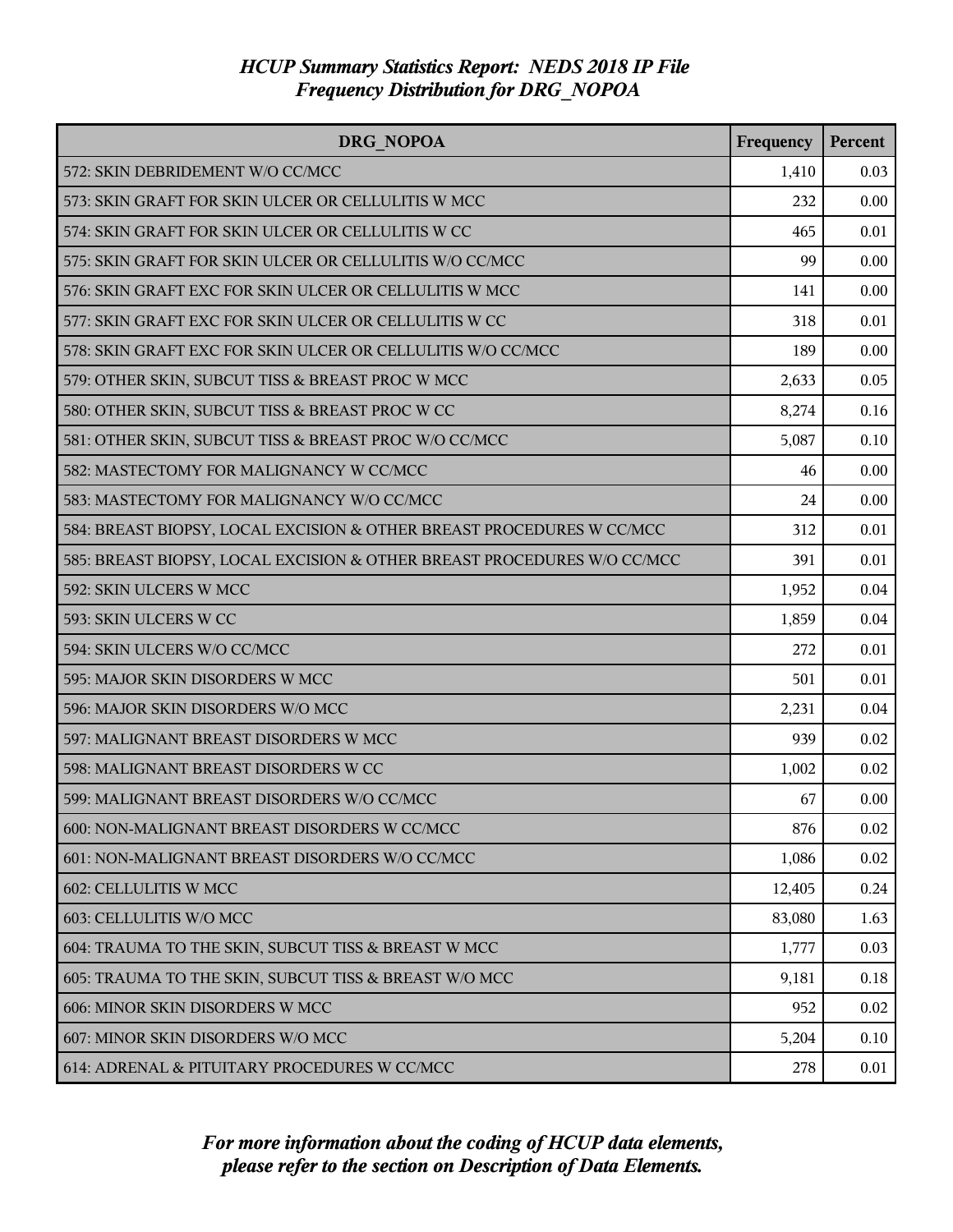# HCUP Summary Statistics Report: NEDS 2018 IP File
## Frequency Distribution for DRG_NOPOA

| DRG_NOPOA | Frequency | Percent |
|---|---|---|
| 572: SKIN DEBRIDEMENT W/O CC/MCC | 1,410 | 0.03 |
| 573: SKIN GRAFT FOR SKIN ULCER OR CELLULITIS W MCC | 232 | 0.00 |
| 574: SKIN GRAFT FOR SKIN ULCER OR CELLULITIS W CC | 465 | 0.01 |
| 575: SKIN GRAFT FOR SKIN ULCER OR CELLULITIS W/O CC/MCC | 99 | 0.00 |
| 576: SKIN GRAFT EXC FOR SKIN ULCER OR CELLULITIS W MCC | 141 | 0.00 |
| 577: SKIN GRAFT EXC FOR SKIN ULCER OR CELLULITIS W CC | 318 | 0.01 |
| 578: SKIN GRAFT EXC FOR SKIN ULCER OR CELLULITIS W/O CC/MCC | 189 | 0.00 |
| 579: OTHER SKIN, SUBCUT TISS & BREAST PROC W MCC | 2,633 | 0.05 |
| 580: OTHER SKIN, SUBCUT TISS & BREAST PROC W CC | 8,274 | 0.16 |
| 581: OTHER SKIN, SUBCUT TISS & BREAST PROC W/O CC/MCC | 5,087 | 0.10 |
| 582: MASTECTOMY FOR MALIGNANCY W CC/MCC | 46 | 0.00 |
| 583: MASTECTOMY FOR MALIGNANCY W/O CC/MCC | 24 | 0.00 |
| 584: BREAST BIOPSY, LOCAL EXCISION & OTHER BREAST PROCEDURES W CC/MCC | 312 | 0.01 |
| 585: BREAST BIOPSY, LOCAL EXCISION & OTHER BREAST PROCEDURES W/O CC/MCC | 391 | 0.01 |
| 592: SKIN ULCERS W MCC | 1,952 | 0.04 |
| 593: SKIN ULCERS W CC | 1,859 | 0.04 |
| 594: SKIN ULCERS W/O CC/MCC | 272 | 0.01 |
| 595: MAJOR SKIN DISORDERS W MCC | 501 | 0.01 |
| 596: MAJOR SKIN DISORDERS W/O MCC | 2,231 | 0.04 |
| 597: MALIGNANT BREAST DISORDERS W MCC | 939 | 0.02 |
| 598: MALIGNANT BREAST DISORDERS W CC | 1,002 | 0.02 |
| 599: MALIGNANT BREAST DISORDERS W/O CC/MCC | 67 | 0.00 |
| 600: NON-MALIGNANT BREAST DISORDERS W CC/MCC | 876 | 0.02 |
| 601: NON-MALIGNANT BREAST DISORDERS W/O CC/MCC | 1,086 | 0.02 |
| 602: CELLULITIS W MCC | 12,405 | 0.24 |
| 603: CELLULITIS W/O MCC | 83,080 | 1.63 |
| 604: TRAUMA TO THE SKIN, SUBCUT TISS & BREAST W MCC | 1,777 | 0.03 |
| 605: TRAUMA TO THE SKIN, SUBCUT TISS & BREAST W/O MCC | 9,181 | 0.18 |
| 606: MINOR SKIN DISORDERS W MCC | 952 | 0.02 |
| 607: MINOR SKIN DISORDERS W/O MCC | 5,204 | 0.10 |
| 614: ADRENAL & PITUITARY PROCEDURES W CC/MCC | 278 | 0.01 |

*For more information about the coding of HCUP data elements, please refer to the section on Description of Data Elements.*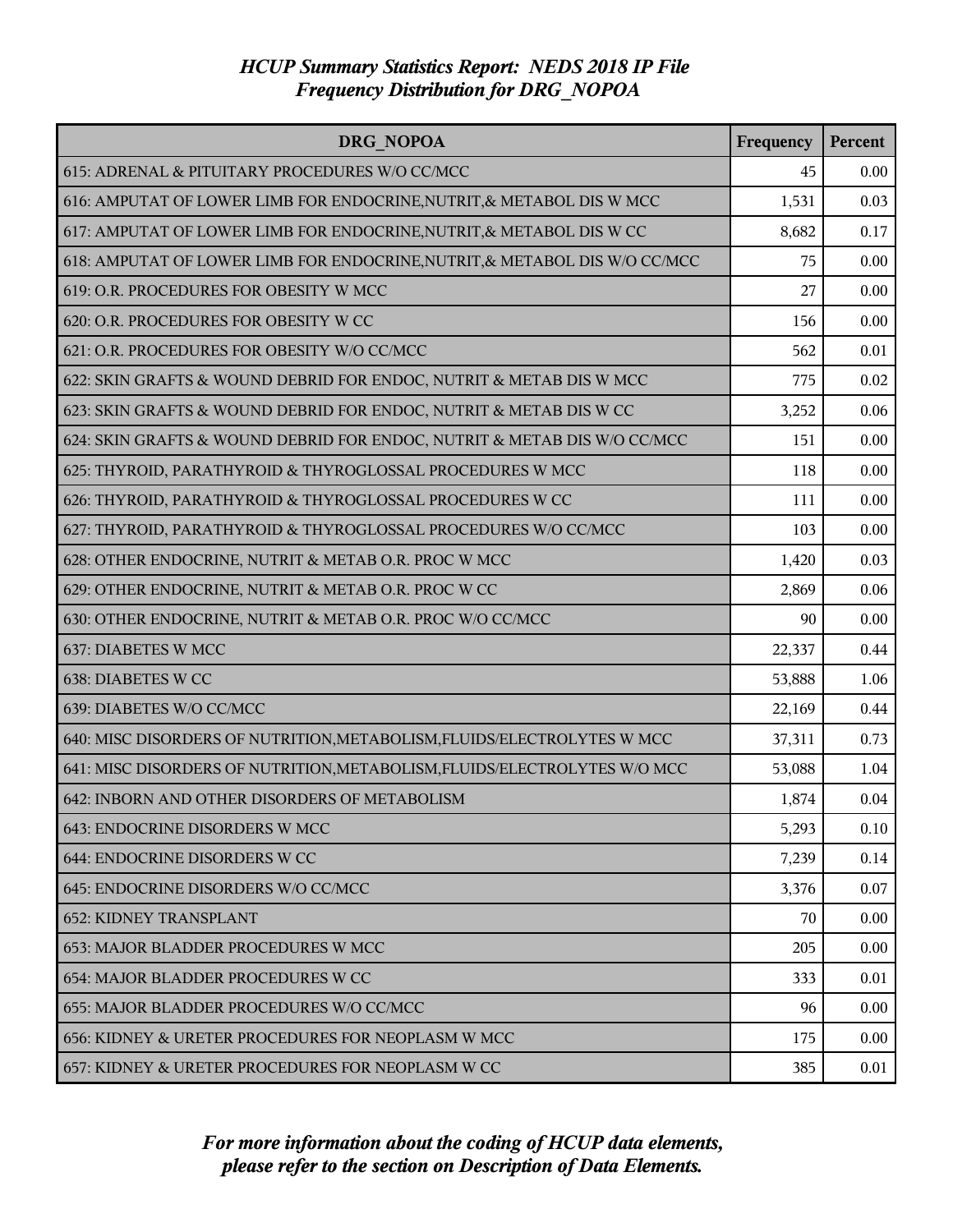# HCUP Summary Statistics Report: NEDS 2018 IP File
## Frequency Distribution for DRG_NOPOA

| DRG_NOPOA | Frequency | Percent |
|---|---|---|
| 615: ADRENAL & PITUITARY PROCEDURES W/O CC/MCC | 45 | 0.00 |
| 616: AMPUTAT OF LOWER LIMB FOR ENDOCRINE,NUTRIT,& METABOL DIS W MCC | 1,531 | 0.03 |
| 617: AMPUTAT OF LOWER LIMB FOR ENDOCRINE,NUTRIT,& METABOL DIS W CC | 8,682 | 0.17 |
| 618: AMPUTAT OF LOWER LIMB FOR ENDOCRINE,NUTRIT,& METABOL DIS W/O CC/MCC | 75 | 0.00 |
| 619: O.R. PROCEDURES FOR OBESITY W MCC | 27 | 0.00 |
| 620: O.R. PROCEDURES FOR OBESITY W CC | 156 | 0.00 |
| 621: O.R. PROCEDURES FOR OBESITY W/O CC/MCC | 562 | 0.01 |
| 622: SKIN GRAFTS & WOUND DEBRID FOR ENDOC, NUTRIT & METAB DIS W MCC | 775 | 0.02 |
| 623: SKIN GRAFTS & WOUND DEBRID FOR ENDOC, NUTRIT & METAB DIS W CC | 3,252 | 0.06 |
| 624: SKIN GRAFTS & WOUND DEBRID FOR ENDOC, NUTRIT & METAB DIS W/O CC/MCC | 151 | 0.00 |
| 625: THYROID, PARATHYROID & THYROGLOSSAL PROCEDURES W MCC | 118 | 0.00 |
| 626: THYROID, PARATHYROID & THYROGLOSSAL PROCEDURES W CC | 111 | 0.00 |
| 627: THYROID, PARATHYROID & THYROGLOSSAL PROCEDURES W/O CC/MCC | 103 | 0.00 |
| 628: OTHER ENDOCRINE, NUTRIT & METAB O.R. PROC W MCC | 1,420 | 0.03 |
| 629: OTHER ENDOCRINE, NUTRIT & METAB O.R. PROC W CC | 2,869 | 0.06 |
| 630: OTHER ENDOCRINE, NUTRIT & METAB O.R. PROC W/O CC/MCC | 90 | 0.00 |
| 637: DIABETES W MCC | 22,337 | 0.44 |
| 638: DIABETES W CC | 53,888 | 1.06 |
| 639: DIABETES W/O CC/MCC | 22,169 | 0.44 |
| 640: MISC DISORDERS OF NUTRITION,METABOLISM,FLUIDS/ELECTROLYTES W MCC | 37,311 | 0.73 |
| 641: MISC DISORDERS OF NUTRITION,METABOLISM,FLUIDS/ELECTROLYTES W/O MCC | 53,088 | 1.04 |
| 642: INBORN AND OTHER DISORDERS OF METABOLISM | 1,874 | 0.04 |
| 643: ENDOCRINE DISORDERS W MCC | 5,293 | 0.10 |
| 644: ENDOCRINE DISORDERS W CC | 7,239 | 0.14 |
| 645: ENDOCRINE DISORDERS W/O CC/MCC | 3,376 | 0.07 |
| 652: KIDNEY TRANSPLANT | 70 | 0.00 |
| 653: MAJOR BLADDER PROCEDURES W MCC | 205 | 0.00 |
| 654: MAJOR BLADDER PROCEDURES W CC | 333 | 0.01 |
| 655: MAJOR BLADDER PROCEDURES W/O CC/MCC | 96 | 0.00 |
| 656: KIDNEY & URETER PROCEDURES FOR NEOPLASM W MCC | 175 | 0.00 |
| 657: KIDNEY & URETER PROCEDURES FOR NEOPLASM W CC | 385 | 0.01 |

*For more information about the coding of HCUP data elements, please refer to the section on Description of Data Elements.*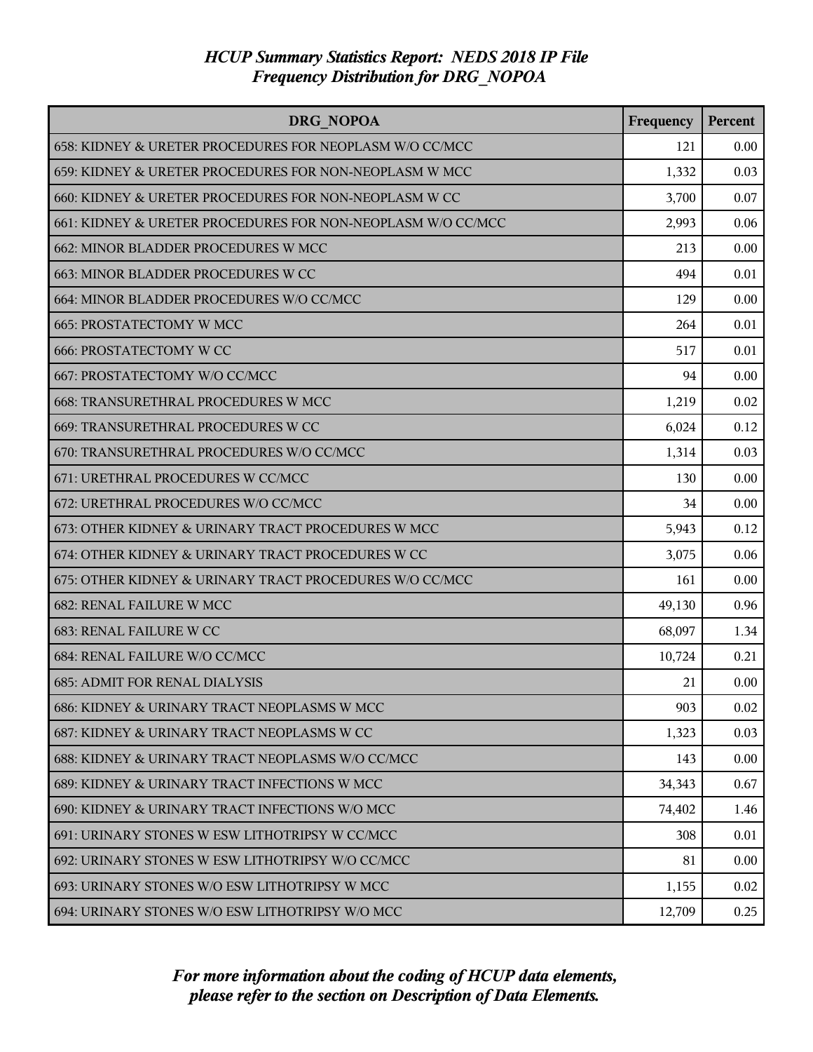# HCUP Summary Statistics Report: NEDS 2018 IP File
## Frequency Distribution for DRG_NOPOA

| DRG_NOPOA | Frequency | Percent |
|---|---|---|
| 658: KIDNEY & URETER PROCEDURES FOR NEOPLASM W/O CC/MCC | 121 | 0.00 |
| 659: KIDNEY & URETER PROCEDURES FOR NON-NEOPLASM W MCC | 1,332 | 0.03 |
| 660: KIDNEY & URETER PROCEDURES FOR NON-NEOPLASM W CC | 3,700 | 0.07 |
| 661: KIDNEY & URETER PROCEDURES FOR NON-NEOPLASM W/O CC/MCC | 2,993 | 0.06 |
| 662: MINOR BLADDER PROCEDURES W MCC | 213 | 0.00 |
| 663: MINOR BLADDER PROCEDURES W CC | 494 | 0.01 |
| 664: MINOR BLADDER PROCEDURES W/O CC/MCC | 129 | 0.00 |
| 665: PROSTATECTOMY W MCC | 264 | 0.01 |
| 666: PROSTATECTOMY W CC | 517 | 0.01 |
| 667: PROSTATECTOMY W/O CC/MCC | 94 | 0.00 |
| 668: TRANSURETHRAL PROCEDURES W MCC | 1,219 | 0.02 |
| 669: TRANSURETHRAL PROCEDURES W CC | 6,024 | 0.12 |
| 670: TRANSURETHRAL PROCEDURES W/O CC/MCC | 1,314 | 0.03 |
| 671: URETHRAL PROCEDURES W CC/MCC | 130 | 0.00 |
| 672: URETHRAL PROCEDURES W/O CC/MCC | 34 | 0.00 |
| 673: OTHER KIDNEY & URINARY TRACT PROCEDURES W MCC | 5,943 | 0.12 |
| 674: OTHER KIDNEY & URINARY TRACT PROCEDURES W CC | 3,075 | 0.06 |
| 675: OTHER KIDNEY & URINARY TRACT PROCEDURES W/O CC/MCC | 161 | 0.00 |
| 682: RENAL FAILURE W MCC | 49,130 | 0.96 |
| 683: RENAL FAILURE W CC | 68,097 | 1.34 |
| 684: RENAL FAILURE W/O CC/MCC | 10,724 | 0.21 |
| 685: ADMIT FOR RENAL DIALYSIS | 21 | 0.00 |
| 686: KIDNEY & URINARY TRACT NEOPLASMS W MCC | 903 | 0.02 |
| 687: KIDNEY & URINARY TRACT NEOPLASMS W CC | 1,323 | 0.03 |
| 688: KIDNEY & URINARY TRACT NEOPLASMS W/O CC/MCC | 143 | 0.00 |
| 689: KIDNEY & URINARY TRACT INFECTIONS W MCC | 34,343 | 0.67 |
| 690: KIDNEY & URINARY TRACT INFECTIONS W/O MCC | 74,402 | 1.46 |
| 691: URINARY STONES W ESW LITHOTRIPSY W CC/MCC | 308 | 0.01 |
| 692: URINARY STONES W ESW LITHOTRIPSY W/O CC/MCC | 81 | 0.00 |
| 693: URINARY STONES W/O ESW LITHOTRIPSY W MCC | 1,155 | 0.02 |
| 694: URINARY STONES W/O ESW LITHOTRIPSY W/O MCC | 12,709 | 0.25 |

*For more information about the coding of HCUP data elements, please refer to the section on Description of Data Elements.*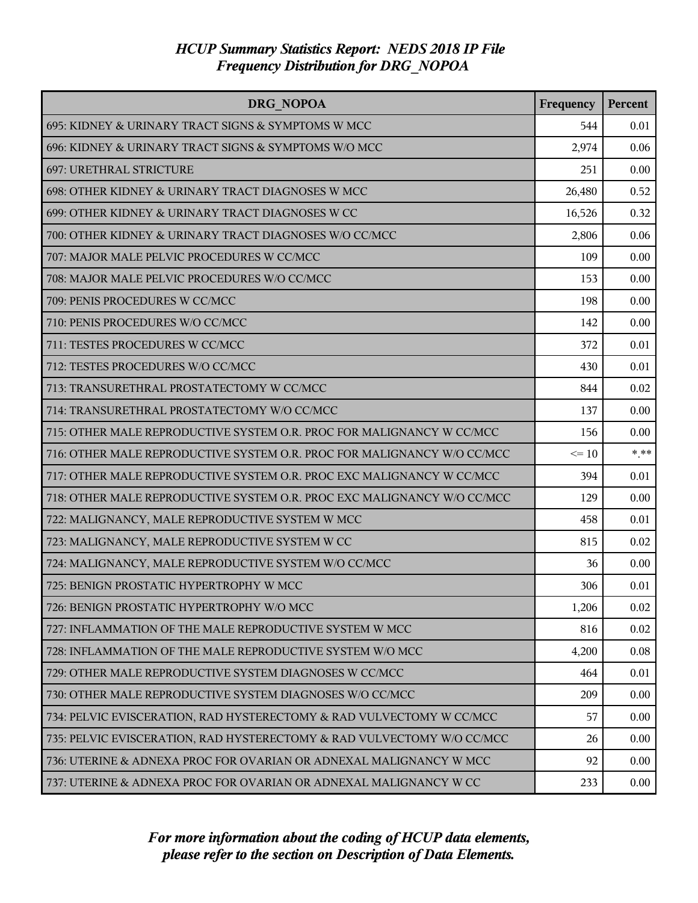# HCUP Summary Statistics Report: NEDS 2018 IP File
## Frequency Distribution for DRG_NOPOA

| DRG_NOPOA | Frequency | Percent |
|---|---|---|
| 695: KIDNEY & URINARY TRACT SIGNS & SYMPTOMS W MCC | 544 | 0.01 |
| 696: KIDNEY & URINARY TRACT SIGNS & SYMPTOMS W/O MCC | 2,974 | 0.06 |
| 697: URETHRAL STRICTURE | 251 | 0.00 |
| 698: OTHER KIDNEY & URINARY TRACT DIAGNOSES W MCC | 26,480 | 0.52 |
| 699: OTHER KIDNEY & URINARY TRACT DIAGNOSES W CC | 16,526 | 0.32 |
| 700: OTHER KIDNEY & URINARY TRACT DIAGNOSES W/O CC/MCC | 2,806 | 0.06 |
| 707: MAJOR MALE PELVIC PROCEDURES W CC/MCC | 109 | 0.00 |
| 708: MAJOR MALE PELVIC PROCEDURES W/O CC/MCC | 153 | 0.00 |
| 709: PENIS PROCEDURES W CC/MCC | 198 | 0.00 |
| 710: PENIS PROCEDURES W/O CC/MCC | 142 | 0.00 |
| 711: TESTES PROCEDURES W CC/MCC | 372 | 0.01 |
| 712: TESTES PROCEDURES W/O CC/MCC | 430 | 0.01 |
| 713: TRANSURETHRAL PROSTATECTOMY W CC/MCC | 844 | 0.02 |
| 714: TRANSURETHRAL PROSTATECTOMY W/O CC/MCC | 137 | 0.00 |
| 715: OTHER MALE REPRODUCTIVE SYSTEM O.R. PROC FOR MALIGNANCY W CC/MCC | 156 | 0.00 |
| 716: OTHER MALE REPRODUCTIVE SYSTEM O.R. PROC FOR MALIGNANCY W/O CC/MCC | <= 10 | *.** |
| 717: OTHER MALE REPRODUCTIVE SYSTEM O.R. PROC EXC MALIGNANCY W CC/MCC | 394 | 0.01 |
| 718: OTHER MALE REPRODUCTIVE SYSTEM O.R. PROC EXC MALIGNANCY W/O CC/MCC | 129 | 0.00 |
| 722: MALIGNANCY, MALE REPRODUCTIVE SYSTEM W MCC | 458 | 0.01 |
| 723: MALIGNANCY, MALE REPRODUCTIVE SYSTEM W CC | 815 | 0.02 |
| 724: MALIGNANCY, MALE REPRODUCTIVE SYSTEM W/O CC/MCC | 36 | 0.00 |
| 725: BENIGN PROSTATIC HYPERTROPHY W MCC | 306 | 0.01 |
| 726: BENIGN PROSTATIC HYPERTROPHY W/O MCC | 1,206 | 0.02 |
| 727: INFLAMMATION OF THE MALE REPRODUCTIVE SYSTEM W MCC | 816 | 0.02 |
| 728: INFLAMMATION OF THE MALE REPRODUCTIVE SYSTEM W/O MCC | 4,200 | 0.08 |
| 729: OTHER MALE REPRODUCTIVE SYSTEM DIAGNOSES W CC/MCC | 464 | 0.01 |
| 730: OTHER MALE REPRODUCTIVE SYSTEM DIAGNOSES W/O CC/MCC | 209 | 0.00 |
| 734: PELVIC EVISCERATION, RAD HYSTERECTOMY & RAD VULVECTOMY W CC/MCC | 57 | 0.00 |
| 735: PELVIC EVISCERATION, RAD HYSTERECTOMY & RAD VULVECTOMY W/O CC/MCC | 26 | 0.00 |
| 736: UTERINE & ADNEXA PROC FOR OVARIAN OR ADNEXAL MALIGNANCY W MCC | 92 | 0.00 |
| 737: UTERINE & ADNEXA PROC FOR OVARIAN OR ADNEXAL MALIGNANCY W CC | 233 | 0.00 |

*For more information about the coding of HCUP data elements, please refer to the section on Description of Data Elements.*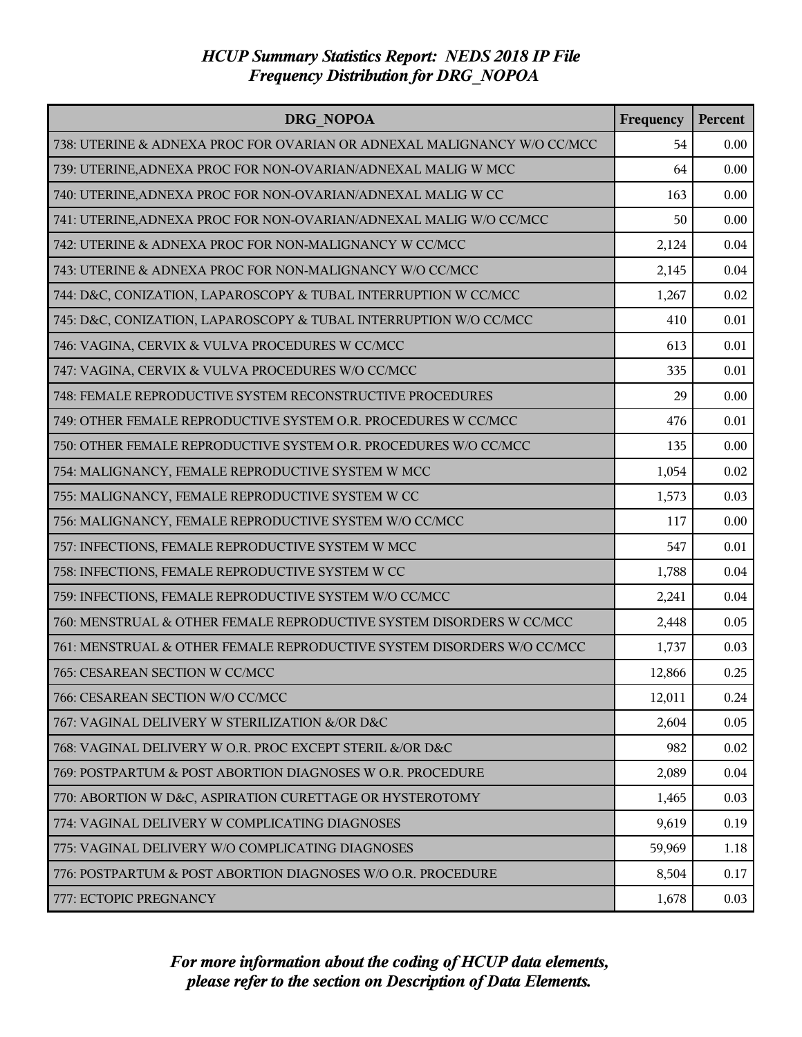*HCUP Summary Statistics Report: NEDS 2018 IP File*
*Frequency Distribution for DRG_NOPOA*

| DRG_NOPOA | Frequency | Percent |
|---|---|---|
| 738: UTERINE & ADNEXA PROC FOR OVARIAN OR ADNEXAL MALIGNANCY W/O CC/MCC | 54 | 0.00 |
| 739: UTERINE,ADNEXA PROC FOR NON-OVARIAN/ADNEXAL MALIG W MCC | 64 | 0.00 |
| 740: UTERINE,ADNEXA PROC FOR NON-OVARIAN/ADNEXAL MALIG W CC | 163 | 0.00 |
| 741: UTERINE,ADNEXA PROC FOR NON-OVARIAN/ADNEXAL MALIG W/O CC/MCC | 50 | 0.00 |
| 742: UTERINE & ADNEXA PROC FOR NON-MALIGNANCY W CC/MCC | 2,124 | 0.04 |
| 743: UTERINE & ADNEXA PROC FOR NON-MALIGNANCY W/O CC/MCC | 2,145 | 0.04 |
| 744: D&C, CONIZATION, LAPAROSCOPY & TUBAL INTERRUPTION W CC/MCC | 1,267 | 0.02 |
| 745: D&C, CONIZATION, LAPAROSCOPY & TUBAL INTERRUPTION W/O CC/MCC | 410 | 0.01 |
| 746: VAGINA, CERVIX & VULVA PROCEDURES W CC/MCC | 613 | 0.01 |
| 747: VAGINA, CERVIX & VULVA PROCEDURES W/O CC/MCC | 335 | 0.01 |
| 748: FEMALE REPRODUCTIVE SYSTEM RECONSTRUCTIVE PROCEDURES | 29 | 0.00 |
| 749: OTHER FEMALE REPRODUCTIVE SYSTEM O.R. PROCEDURES W CC/MCC | 476 | 0.01 |
| 750: OTHER FEMALE REPRODUCTIVE SYSTEM O.R. PROCEDURES W/O CC/MCC | 135 | 0.00 |
| 754: MALIGNANCY, FEMALE REPRODUCTIVE SYSTEM W MCC | 1,054 | 0.02 |
| 755: MALIGNANCY, FEMALE REPRODUCTIVE SYSTEM W CC | 1,573 | 0.03 |
| 756: MALIGNANCY, FEMALE REPRODUCTIVE SYSTEM W/O CC/MCC | 117 | 0.00 |
| 757: INFECTIONS, FEMALE REPRODUCTIVE SYSTEM W MCC | 547 | 0.01 |
| 758: INFECTIONS, FEMALE REPRODUCTIVE SYSTEM W CC | 1,788 | 0.04 |
| 759: INFECTIONS, FEMALE REPRODUCTIVE SYSTEM W/O CC/MCC | 2,241 | 0.04 |
| 760: MENSTRUAL & OTHER FEMALE REPRODUCTIVE SYSTEM DISORDERS W CC/MCC | 2,448 | 0.05 |
| 761: MENSTRUAL & OTHER FEMALE REPRODUCTIVE SYSTEM DISORDERS W/O CC/MCC | 1,737 | 0.03 |
| 765: CESAREAN SECTION W CC/MCC | 12,866 | 0.25 |
| 766: CESAREAN SECTION W/O CC/MCC | 12,011 | 0.24 |
| 767: VAGINAL DELIVERY W STERILIZATION &/OR D&C | 2,604 | 0.05 |
| 768: VAGINAL DELIVERY W O.R. PROC EXCEPT STERIL &/OR D&C | 982 | 0.02 |
| 769: POSTPARTUM & POST ABORTION DIAGNOSES W O.R. PROCEDURE | 2,089 | 0.04 |
| 770: ABORTION W D&C, ASPIRATION CURETTAGE OR HYSTEROTOMY | 1,465 | 0.03 |
| 774: VAGINAL DELIVERY W COMPLICATING DIAGNOSES | 9,619 | 0.19 |
| 775: VAGINAL DELIVERY W/O COMPLICATING DIAGNOSES | 59,969 | 1.18 |
| 776: POSTPARTUM & POST ABORTION DIAGNOSES W/O O.R. PROCEDURE | 8,504 | 0.17 |
| 777: ECTOPIC PREGNANCY | 1,678 | 0.03 |

*For more information about the coding of HCUP data elements, please refer to the section on Description of Data Elements.*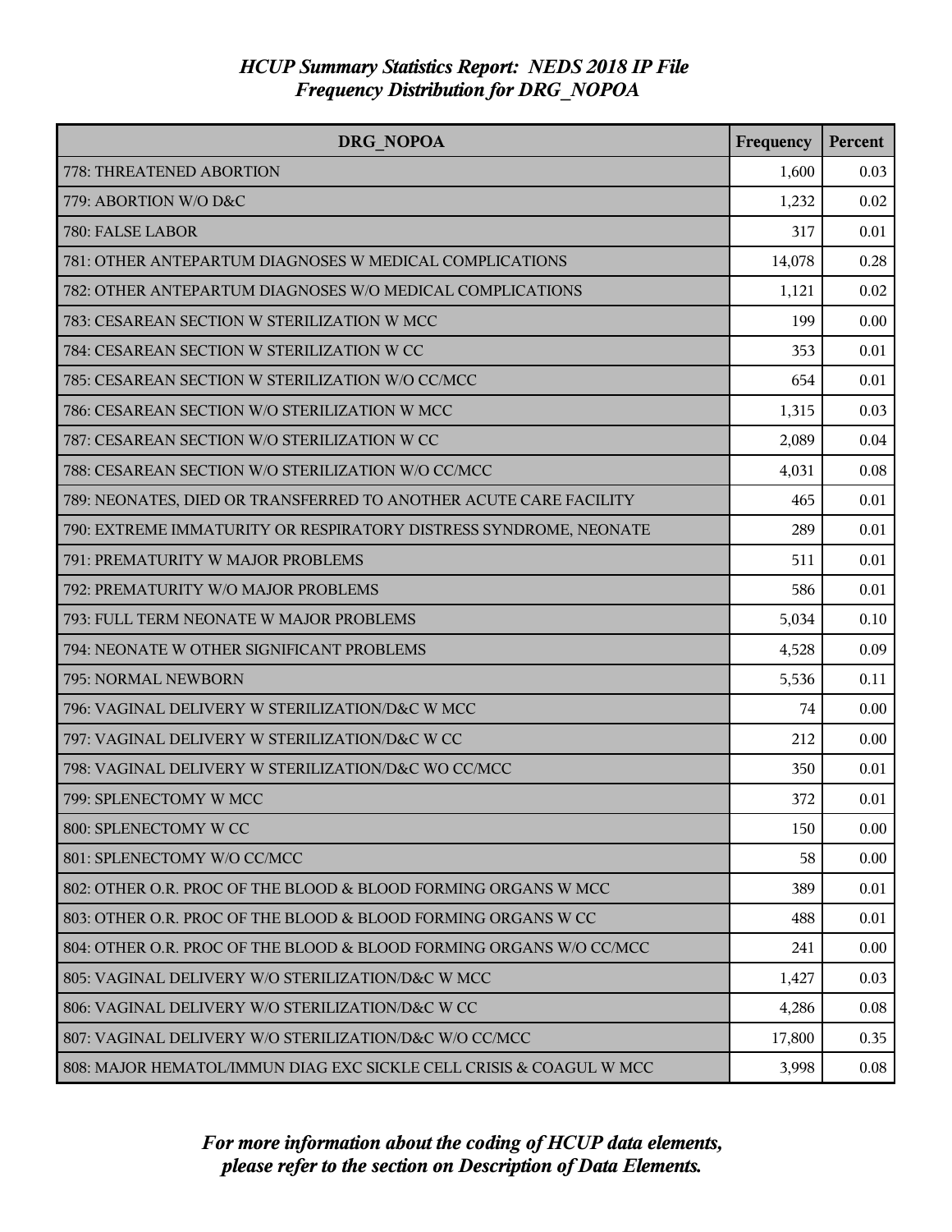# *HCUP Summary Statistics Report: NEDS 2018 IP File*
## *Frequency Distribution for DRG_NOPOA*

| DRG_NOPOA | Frequency | Percent |
|---|---|---|
| 778: THREATENED ABORTION | 1,600 | 0.03 |
| 779: ABORTION W/O D&C | 1,232 | 0.02 |
| 780: FALSE LABOR | 317 | 0.01 |
| 781: OTHER ANTEPARTUM DIAGNOSES W MEDICAL COMPLICATIONS | 14,078 | 0.28 |
| 782: OTHER ANTEPARTUM DIAGNOSES W/O MEDICAL COMPLICATIONS | 1,121 | 0.02 |
| 783: CESAREAN SECTION W STERILIZATION W MCC | 199 | 0.00 |
| 784: CESAREAN SECTION W STERILIZATION W CC | 353 | 0.01 |
| 785: CESAREAN SECTION W STERILIZATION W/O CC/MCC | 654 | 0.01 |
| 786: CESAREAN SECTION W/O STERILIZATION W MCC | 1,315 | 0.03 |
| 787: CESAREAN SECTION W/O STERILIZATION W CC | 2,089 | 0.04 |
| 788: CESAREAN SECTION W/O STERILIZATION W/O CC/MCC | 4,031 | 0.08 |
| 789: NEONATES, DIED OR TRANSFERRED TO ANOTHER ACUTE CARE FACILITY | 465 | 0.01 |
| 790: EXTREME IMMATURITY OR RESPIRATORY DISTRESS SYNDROME, NEONATE | 289 | 0.01 |
| 791: PREMATURITY W MAJOR PROBLEMS | 511 | 0.01 |
| 792: PREMATURITY W/O MAJOR PROBLEMS | 586 | 0.01 |
| 793: FULL TERM NEONATE W MAJOR PROBLEMS | 5,034 | 0.10 |
| 794: NEONATE W OTHER SIGNIFICANT PROBLEMS | 4,528 | 0.09 |
| 795: NORMAL NEWBORN | 5,536 | 0.11 |
| 796: VAGINAL DELIVERY W STERILIZATION/D&C W MCC | 74 | 0.00 |
| 797: VAGINAL DELIVERY W STERILIZATION/D&C W CC | 212 | 0.00 |
| 798: VAGINAL DELIVERY W STERILIZATION/D&C WO CC/MCC | 350 | 0.01 |
| 799: SPLENECTOMY W MCC | 372 | 0.01 |
| 800: SPLENECTOMY W CC | 150 | 0.00 |
| 801: SPLENECTOMY W/O CC/MCC | 58 | 0.00 |
| 802: OTHER O.R. PROC OF THE BLOOD & BLOOD FORMING ORGANS W MCC | 389 | 0.01 |
| 803: OTHER O.R. PROC OF THE BLOOD & BLOOD FORMING ORGANS W CC | 488 | 0.01 |
| 804: OTHER O.R. PROC OF THE BLOOD & BLOOD FORMING ORGANS W/O CC/MCC | 241 | 0.00 |
| 805: VAGINAL DELIVERY W/O STERILIZATION/D&C W MCC | 1,427 | 0.03 |
| 806: VAGINAL DELIVERY W/O STERILIZATION/D&C W CC | 4,286 | 0.08 |
| 807: VAGINAL DELIVERY W/O STERILIZATION/D&C W/O CC/MCC | 17,800 | 0.35 |
| 808: MAJOR HEMATOL/IMMUN DIAG EXC SICKLE CELL CRISIS & COAGUL W MCC | 3,998 | 0.08 |

*For more information about the coding of HCUP data elements, please refer to the section on Description of Data Elements.*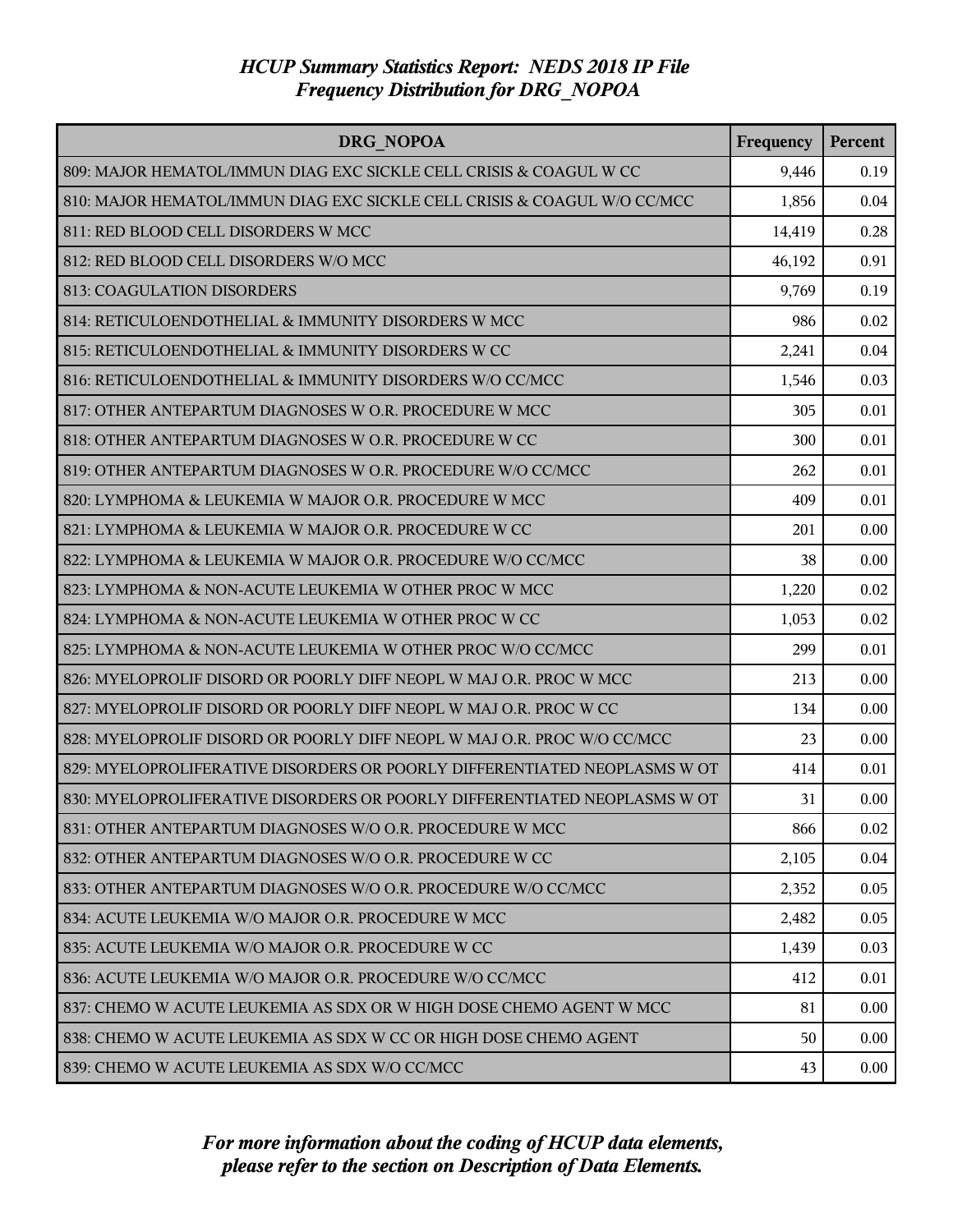# HCUP Summary Statistics Report: NEDS 2018 IP File
## Frequency Distribution for DRG_NOPOA

| DRG_NOPOA | Frequency | Percent |
|---|---|---|
| 809: MAJOR HEMATOL/IMMUN DIAG EXC SICKLE CELL CRISIS & COAGUL W CC | 9,446 | 0.19 |
| 810: MAJOR HEMATOL/IMMUN DIAG EXC SICKLE CELL CRISIS & COAGUL W/O CC/MCC | 1,856 | 0.04 |
| 811: RED BLOOD CELL DISORDERS W MCC | 14,419 | 0.28 |
| 812: RED BLOOD CELL DISORDERS W/O MCC | 46,192 | 0.91 |
| 813: COAGULATION DISORDERS | 9,769 | 0.19 |
| 814: RETICULOENDOTHELIAL & IMMUNITY DISORDERS W MCC | 986 | 0.02 |
| 815: RETICULOENDOTHELIAL & IMMUNITY DISORDERS W CC | 2,241 | 0.04 |
| 816: RETICULOENDOTHELIAL & IMMUNITY DISORDERS W/O CC/MCC | 1,546 | 0.03 |
| 817: OTHER ANTEPARTUM DIAGNOSES W O.R. PROCEDURE W MCC | 305 | 0.01 |
| 818: OTHER ANTEPARTUM DIAGNOSES W O.R. PROCEDURE W CC | 300 | 0.01 |
| 819: OTHER ANTEPARTUM DIAGNOSES W O.R. PROCEDURE W/O CC/MCC | 262 | 0.01 |
| 820: LYMPHOMA & LEUKEMIA W MAJOR O.R. PROCEDURE W MCC | 409 | 0.01 |
| 821: LYMPHOMA & LEUKEMIA W MAJOR O.R. PROCEDURE W CC | 201 | 0.00 |
| 822: LYMPHOMA & LEUKEMIA W MAJOR O.R. PROCEDURE W/O CC/MCC | 38 | 0.00 |
| 823: LYMPHOMA & NON-ACUTE LEUKEMIA W OTHER PROC W MCC | 1,220 | 0.02 |
| 824: LYMPHOMA & NON-ACUTE LEUKEMIA W OTHER PROC W CC | 1,053 | 0.02 |
| 825: LYMPHOMA & NON-ACUTE LEUKEMIA W OTHER PROC W/O CC/MCC | 299 | 0.01 |
| 826: MYELOPROLIF DISORD OR POORLY DIFF NEOPL W MAJ O.R. PROC W MCC | 213 | 0.00 |
| 827: MYELOPROLIF DISORD OR POORLY DIFF NEOPL W MAJ O.R. PROC W CC | 134 | 0.00 |
| 828: MYELOPROLIF DISORD OR POORLY DIFF NEOPL W MAJ O.R. PROC W/O CC/MCC | 23 | 0.00 |
| 829: MYELOPROLIFERATIVE DISORDERS OR POORLY DIFFERENTIATED NEOPLASMS W OT | 414 | 0.01 |
| 830: MYELOPROLIFERATIVE DISORDERS OR POORLY DIFFERENTIATED NEOPLASMS W OT | 31 | 0.00 |
| 831: OTHER ANTEPARTUM DIAGNOSES W/O O.R. PROCEDURE W MCC | 866 | 0.02 |
| 832: OTHER ANTEPARTUM DIAGNOSES W/O O.R. PROCEDURE W CC | 2,105 | 0.04 |
| 833: OTHER ANTEPARTUM DIAGNOSES W/O O.R. PROCEDURE W/O CC/MCC | 2,352 | 0.05 |
| 834: ACUTE LEUKEMIA W/O MAJOR O.R. PROCEDURE W MCC | 2,482 | 0.05 |
| 835: ACUTE LEUKEMIA W/O MAJOR O.R. PROCEDURE W CC | 1,439 | 0.03 |
| 836: ACUTE LEUKEMIA W/O MAJOR O.R. PROCEDURE W/O CC/MCC | 412 | 0.01 |
| 837: CHEMO W ACUTE LEUKEMIA AS SDX OR W HIGH DOSE CHEMO AGENT W MCC | 81 | 0.00 |
| 838: CHEMO W ACUTE LEUKEMIA AS SDX W CC OR HIGH DOSE CHEMO AGENT | 50 | 0.00 |
| 839: CHEMO W ACUTE LEUKEMIA AS SDX W/O CC/MCC | 43 | 0.00 |

*For more information about the coding of HCUP data elements, please refer to the section on Description of Data Elements.*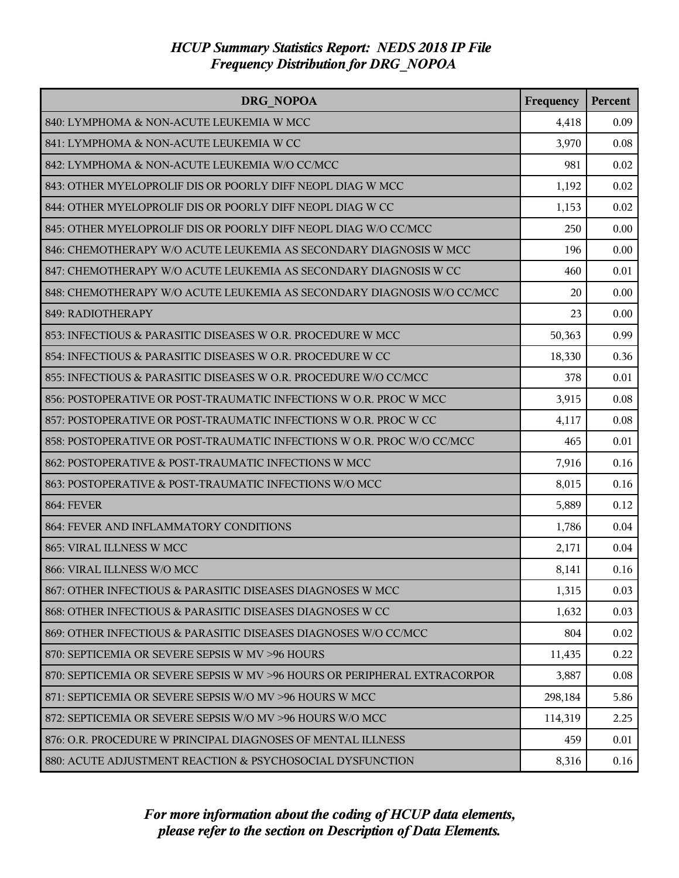# *HCUP Summary Statistics Report: NEDS 2018 IP File*
## *Frequency Distribution for DRG_NOPOA*

| DRG_NOPOA | Frequency | Percent |
|---|---|---|
| 840: LYMPHOMA & NON-ACUTE LEUKEMIA W MCC | 4,418 | 0.09 |
| 841: LYMPHOMA & NON-ACUTE LEUKEMIA W CC | 3,970 | 0.08 |
| 842: LYMPHOMA & NON-ACUTE LEUKEMIA W/O CC/MCC | 981 | 0.02 |
| 843: OTHER MYELOPROLIF DIS OR POORLY DIFF NEOPL DIAG W MCC | 1,192 | 0.02 |
| 844: OTHER MYELOPROLIF DIS OR POORLY DIFF NEOPL DIAG W CC | 1,153 | 0.02 |
| 845: OTHER MYELOPROLIF DIS OR POORLY DIFF NEOPL DIAG W/O CC/MCC | 250 | 0.00 |
| 846: CHEMOTHERAPY W/O ACUTE LEUKEMIA AS SECONDARY DIAGNOSIS W MCC | 196 | 0.00 |
| 847: CHEMOTHERAPY W/O ACUTE LEUKEMIA AS SECONDARY DIAGNOSIS W CC | 460 | 0.01 |
| 848: CHEMOTHERAPY W/O ACUTE LEUKEMIA AS SECONDARY DIAGNOSIS W/O CC/MCC | 20 | 0.00 |
| 849: RADIOTHERAPY | 23 | 0.00 |
| 853: INFECTIOUS & PARASITIC DISEASES W O.R. PROCEDURE W MCC | 50,363 | 0.99 |
| 854: INFECTIOUS & PARASITIC DISEASES W O.R. PROCEDURE W CC | 18,330 | 0.36 |
| 855: INFECTIOUS & PARASITIC DISEASES W O.R. PROCEDURE W/O CC/MCC | 378 | 0.01 |
| 856: POSTOPERATIVE OR POST-TRAUMATIC INFECTIONS W O.R. PROC W MCC | 3,915 | 0.08 |
| 857: POSTOPERATIVE OR POST-TRAUMATIC INFECTIONS W O.R. PROC W CC | 4,117 | 0.08 |
| 858: POSTOPERATIVE OR POST-TRAUMATIC INFECTIONS W O.R. PROC W/O CC/MCC | 465 | 0.01 |
| 862: POSTOPERATIVE & POST-TRAUMATIC INFECTIONS W MCC | 7,916 | 0.16 |
| 863: POSTOPERATIVE & POST-TRAUMATIC INFECTIONS W/O MCC | 8,015 | 0.16 |
| 864: FEVER | 5,889 | 0.12 |
| 864: FEVER AND INFLAMMATORY CONDITIONS | 1,786 | 0.04 |
| 865: VIRAL ILLNESS W MCC | 2,171 | 0.04 |
| 866: VIRAL ILLNESS W/O MCC | 8,141 | 0.16 |
| 867: OTHER INFECTIOUS & PARASITIC DISEASES DIAGNOSES W MCC | 1,315 | 0.03 |
| 868: OTHER INFECTIOUS & PARASITIC DISEASES DIAGNOSES W CC | 1,632 | 0.03 |
| 869: OTHER INFECTIOUS & PARASITIC DISEASES DIAGNOSES W/O CC/MCC | 804 | 0.02 |
| 870: SEPTICEMIA OR SEVERE SEPSIS W MV >96 HOURS | 11,435 | 0.22 |
| 870: SEPTICEMIA OR SEVERE SEPSIS W MV >96 HOURS OR PERIPHERAL EXTRACORPOR | 3,887 | 0.08 |
| 871: SEPTICEMIA OR SEVERE SEPSIS W/O MV >96 HOURS W MCC | 298,184 | 5.86 |
| 872: SEPTICEMIA OR SEVERE SEPSIS W/O MV >96 HOURS W/O MCC | 114,319 | 2.25 |
| 876: O.R. PROCEDURE W PRINCIPAL DIAGNOSES OF MENTAL ILLNESS | 459 | 0.01 |
| 880: ACUTE ADJUSTMENT REACTION & PSYCHOSOCIAL DYSFUNCTION | 8,316 | 0.16 |

*For more information about the coding of HCUP data elements, please refer to the section on Description of Data Elements.*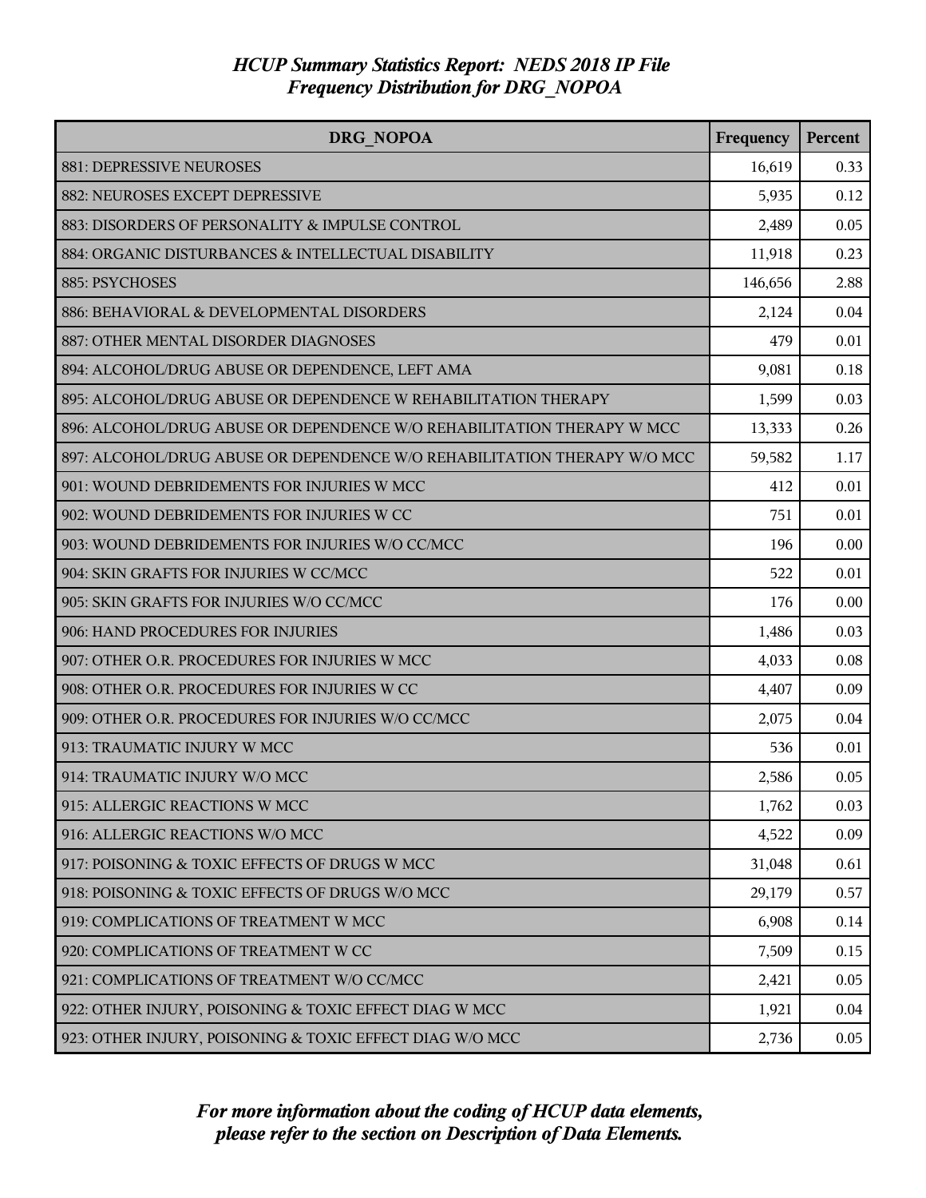# HCUP Summary Statistics Report: NEDS 2018 IP File
## Frequency Distribution for DRG_NOPOA

| DRG_NOPOA | Frequency | Percent |
|---|---|---|
| 881: DEPRESSIVE NEUROSES | 16,619 | 0.33 |
| 882: NEUROSES EXCEPT DEPRESSIVE | 5,935 | 0.12 |
| 883: DISORDERS OF PERSONALITY & IMPULSE CONTROL | 2,489 | 0.05 |
| 884: ORGANIC DISTURBANCES & INTELLECTUAL DISABILITY | 11,918 | 0.23 |
| 885: PSYCHOSES | 146,656 | 2.88 |
| 886: BEHAVIORAL & DEVELOPMENTAL DISORDERS | 2,124 | 0.04 |
| 887: OTHER MENTAL DISORDER DIAGNOSES | 479 | 0.01 |
| 894: ALCOHOL/DRUG ABUSE OR DEPENDENCE, LEFT AMA | 9,081 | 0.18 |
| 895: ALCOHOL/DRUG ABUSE OR DEPENDENCE W REHABILITATION THERAPY | 1,599 | 0.03 |
| 896: ALCOHOL/DRUG ABUSE OR DEPENDENCE W/O REHABILITATION THERAPY W MCC | 13,333 | 0.26 |
| 897: ALCOHOL/DRUG ABUSE OR DEPENDENCE W/O REHABILITATION THERAPY W/O MCC | 59,582 | 1.17 |
| 901: WOUND DEBRIDEMENTS FOR INJURIES W MCC | 412 | 0.01 |
| 902: WOUND DEBRIDEMENTS FOR INJURIES W CC | 751 | 0.01 |
| 903: WOUND DEBRIDEMENTS FOR INJURIES W/O CC/MCC | 196 | 0.00 |
| 904: SKIN GRAFTS FOR INJURIES W CC/MCC | 522 | 0.01 |
| 905: SKIN GRAFTS FOR INJURIES W/O CC/MCC | 176 | 0.00 |
| 906: HAND PROCEDURES FOR INJURIES | 1,486 | 0.03 |
| 907: OTHER O.R. PROCEDURES FOR INJURIES W MCC | 4,033 | 0.08 |
| 908: OTHER O.R. PROCEDURES FOR INJURIES W CC | 4,407 | 0.09 |
| 909: OTHER O.R. PROCEDURES FOR INJURIES W/O CC/MCC | 2,075 | 0.04 |
| 913: TRAUMATIC INJURY W MCC | 536 | 0.01 |
| 914: TRAUMATIC INJURY W/O MCC | 2,586 | 0.05 |
| 915: ALLERGIC REACTIONS W MCC | 1,762 | 0.03 |
| 916: ALLERGIC REACTIONS W/O MCC | 4,522 | 0.09 |
| 917: POISONING & TOXIC EFFECTS OF DRUGS W MCC | 31,048 | 0.61 |
| 918: POISONING & TOXIC EFFECTS OF DRUGS W/O MCC | 29,179 | 0.57 |
| 919: COMPLICATIONS OF TREATMENT W MCC | 6,908 | 0.14 |
| 920: COMPLICATIONS OF TREATMENT W CC | 7,509 | 0.15 |
| 921: COMPLICATIONS OF TREATMENT W/O CC/MCC | 2,421 | 0.05 |
| 922: OTHER INJURY, POISONING & TOXIC EFFECT DIAG W MCC | 1,921 | 0.04 |
| 923: OTHER INJURY, POISONING & TOXIC EFFECT DIAG W/O MCC | 2,736 | 0.05 |

*For more information about the coding of HCUP data elements, please refer to the section on Description of Data Elements.*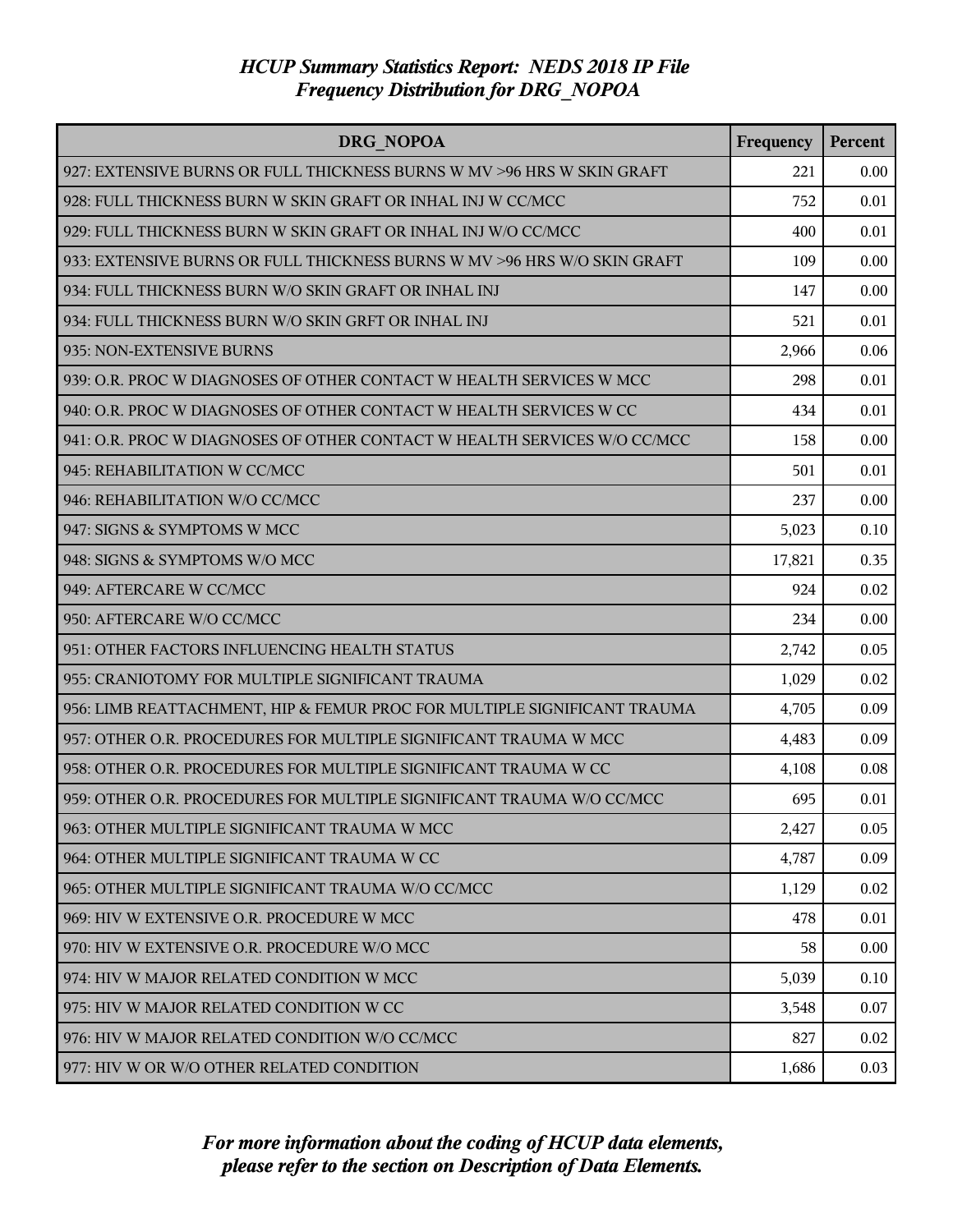# HCUP Summary Statistics Report: NEDS 2018 IP File
## Frequency Distribution for DRG_NOPOA

| DRG_NOPOA | Frequency | Percent |
|---|---|---|
| 927: EXTENSIVE BURNS OR FULL THICKNESS BURNS W MV >96 HRS W SKIN GRAFT | 221 | 0.00 |
| 928: FULL THICKNESS BURN W SKIN GRAFT OR INHAL INJ W CC/MCC | 752 | 0.01 |
| 929: FULL THICKNESS BURN W SKIN GRAFT OR INHAL INJ W/O CC/MCC | 400 | 0.01 |
| 933: EXTENSIVE BURNS OR FULL THICKNESS BURNS W MV >96 HRS W/O SKIN GRAFT | 109 | 0.00 |
| 934: FULL THICKNESS BURN W/O SKIN GRAFT OR INHAL INJ | 147 | 0.00 |
| 934: FULL THICKNESS BURN W/O SKIN GRFT OR INHAL INJ | 521 | 0.01 |
| 935: NON-EXTENSIVE BURNS | 2,966 | 0.06 |
| 939: O.R. PROC W DIAGNOSES OF OTHER CONTACT W HEALTH SERVICES W MCC | 298 | 0.01 |
| 940: O.R. PROC W DIAGNOSES OF OTHER CONTACT W HEALTH SERVICES W CC | 434 | 0.01 |
| 941: O.R. PROC W DIAGNOSES OF OTHER CONTACT W HEALTH SERVICES W/O CC/MCC | 158 | 0.00 |
| 945: REHABILITATION W CC/MCC | 501 | 0.01 |
| 946: REHABILITATION W/O CC/MCC | 237 | 0.00 |
| 947: SIGNS & SYMPTOMS W MCC | 5,023 | 0.10 |
| 948: SIGNS & SYMPTOMS W/O MCC | 17,821 | 0.35 |
| 949: AFTERCARE W CC/MCC | 924 | 0.02 |
| 950: AFTERCARE W/O CC/MCC | 234 | 0.00 |
| 951: OTHER FACTORS INFLUENCING HEALTH STATUS | 2,742 | 0.05 |
| 955: CRANIOTOMY FOR MULTIPLE SIGNIFICANT TRAUMA | 1,029 | 0.02 |
| 956: LIMB REATTACHMENT, HIP & FEMUR PROC FOR MULTIPLE SIGNIFICANT TRAUMA | 4,705 | 0.09 |
| 957: OTHER O.R. PROCEDURES FOR MULTIPLE SIGNIFICANT TRAUMA W MCC | 4,483 | 0.09 |
| 958: OTHER O.R. PROCEDURES FOR MULTIPLE SIGNIFICANT TRAUMA W CC | 4,108 | 0.08 |
| 959: OTHER O.R. PROCEDURES FOR MULTIPLE SIGNIFICANT TRAUMA W/O CC/MCC | 695 | 0.01 |
| 963: OTHER MULTIPLE SIGNIFICANT TRAUMA W MCC | 2,427 | 0.05 |
| 964: OTHER MULTIPLE SIGNIFICANT TRAUMA W CC | 4,787 | 0.09 |
| 965: OTHER MULTIPLE SIGNIFICANT TRAUMA W/O CC/MCC | 1,129 | 0.02 |
| 969: HIV W EXTENSIVE O.R. PROCEDURE W MCC | 478 | 0.01 |
| 970: HIV W EXTENSIVE O.R. PROCEDURE W/O MCC | 58 | 0.00 |
| 974: HIV W MAJOR RELATED CONDITION W MCC | 5,039 | 0.10 |
| 975: HIV W MAJOR RELATED CONDITION W CC | 3,548 | 0.07 |
| 976: HIV W MAJOR RELATED CONDITION W/O CC/MCC | 827 | 0.02 |
| 977: HIV W OR W/O OTHER RELATED CONDITION | 1,686 | 0.03 |

*For more information about the coding of HCUP data elements, please refer to the section on Description of Data Elements.*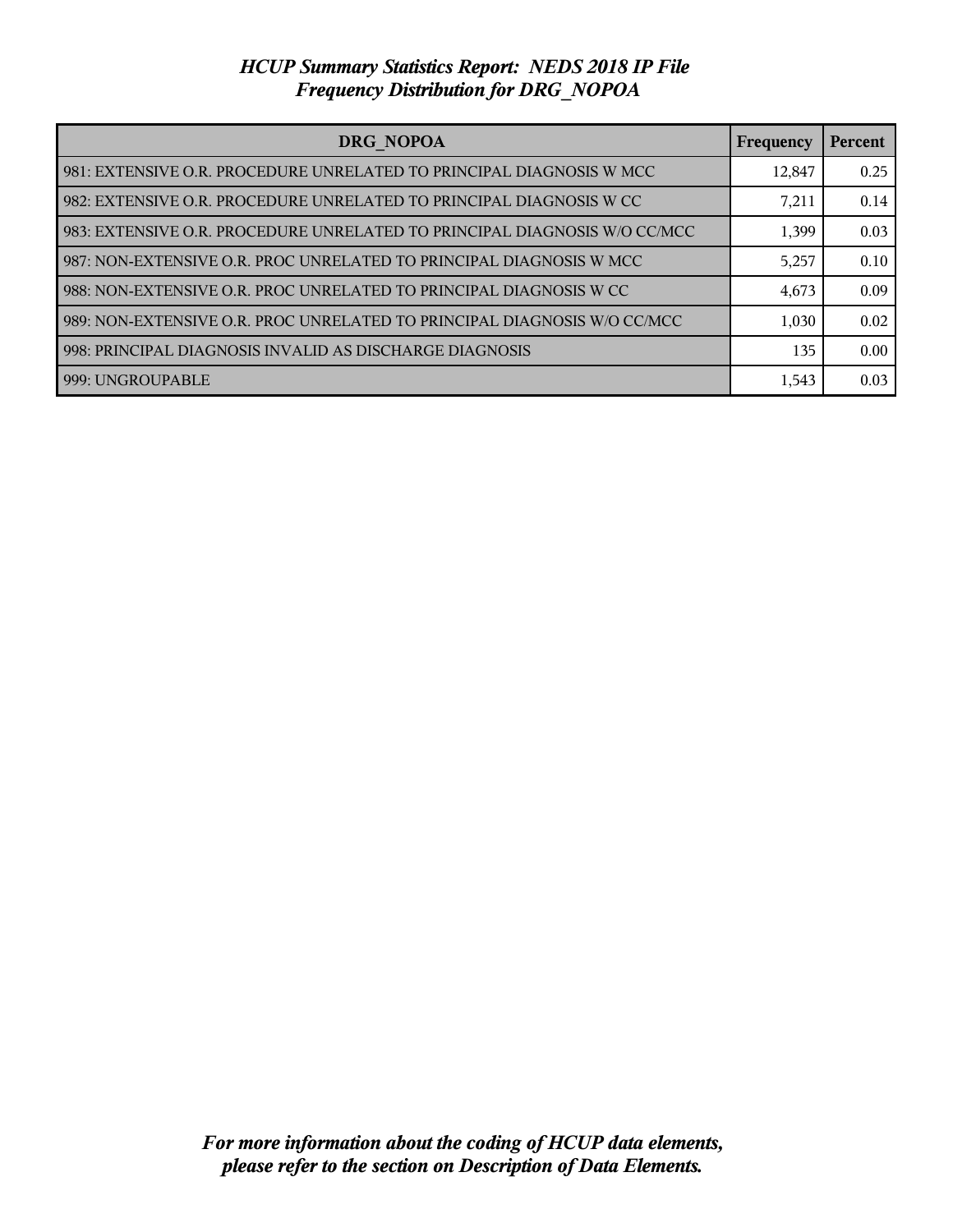# HCUP Summary Statistics Report: NEDS 2018 IP File
## Frequency Distribution for DRG_NOPOA

| DRG_NOPOA | Frequency | Percent |
|---|---|---|
| 981: EXTENSIVE O.R. PROCEDURE UNRELATED TO PRINCIPAL DIAGNOSIS W MCC | 12,847 | 0.25 |
| 982: EXTENSIVE O.R. PROCEDURE UNRELATED TO PRINCIPAL DIAGNOSIS W CC | 7,211 | 0.14 |
| 983: EXTENSIVE O.R. PROCEDURE UNRELATED TO PRINCIPAL DIAGNOSIS W/O CC/MCC | 1,399 | 0.03 |
| 987: NON-EXTENSIVE O.R. PROC UNRELATED TO PRINCIPAL DIAGNOSIS W MCC | 5,257 | 0.10 |
| 988: NON-EXTENSIVE O.R. PROC UNRELATED TO PRINCIPAL DIAGNOSIS W CC | 4,673 | 0.09 |
| 989: NON-EXTENSIVE O.R. PROC UNRELATED TO PRINCIPAL DIAGNOSIS W/O CC/MCC | 1,030 | 0.02 |
| 998: PRINCIPAL DIAGNOSIS INVALID AS DISCHARGE DIAGNOSIS | 135 | 0.00 |
| 999: UNGROUPABLE | 1,543 | 0.03 |

*For more information about the coding of HCUP data elements, please refer to the section on Description of Data Elements.*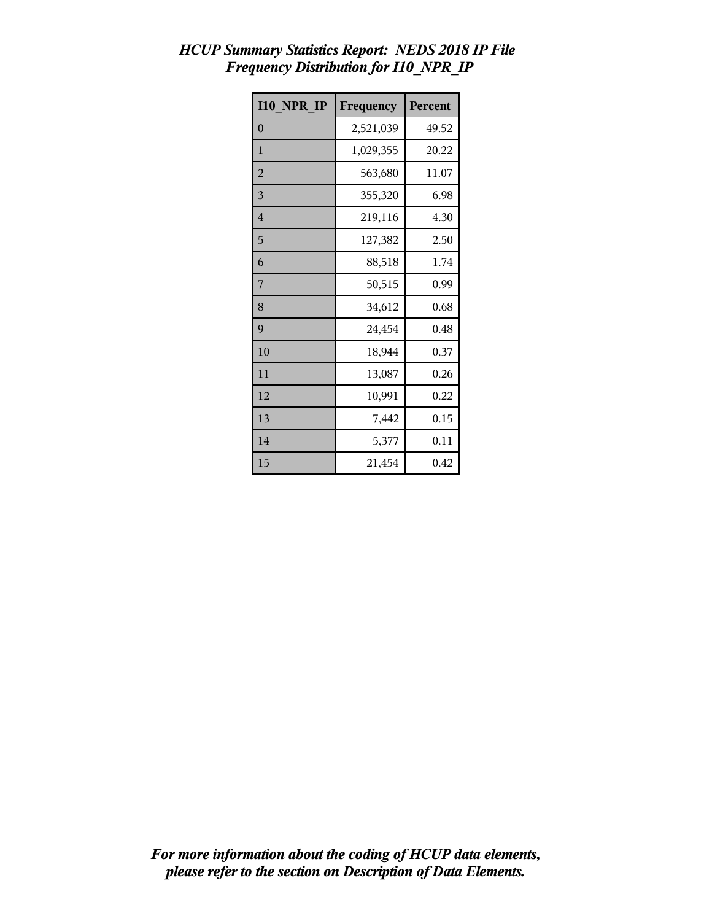*HCUP Summary Statistics Report: NEDS 2018 IP File*
*Frequency Distribution for I10_NPR_IP*

| I10_NPR_IP | Frequency | Percent |
|---|---|---|
| 0 | 2,521,039 | 49.52 |
| 1 | 1,029,355 | 20.22 |
| 2 | 563,680 | 11.07 |
| 3 | 355,320 | 6.98 |
| 4 | 219,116 | 4.30 |
| 5 | 127,382 | 2.50 |
| 6 | 88,518 | 1.74 |
| 7 | 50,515 | 0.99 |
| 8 | 34,612 | 0.68 |
| 9 | 24,454 | 0.48 |
| 10 | 18,944 | 0.37 |
| 11 | 13,087 | 0.26 |
| 12 | 10,991 | 0.22 |
| 13 | 7,442 | 0.15 |
| 14 | 5,377 | 0.11 |
| 15 | 21,454 | 0.42 |

*For more information about the coding of HCUP data elements, please refer to the section on Description of Data Elements.*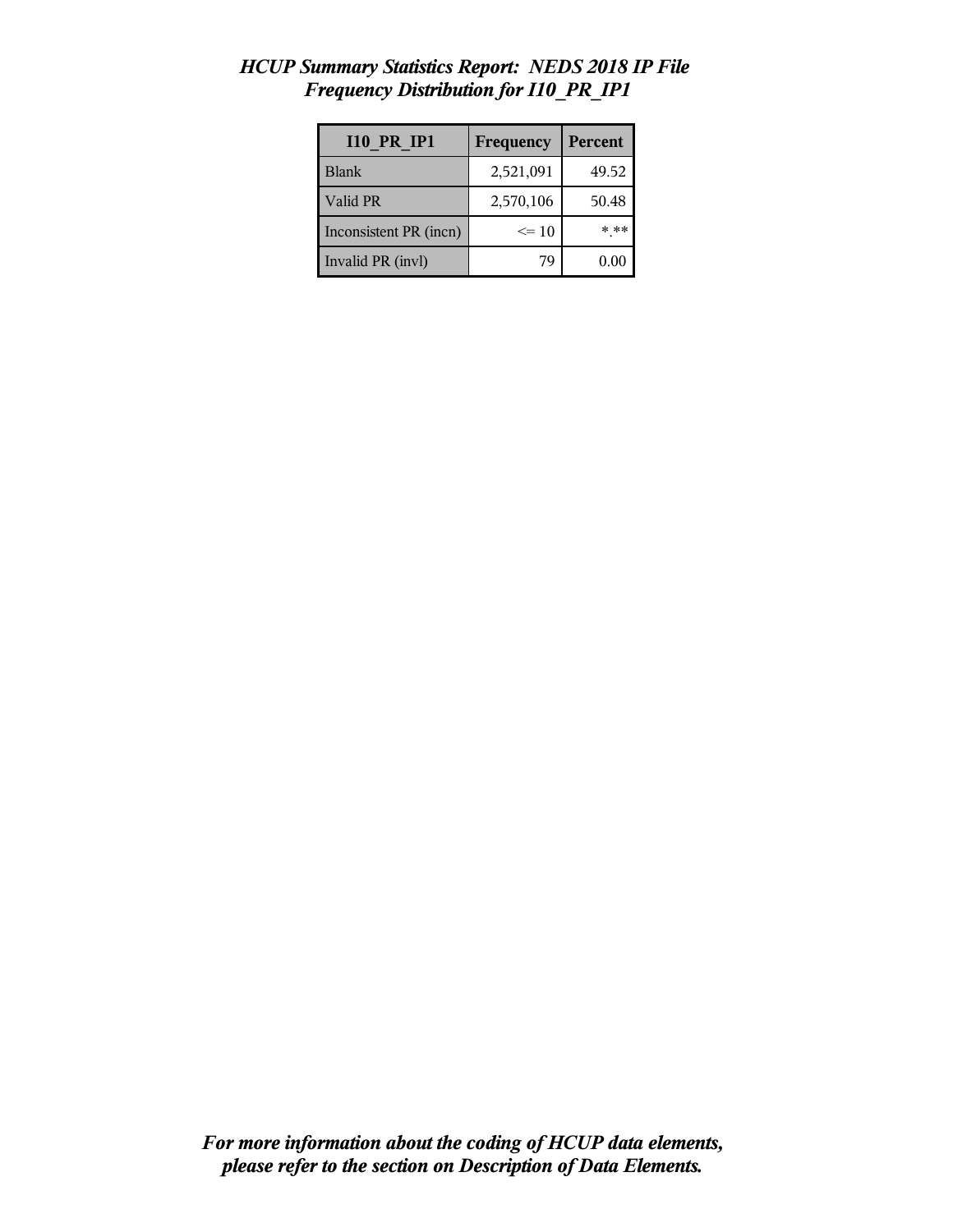*HCUP Summary Statistics Report: NEDS 2018 IP File*
*Frequency Distribution for I10_PR_IP1*

| I10_PR_IP1 | Frequency | Percent |
|---|---|---|
| Blank | 2,521,091 | 49.52 |
| Valid PR | 2,570,106 | 50.48 |
| Inconsistent PR (incn) | <= 10 | *.** |
| Invalid PR (invl) | 79 | 0.00 |

***For more information about the coding of HCUP data elements, please refer to the section on Description of Data Elements.***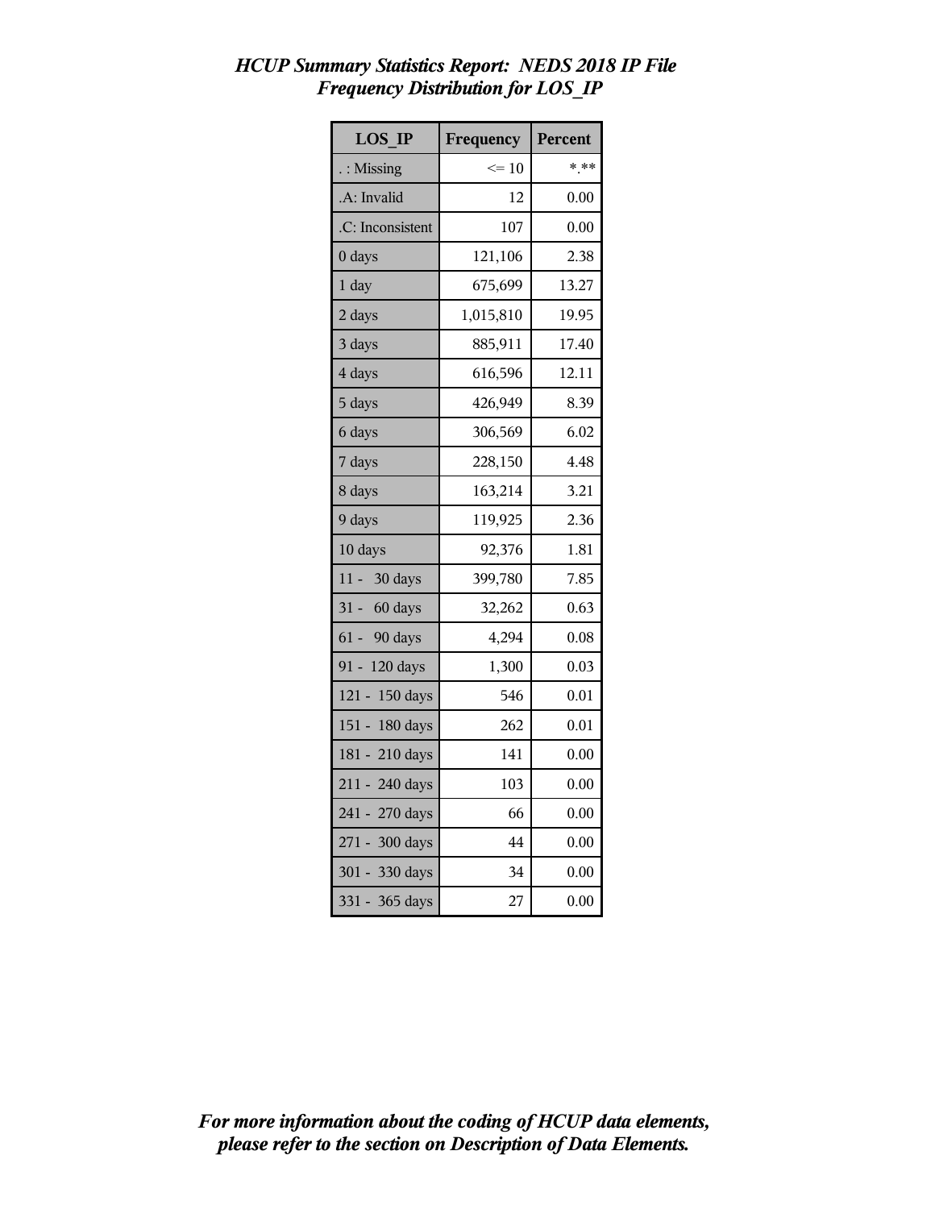# *HCUP Summary Statistics Report: NEDS 2018 IP File*
## *Frequency Distribution for LOS_IP*

| LOS_IP | Frequency | Percent |
|---|---|---|
| . : Missing | <= 10 | *.** |
| .A: Invalid | 12 | 0.00 |
| .C: Inconsistent | 107 | 0.00 |
| 0 days | 121,106 | 2.38 |
| 1 day | 675,699 | 13.27 |
| 2 days | 1,015,810 | 19.95 |
| 3 days | 885,911 | 17.40 |
| 4 days | 616,596 | 12.11 |
| 5 days | 426,949 | 8.39 |
| 6 days | 306,569 | 6.02 |
| 7 days | 228,150 | 4.48 |
| 8 days | 163,214 | 3.21 |
| 9 days | 119,925 | 2.36 |
| 10 days | 92,376 | 1.81 |
| 11 - 30 days | 399,780 | 7.85 |
| 31 - 60 days | 32,262 | 0.63 |
| 61 - 90 days | 4,294 | 0.08 |
| 91 - 120 days | 1,300 | 0.03 |
| 121 - 150 days | 546 | 0.01 |
| 151 - 180 days | 262 | 0.01 |
| 181 - 210 days | 141 | 0.00 |
| 211 - 240 days | 103 | 0.00 |
| 241 - 270 days | 66 | 0.00 |
| 271 - 300 days | 44 | 0.00 |
| 301 - 330 days | 34 | 0.00 |
| 331 - 365 days | 27 | 0.00 |

*For more information about the coding of HCUP data elements, please refer to the section on Description of Data Elements.*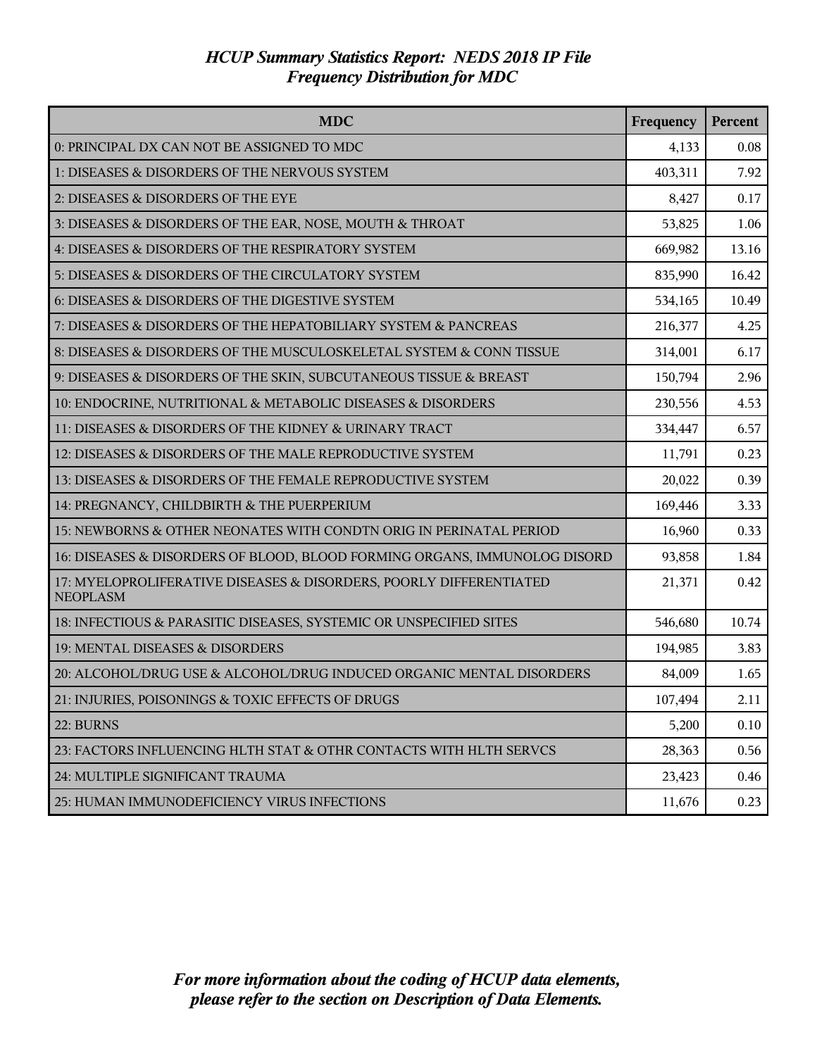# *HCUP Summary Statistics Report: NEDS 2018 IP File*
## *Frequency Distribution for MDC*

| MDC | Frequency | Percent |
|---|---|---|
| 0: PRINCIPAL DX CAN NOT BE ASSIGNED TO MDC | 4,133 | 0.08 |
| 1: DISEASES & DISORDERS OF THE NERVOUS SYSTEM | 403,311 | 7.92 |
| 2: DISEASES & DISORDERS OF THE EYE | 8,427 | 0.17 |
| 3: DISEASES & DISORDERS OF THE EAR, NOSE, MOUTH & THROAT | 53,825 | 1.06 |
| 4: DISEASES & DISORDERS OF THE RESPIRATORY SYSTEM | 669,982 | 13.16 |
| 5: DISEASES & DISORDERS OF THE CIRCULATORY SYSTEM | 835,990 | 16.42 |
| 6: DISEASES & DISORDERS OF THE DIGESTIVE SYSTEM | 534,165 | 10.49 |
| 7: DISEASES & DISORDERS OF THE HEPATOBILIARY SYSTEM & PANCREAS | 216,377 | 4.25 |
| 8: DISEASES & DISORDERS OF THE MUSCULOSKELETAL SYSTEM & CONN TISSUE | 314,001 | 6.17 |
| 9: DISEASES & DISORDERS OF THE SKIN, SUBCUTANEOUS TISSUE & BREAST | 150,794 | 2.96 |
| 10: ENDOCRINE, NUTRITIONAL & METABOLIC DISEASES & DISORDERS | 230,556 | 4.53 |
| 11: DISEASES & DISORDERS OF THE KIDNEY & URINARY TRACT | 334,447 | 6.57 |
| 12: DISEASES & DISORDERS OF THE MALE REPRODUCTIVE SYSTEM | 11,791 | 0.23 |
| 13: DISEASES & DISORDERS OF THE FEMALE REPRODUCTIVE SYSTEM | 20,022 | 0.39 |
| 14: PREGNANCY, CHILDBIRTH & THE PUERPERIUM | 169,446 | 3.33 |
| 15: NEWBORNS & OTHER NEONATES WITH CONDTN ORIG IN PERINATAL PERIOD | 16,960 | 0.33 |
| 16: DISEASES & DISORDERS OF BLOOD, BLOOD FORMING ORGANS, IMMUNOLOG DISORD | 93,858 | 1.84 |
| 17: MYELOPROLIFERATIVE DISEASES & DISORDERS, POORLY DIFFERENTIATED NEOPLASM | 21,371 | 0.42 |
| 18: INFECTIOUS & PARASITIC DISEASES, SYSTEMIC OR UNSPECIFIED SITES | 546,680 | 10.74 |
| 19: MENTAL DISEASES & DISORDERS | 194,985 | 3.83 |
| 20: ALCOHOL/DRUG USE & ALCOHOL/DRUG INDUCED ORGANIC MENTAL DISORDERS | 84,009 | 1.65 |
| 21: INJURIES, POISONINGS & TOXIC EFFECTS OF DRUGS | 107,494 | 2.11 |
| 22: BURNS | 5,200 | 0.10 |
| 23: FACTORS INFLUENCING HLTH STAT & OTHR CONTACTS WITH HLTH SERVCS | 28,363 | 0.56 |
| 24: MULTIPLE SIGNIFICANT TRAUMA | 23,423 | 0.46 |
| 25: HUMAN IMMUNODEFICIENCY VIRUS INFECTIONS | 11,676 | 0.23 |

***For more information about the coding of HCUP data elements, please refer to the section on Description of Data Elements.***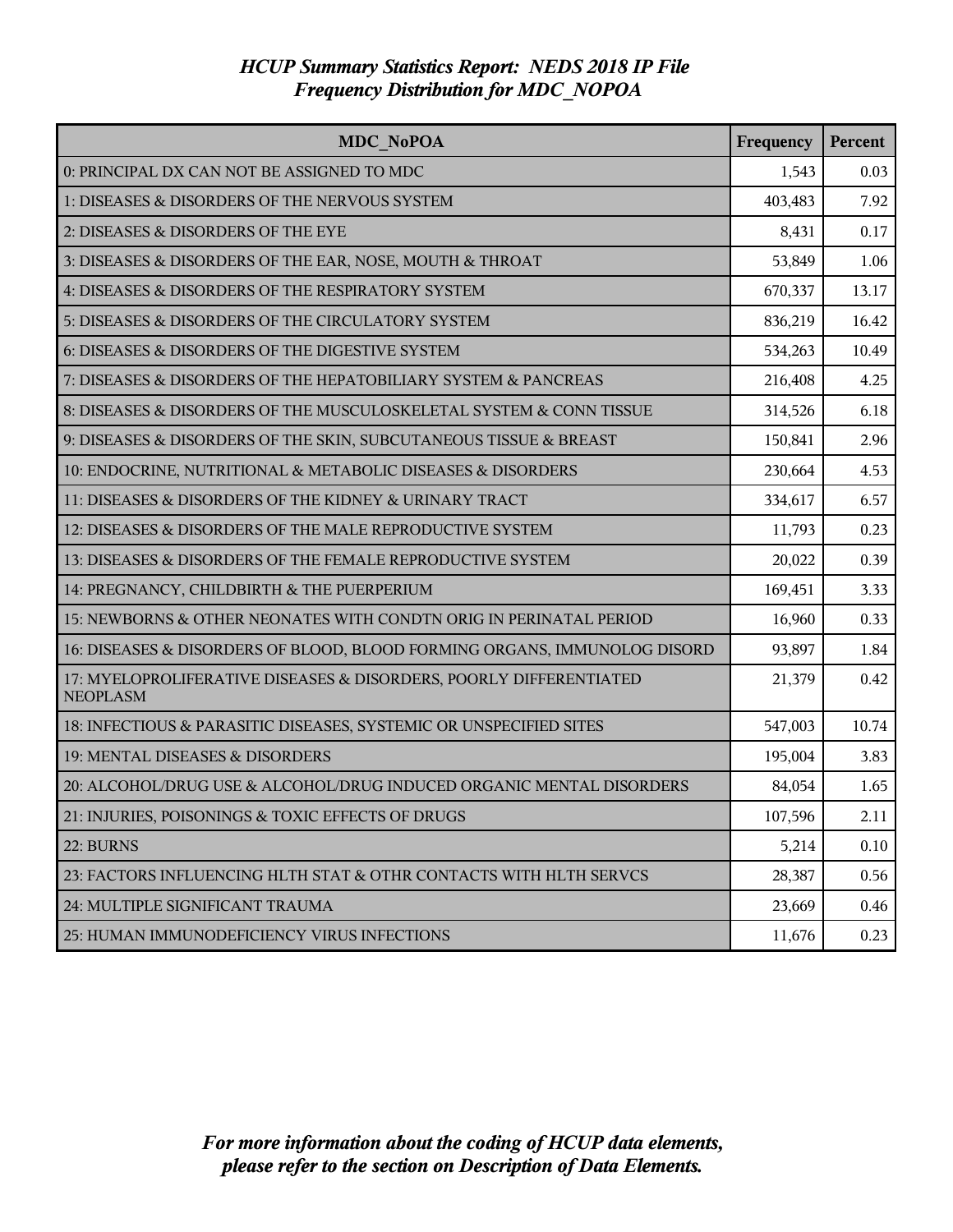# *HCUP Summary Statistics Report: NEDS 2018 IP File*
## *Frequency Distribution for MDC_NOPOA*

| MDC_NoPOA | Frequency | Percent |
|---|---|---|
| 0: PRINCIPAL DX CAN NOT BE ASSIGNED TO MDC | 1,543 | 0.03 |
| 1: DISEASES & DISORDERS OF THE NERVOUS SYSTEM | 403,483 | 7.92 |
| 2: DISEASES & DISORDERS OF THE EYE | 8,431 | 0.17 |
| 3: DISEASES & DISORDERS OF THE EAR, NOSE, MOUTH & THROAT | 53,849 | 1.06 |
| 4: DISEASES & DISORDERS OF THE RESPIRATORY SYSTEM | 670,337 | 13.17 |
| 5: DISEASES & DISORDERS OF THE CIRCULATORY SYSTEM | 836,219 | 16.42 |
| 6: DISEASES & DISORDERS OF THE DIGESTIVE SYSTEM | 534,263 | 10.49 |
| 7: DISEASES & DISORDERS OF THE HEPATOBILIARY SYSTEM & PANCREAS | 216,408 | 4.25 |
| 8: DISEASES & DISORDERS OF THE MUSCULOSKELETAL SYSTEM & CONN TISSUE | 314,526 | 6.18 |
| 9: DISEASES & DISORDERS OF THE SKIN, SUBCUTANEOUS TISSUE & BREAST | 150,841 | 2.96 |
| 10: ENDOCRINE, NUTRITIONAL & METABOLIC DISEASES & DISORDERS | 230,664 | 4.53 |
| 11: DISEASES & DISORDERS OF THE KIDNEY & URINARY TRACT | 334,617 | 6.57 |
| 12: DISEASES & DISORDERS OF THE MALE REPRODUCTIVE SYSTEM | 11,793 | 0.23 |
| 13: DISEASES & DISORDERS OF THE FEMALE REPRODUCTIVE SYSTEM | 20,022 | 0.39 |
| 14: PREGNANCY, CHILDBIRTH & THE PUERPERIUM | 169,451 | 3.33 |
| 15: NEWBORNS & OTHER NEONATES WITH CONDTN ORIG IN PERINATAL PERIOD | 16,960 | 0.33 |
| 16: DISEASES & DISORDERS OF BLOOD, BLOOD FORMING ORGANS, IMMUNOLOG DISORD | 93,897 | 1.84 |
| 17: MYELOPROLIFERATIVE DISEASES & DISORDERS, POORLY DIFFERENTIATED NEOPLASM | 21,379 | 0.42 |
| 18: INFECTIOUS & PARASITIC DISEASES, SYSTEMIC OR UNSPECIFIED SITES | 547,003 | 10.74 |
| 19: MENTAL DISEASES & DISORDERS | 195,004 | 3.83 |
| 20: ALCOHOL/DRUG USE & ALCOHOL/DRUG INDUCED ORGANIC MENTAL DISORDERS | 84,054 | 1.65 |
| 21: INJURIES, POISONINGS & TOXIC EFFECTS OF DRUGS | 107,596 | 2.11 |
| 22: BURNS | 5,214 | 0.10 |
| 23: FACTORS INFLUENCING HLTH STAT & OTHR CONTACTS WITH HLTH SERVCS | 28,387 | 0.56 |
| 24: MULTIPLE SIGNIFICANT TRAUMA | 23,669 | 0.46 |
| 25: HUMAN IMMUNODEFICIENCY VIRUS INFECTIONS | 11,676 | 0.23 |

***For more information about the coding of HCUP data elements, please refer to the section on Description of Data Elements.***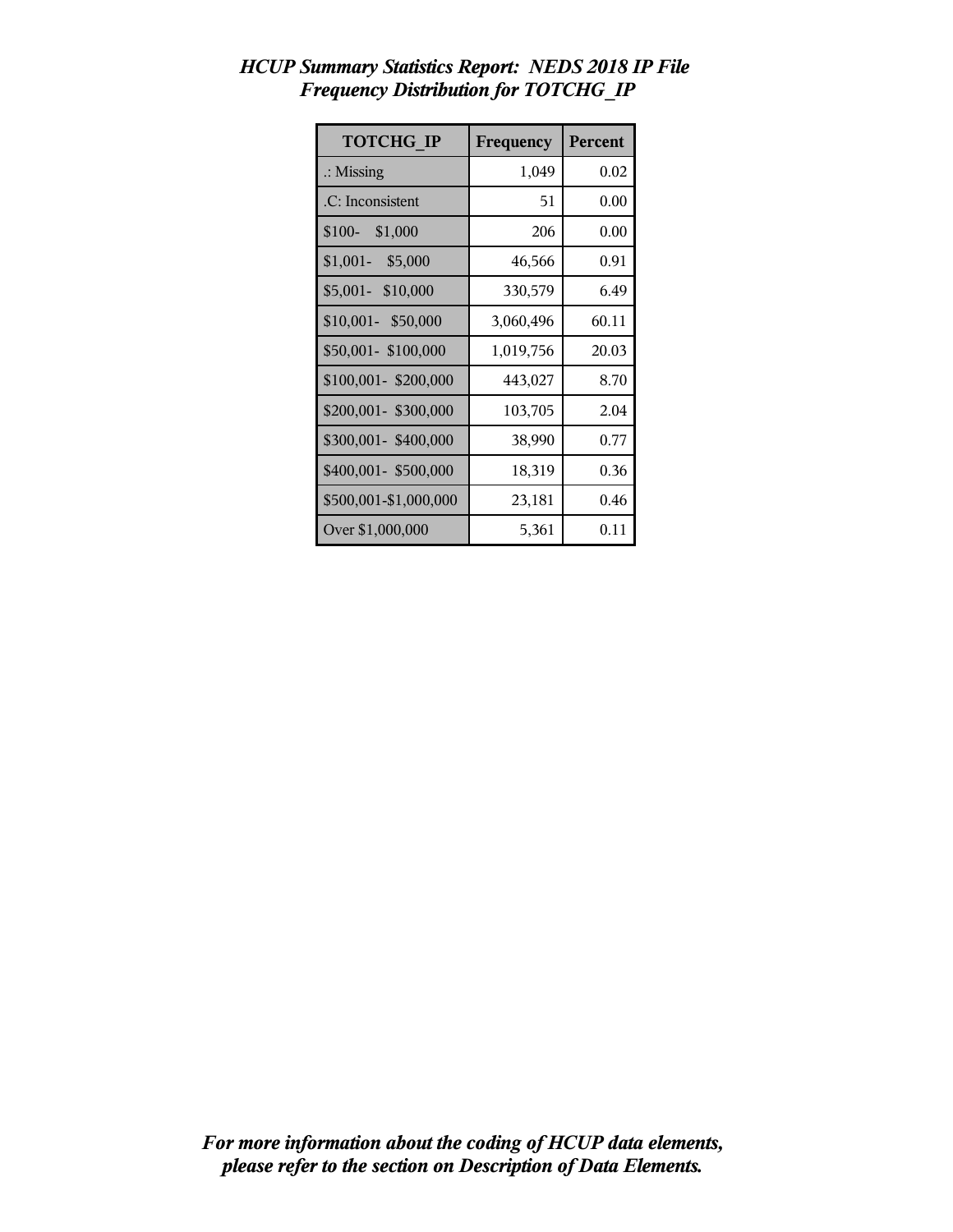# *HCUP Summary Statistics Report: NEDS 2018 IP File*
## *Frequency Distribution for TOTCHG_IP*

| TOTCHG_IP | Frequency | Percent |
|---|---|---|
| .: Missing | 1,049 | 0.02 |
| .C: Inconsistent | 51 | 0.00 |
| $100- $1,000 | 206 | 0.00 |
| $1,001- $5,000 | 46,566 | 0.91 |
| $5,001- $10,000 | 330,579 | 6.49 |
| $10,001- $50,000 | 3,060,496 | 60.11 |
| $50,001- $100,000 | 1,019,756 | 20.03 |
| $100,001- $200,000 | 443,027 | 8.70 |
| $200,001- $300,000 | 103,705 | 2.04 |
| $300,001- $400,000 | 38,990 | 0.77 |
| $400,001- $500,000 | 18,319 | 0.36 |
| $500,001-$1,000,000 | 23,181 | 0.46 |
| Over $1,000,000 | 5,361 | 0.11 |

***For more information about the coding of HCUP data elements, please refer to the section on Description of Data Elements.***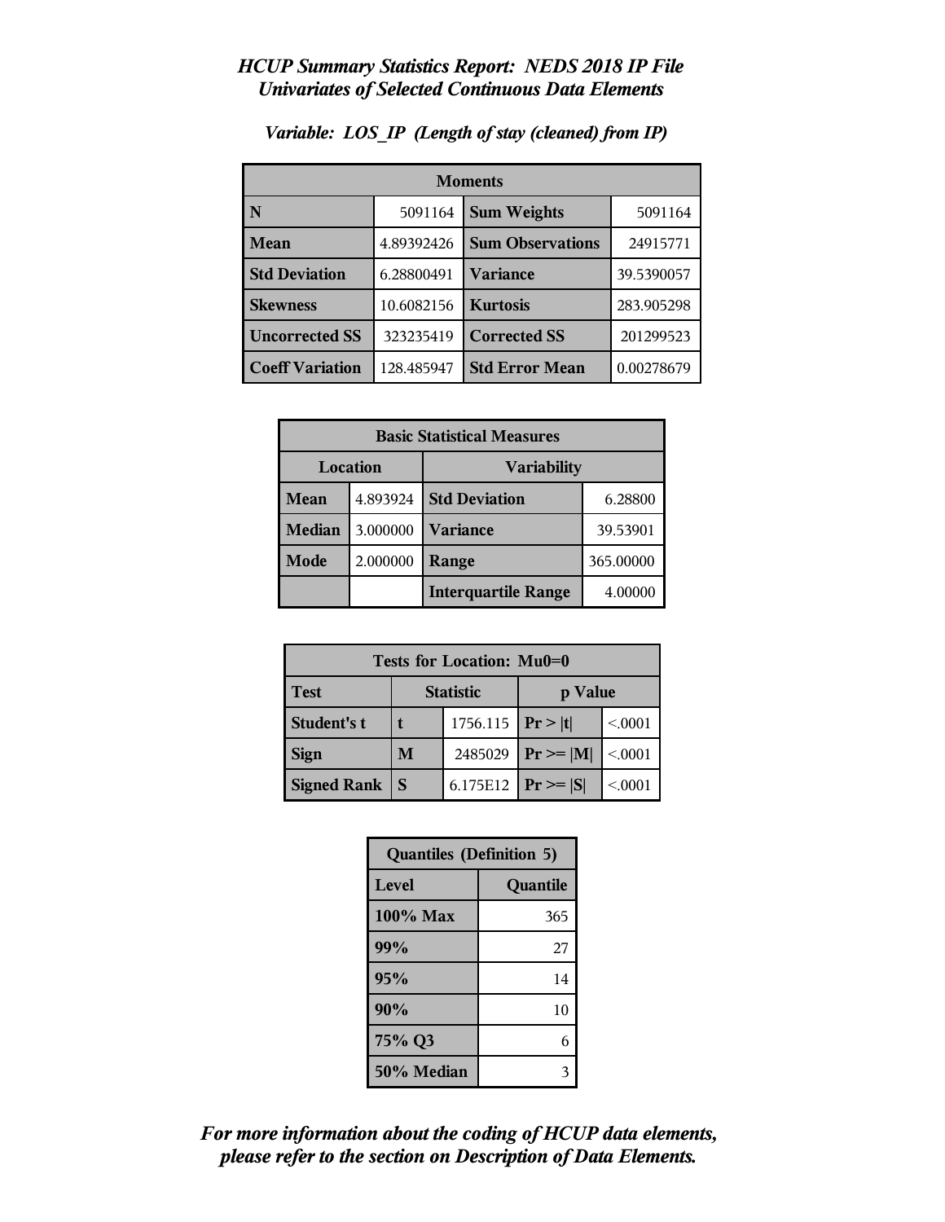*HCUP Summary Statistics Report: NEDS 2018 IP File*
*Univariates of Selected Continuous Data Elements*

*Variable: LOS_IP (Length of stay (cleaned) from IP)*

| Moments | | | |
|---|---|---|---|
| **N** | 5091164 | **Sum Weights** | 5091164 |
| **Mean** | 4.89392426 | **Sum Observations** | 24915771 |
| **Std Deviation** | 6.28800491 | **Variance** | 39.5390057 |
| **Skewness** | 10.6082156 | **Kurtosis** | 283.905298 |
| **Uncorrected SS** | 323235419 | **Corrected SS** | 201299523 |
| **Coeff Variation** | 128.485947 | **Std Error Mean** | 0.00278679 |

| Basic Statistical Measures | | | |
|---|---|---|---|
| Location | | Variability | |
| **Mean** | 4.893924 | **Std Deviation** | 6.28800 |
| **Median** | 3.000000 | **Variance** | 39.53901 |
| **Mode** | 2.000000 | **Range** | 365.00000 |
| | | **Interquartile Range** | 4.00000 |

| Tests for Location: Mu0=0 | | | | |
|---|---|---|---|---|
| **Test** | Statistic | | p Value | |
| **Student's t** | **t** | 1756.115 | **Pr > \|t\|** | <.0001 |
| **Sign** | **M** | 2485029 | **Pr >= \|M\|** | <.0001 |
| **Signed Rank** | **S** | 6.175E12 | **Pr >= \|S\|** | <.0001 |

| Quantiles (Definition 5) | |
|---|---|
| **Level** | **Quantile** |
| **100% Max** | 365 |
| **99%** | 27 |
| **95%** | 14 |
| **90%** | 10 |
| **75% Q3** | 6 |
| **50% Median** | 3 |

***For more information about the coding of HCUP data elements, please refer to the section on Description of Data Elements.***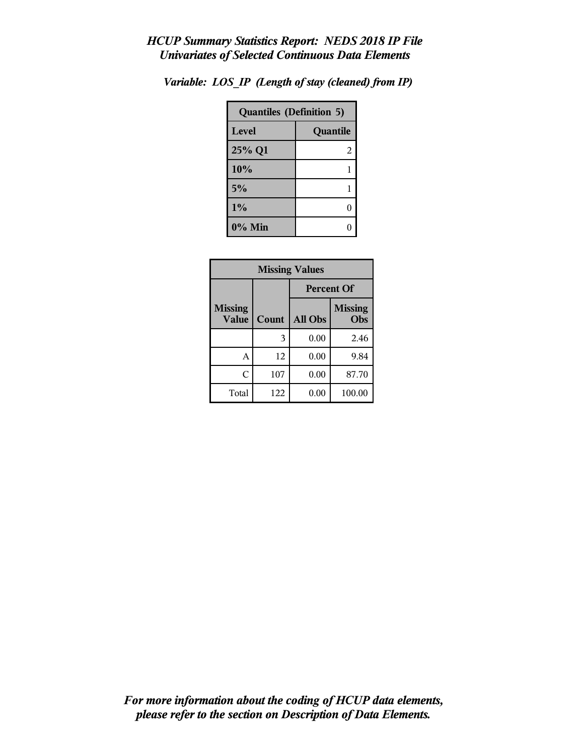*HCUP Summary Statistics Report: NEDS 2018 IP File*
*Univariates of Selected Continuous Data Elements*

*Variable: LOS_IP (Length of stay (cleaned) from IP)*

| Quantiles (Definition 5) | |
|---|---|
| **Level** | **Quantile** |
| **25% Q1** | 2 |
| **10%** | 1 |
| **5%** | 1 |
| **1%** | 0 |
| **0% Min** | 0 |

| Missing Values | | | |
|---|---|---|---|
| | | Percent Of | |
| Missing Value | Count | All Obs | Missing Obs |
| | 3 | 0.00 | 2.46 |
| A | 12 | 0.00 | 9.84 |
| C | 107 | 0.00 | 87.70 |
| Total | 122 | 0.00 | 100.00 |

*For more information about the coding of HCUP data elements, please refer to the section on Description of Data Elements.*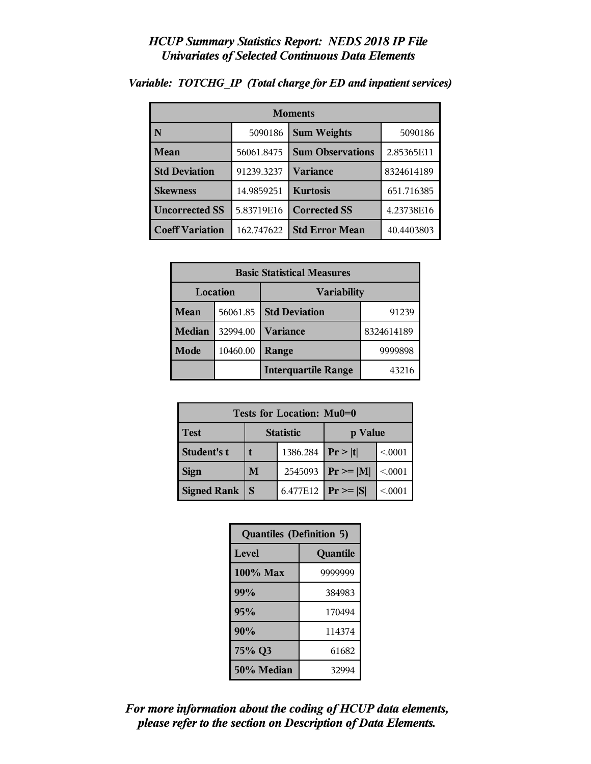*HCUP Summary Statistics Report: NEDS 2018 IP File*
*Univariates of Selected Continuous Data Elements*

*Variable: TOTCHG_IP (Total charge for ED and inpatient services)*

| Moments | | | |
|---|---|---|---|
| **N** | 5090186 | **Sum Weights** | 5090186 |
| **Mean** | 56061.8475 | **Sum Observations** | 2.85365E11 |
| **Std Deviation** | 91239.3237 | **Variance** | 8324614189 |
| **Skewness** | 14.9859251 | **Kurtosis** | 651.716385 |
| **Uncorrected SS** | 5.83719E16 | **Corrected SS** | 4.23738E16 |
| **Coeff Variation** | 162.747622 | **Std Error Mean** | 40.4403803 |

| Basic Statistical Measures | | | |
|---|---|---|---|
| Location | | Variability | |
| **Mean** | 56061.85 | **Std Deviation** | 91239 |
| **Median** | 32994.00 | **Variance** | 8324614189 |
| **Mode** | 10460.00 | **Range** | 9999898 |
| | | **Interquartile Range** | 43216 |

| Tests for Location: Mu0=0 | | | | |
|---|---|---|---|---|
| **Test** | Statistic | | p Value | |
| **Student's t** | **t** | 1386.284 | **Pr > \|t\|** | <.0001 |
| **Sign** | **M** | 2545093 | **Pr >= \|M\|** | <.0001 |
| **Signed Rank** | **S** | 6.477E12 | **Pr >= \|S\|** | <.0001 |

| Quantiles (Definition 5) | |
|---|---|
| **Level** | **Quantile** |
| **100% Max** | 9999999 |
| **99%** | 384983 |
| **95%** | 170494 |
| **90%** | 114374 |
| **75% Q3** | 61682 |
| **50% Median** | 32994 |

***For more information about the coding of HCUP data elements, please refer to the section on Description of Data Elements.***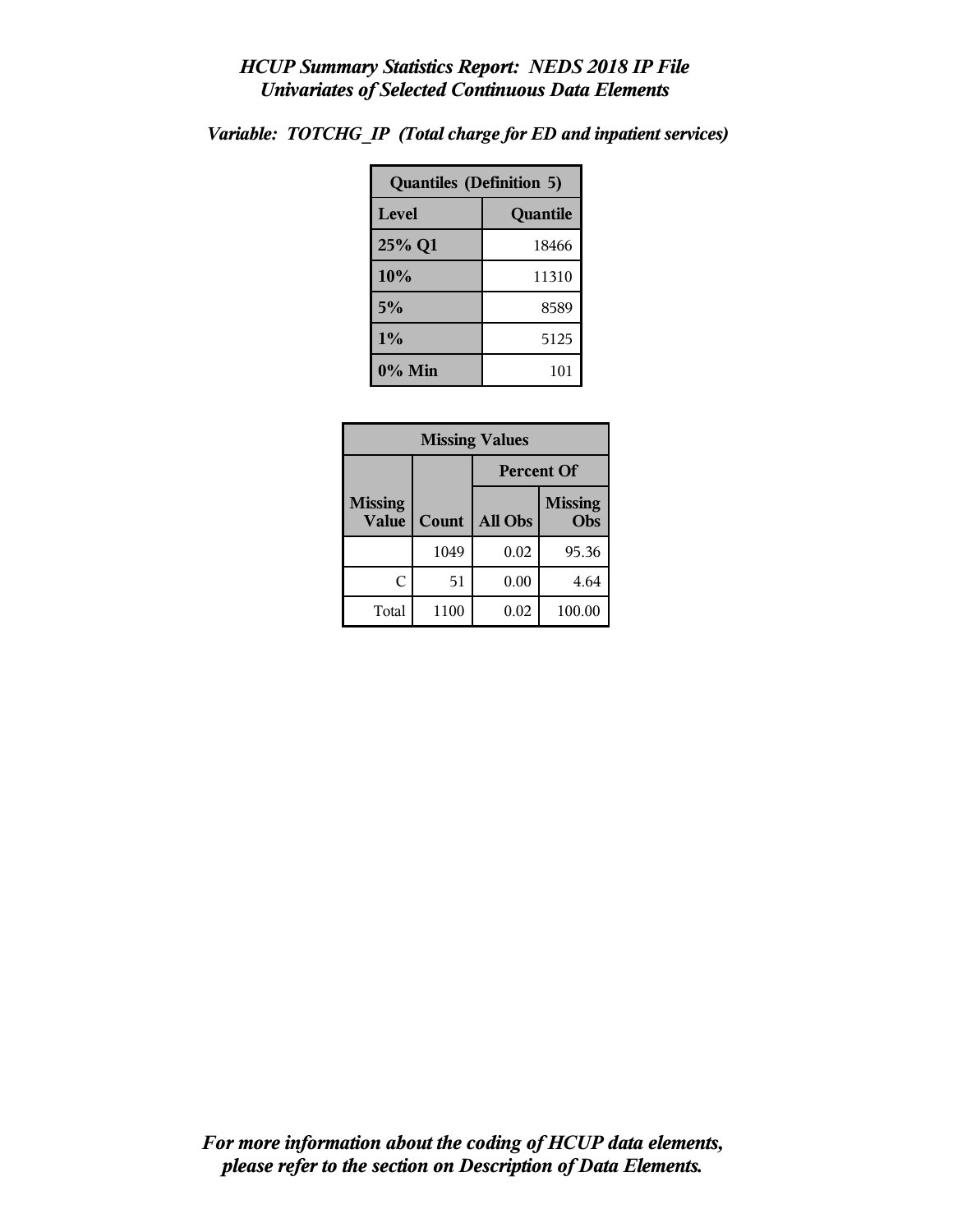*HCUP Summary Statistics Report: NEDS 2018 IP File*
*Univariates of Selected Continuous Data Elements*

***Variable: TOTCHG_IP (Total charge for ED and inpatient services)***

| Quantiles (Definition 5) | |
|---|---|
| **Level** | **Quantile** |
| **25% Q1** | 18466 |
| **10%** | 11310 |
| **5%** | 8589 |
| **1%** | 5125 |
| **0% Min** | 101 |

| Missing Values | | | |
|---|---|---|---|
| | | Percent Of | |
| Missing Value | Count | All Obs | Missing Obs |
| | 1049 | 0.02 | 95.36 |
| C | 51 | 0.00 | 4.64 |
| Total | 1100 | 0.02 | 100.00 |

*For more information about the coding of HCUP data elements, please refer to the section on Description of Data Elements.*